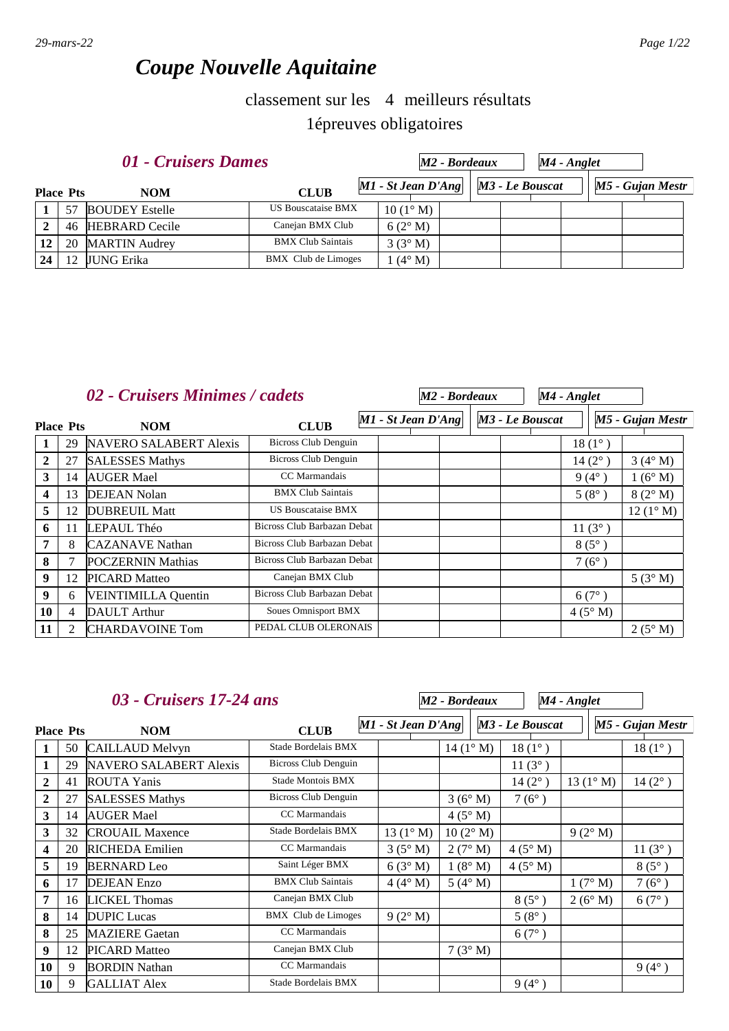# *Coupe Nouvelle Aquitaine*

classement sur les 4 meilleurs résultats

1épreuves obligatoires

## *01 - Cruisers Dames*

| Place | Pts | NOM | CLUB | M1 - St Jean D'Ang | M2 - Bordeaux | M3 - Le Bouscat | M4 - Anglet | M5 - Gujan Mestr |
|---|---|---|---|---|---|---|---|---|
| 1 | 57 | BOUDEY Estelle | US Bouscataise BMX | 10 (1° M) | | | | |
| 2 | 46 | HEBRARD Cecile | Canejan BMX Club | 6 (2° M) | | | | |
| 12 | 20 | MARTIN Audrey | BMX Club Saintais | 3 (3° M) | | | | |
| 24 | 12 | JUNG Erika | BMX Club de Limoges | 1 (4° M) | | | | |

## *02 - Cruisers Minimes / cadets*

| Place | Pts | NOM | CLUB | M1 - St Jean D'Ang | M2 - Bordeaux | M3 - Le Bouscat | M4 - Anglet | M5 - Gujan Mestr |
|---|---|---|---|---|---|---|---|---|
| 1 | 29 | NAVERO SALABERT Alexis | Bicross Club Denguin | | | | 18 (1° ) | |
| 2 | 27 | SALESSES Mathys | Bicross Club Denguin | | | | 14 (2° ) | 3 (4° M) |
| 3 | 14 | AUGER Mael | CC Marmandais | | | | 9 (4° ) | 1 (6° M) |
| 4 | 13 | DEJEAN Nolan | BMX Club Saintais | | | | 5 (8° ) | 8 (2° M) |
| 5 | 12 | DUBREUIL Matt | US Bouscataise BMX | | | | | 12 (1° M) |
| 6 | 11 | LEPAUL Théo | Bicross Club Barbazan Debat | | | | 11 (3° ) | |
| 7 | 8 | CAZANAVE Nathan | Bicross Club Barbazan Debat | | | | 8 (5° ) | |
| 8 | 7 | POCZERNIN Mathias | Bicross Club Barbazan Debat | | | | 7 (6° ) | |
| 9 | 12 | PICARD Matteo | Canejan BMX Club | | | | | 5 (3° M) |
| 9 | 6 | VEINTIMILLA Quentin | Bicross Club Barbazan Debat | | | | 6 (7° ) | |
| 10 | 4 | DAULT Arthur | Soues Omnisport BMX | | | | 4 (5° M) | |
| 11 | 2 | CHARDAVOINE Tom | PEDAL CLUB OLERONAIS | | | | | 2 (5° M) |

## *03 - Cruisers 17-24 ans*

| Place | Pts | NOM | CLUB | M1 - St Jean D'Ang | M2 - Bordeaux | M3 - Le Bouscat | M4 - Anglet | M5 - Gujan Mestr |
|---|---|---|---|---|---|---|---|---|
| 1 | 50 | CAILLAUD Melvyn | Stade Bordelais BMX | | 14 (1° M) | 18 (1° ) | | 18 (1° ) |
| 1 | 29 | NAVERO SALABERT Alexis | Bicross Club Denguin | | | 11 (3° ) | | |
| 2 | 41 | ROUTA Yanis | Stade Montois BMX | | | 14 (2° ) | 13 (1° M) | 14 (2° ) |
| 2 | 27 | SALESSES Mathys | Bicross Club Denguin | | 3 (6° M) | 7 (6° ) | | |
| 3 | 14 | AUGER Mael | CC Marmandais | | 4 (5° M) | | | |
| 3 | 32 | CROUAIL Maxence | Stade Bordelais BMX | 13 (1° M) | 10 (2° M) | | 9 (2° M) | |
| 4 | 20 | RICHEDA Emilien | CC Marmandais | 3 (5° M) | 2 (7° M) | 4 (5° M) | | 11 (3° ) |
| 5 | 19 | BERNARD Leo | Saint Léger BMX | 6 (3° M) | 1 (8° M) | 4 (5° M) | | 8 (5° ) |
| 6 | 17 | DEJEAN Enzo | BMX Club Saintais | 4 (4° M) | 5 (4° M) | | 1 (7° M) | 7 (6° ) |
| 7 | 16 | LICKEL Thomas | Canejan BMX Club | | | 8 (5° ) | 2 (6° M) | 6 (7° ) |
| 8 | 14 | DUPIC Lucas | BMX Club de Limoges | 9 (2° M) | | 5 (8° ) | | |
| 8 | 25 | MAZIERE Gaetan | CC Marmandais | | | 6 (7° ) | | |
| 9 | 12 | PICARD Matteo | Canejan BMX Club | | 7 (3° M) | | | |
| 10 | 9 | BORDIN Nathan | CC Marmandais | | | | | 9 (4° ) |
| 10 | 9 | GALLIAT Alex | Stade Bordelais BMX | | | 9 (4° ) | | |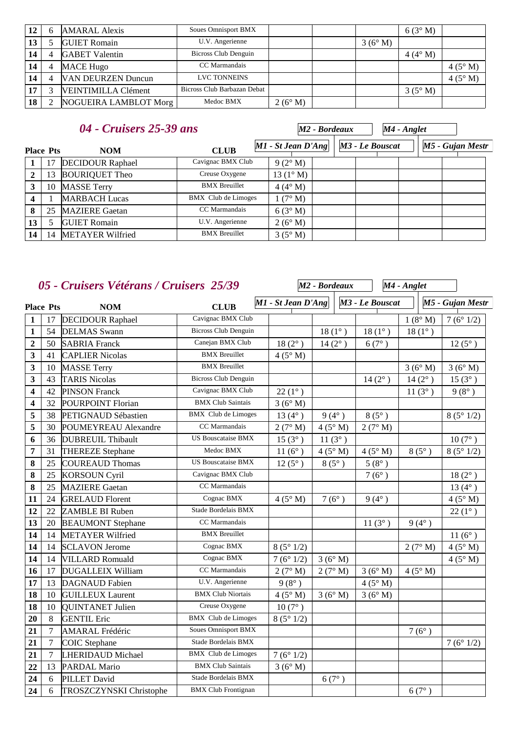| | | | | | | | | |
|---|---|---|---|---|---|---|---|---|
| 12 | 6 | AMARAL Alexis | Soues Omnisport BMX | | | | 6 (3° M) | |
| 13 | 5 | GUIET Romain | U.V. Angerienne | | | 3 (6° M) | | |
| 14 | 4 | GABET Valentin | Bicross Club Denguin | | | | 4 (4° M) | |
| 14 | 4 | MACE Hugo | CC Marmandais | | | | | 4 (5° M) |
| 14 | 4 | VAN DEURZEN Duncun | LVC TONNEINS | | | | | 4 (5° M) |
| 17 | 3 | VEINTIMILLA Clément | Bicross Club Barbazan Debat | | | | 3 (5° M) | |
| 18 | 2 | NOGUEIRA LAMBLOT Morg | Medoc BMX | 2 (6° M) | | | | |

## 04 - Cruisers 25-39 ans

| Place | Pts | NOM | CLUB | M1 - St Jean D'Ang | M2 - Bordeaux | M3 - Le Bouscat | M4 - Anglet | M5 - Gujan Mestr |
|---|---|---|---|---|---|---|---|---|
| 1 | 17 | DECIDOUR Raphael | Cavignac BMX Club | 9 (2° M) | | | | |
| 2 | 13 | BOURIQUET Theo | Creuse Oxygene | 13 (1° M) | | | | |
| 3 | 10 | MASSE Terry | BMX Breuillet | 4 (4° M) | | | | |
| 4 | 1 | MARBACH Lucas | BMX Club de Limoges | 1 (7° M) | | | | |
| 8 | 25 | MAZIERE Gaetan | CC Marmandais | 6 (3° M) | | | | |
| 13 | 5 | GUIET Romain | U.V. Angerienne | 2 (6° M) | | | | |
| 14 | 14 | METAYER Wilfried | BMX Breuillet | 3 (5° M) | | | | |

## 05 - Cruisers Vétérans / Cruisers 25/39

| Place | Pts | NOM | CLUB | M1 - St Jean D'Ang | M2 - Bordeaux | M3 - Le Bouscat | M4 - Anglet | M5 - Gujan Mestr |
|---|---|---|---|---|---|---|---|---|
| 1 | 17 | DECIDOUR Raphael | Cavignac BMX Club | | | | 1 (8° M) | 7 (6° 1/2) |
| 1 | 54 | DELMAS Swann | Bicross Club Denguin | | 18 (1° ) | 18 (1° ) | 18 (1° ) | |
| 2 | 50 | SABRIA Franck | Canejan BMX Club | 18 (2° ) | 14 (2° ) | 6 (7° ) | | 12 (5° ) |
| 3 | 41 | CAPLIER Nicolas | BMX Breuillet | 4 (5° M) | | | | |
| 3 | 10 | MASSE Terry | BMX Breuillet | | | | 3 (6° M) | 3 (6° M) |
| 3 | 43 | TARIS Nicolas | Bicross Club Denguin | | | 14 (2° ) | 14 (2° ) | 15 (3° ) |
| 4 | 42 | PINSON Franck | Cavignac BMX Club | 22 (1° ) | | | 11 (3° ) | 9 (8° ) |
| 4 | 32 | POURPOINT Florian | BMX Club Saintais | 3 (6° M) | | | | |
| 5 | 38 | PETIGNAUD Sébastien | BMX Club de Limoges | 13 (4° ) | 9 (4° ) | 8 (5° ) | | 8 (5° 1/2) |
| 5 | 30 | POUMEYREAU Alexandre | CC Marmandais | 2 (7° M) | 4 (5° M) | 2 (7° M) | | |
| 6 | 36 | DUBREUIL Thibault | US Bouscataise BMX | 15 (3° ) | 11 (3° ) | | | 10 (7° ) |
| 7 | 31 | THEREZE Stephane | Medoc BMX | 11 (6° ) | 4 (5° M) | 4 (5° M) | 8 (5° ) | 8 (5° 1/2) |
| 8 | 25 | COUREAUD Thomas | US Bouscataise BMX | 12 (5° ) | 8 (5° ) | 5 (8° ) | | |
| 8 | 25 | KORSOUN Cyril | Cavignac BMX Club | | | 7 (6° ) | | 18 (2° ) |
| 8 | 25 | MAZIERE Gaetan | CC Marmandais | | | | | 13 (4° ) |
| 11 | 24 | GRELAUD Florent | Cognac BMX | 4 (5° M) | 7 (6° ) | 9 (4° ) | | 4 (5° M) |
| 12 | 22 | ZAMBLE BI Ruben | Stade Bordelais BMX | | | | | 22 (1° ) |
| 13 | 20 | BEAUMONT Stephane | CC Marmandais | | | 11 (3° ) | 9 (4° ) | |
| 14 | 14 | METAYER Wilfried | BMX Breuillet | | | | | 11 (6° ) |
| 14 | 14 | SCLAVON Jerome | Cognac BMX | 8 (5° 1/2) | | | 2 (7° M) | 4 (5° M) |
| 14 | 14 | VILLARD Romuald | Cognac BMX | 7 (6° 1/2) | 3 (6° M) | | | 4 (5° M) |
| 16 | 17 | DUGALLEIX William | CC Marmandais | 2 (7° M) | 2 (7° M) | 3 (6° M) | 4 (5° M) | |
| 17 | 13 | DAGNAUD Fabien | U.V. Angerienne | 9 (8° ) | | 4 (5° M) | | |
| 18 | 10 | GUILLEUX Laurent | BMX Club Niortais | 4 (5° M) | 3 (6° M) | 3 (6° M) | | |
| 18 | 10 | QUINTANET Julien | Creuse Oxygene | 10 (7° ) | | | | |
| 20 | 8 | GENTIL Eric | BMX Club de Limoges | 8 (5° 1/2) | | | | |
| 21 | 7 | AMARAL Frédéric | Soues Omnisport BMX | | | | 7 (6° ) | |
| 21 | 7 | COIC Stephane | Stade Bordelais BMX | | | | | 7 (6° 1/2) |
| 21 | 7 | LHERIDAUD Michael | BMX Club de Limoges | 7 (6° 1/2) | | | | |
| 22 | 13 | PARDAL Mario | BMX Club Saintais | 3 (6° M) | | | | |
| 24 | 6 | PILLET David | Stade Bordelais BMX | | 6 (7° ) | | | |
| 24 | 6 | TROSZCZYNSKI Christophe | BMX Club Frontignan | | | | 6 (7° ) | |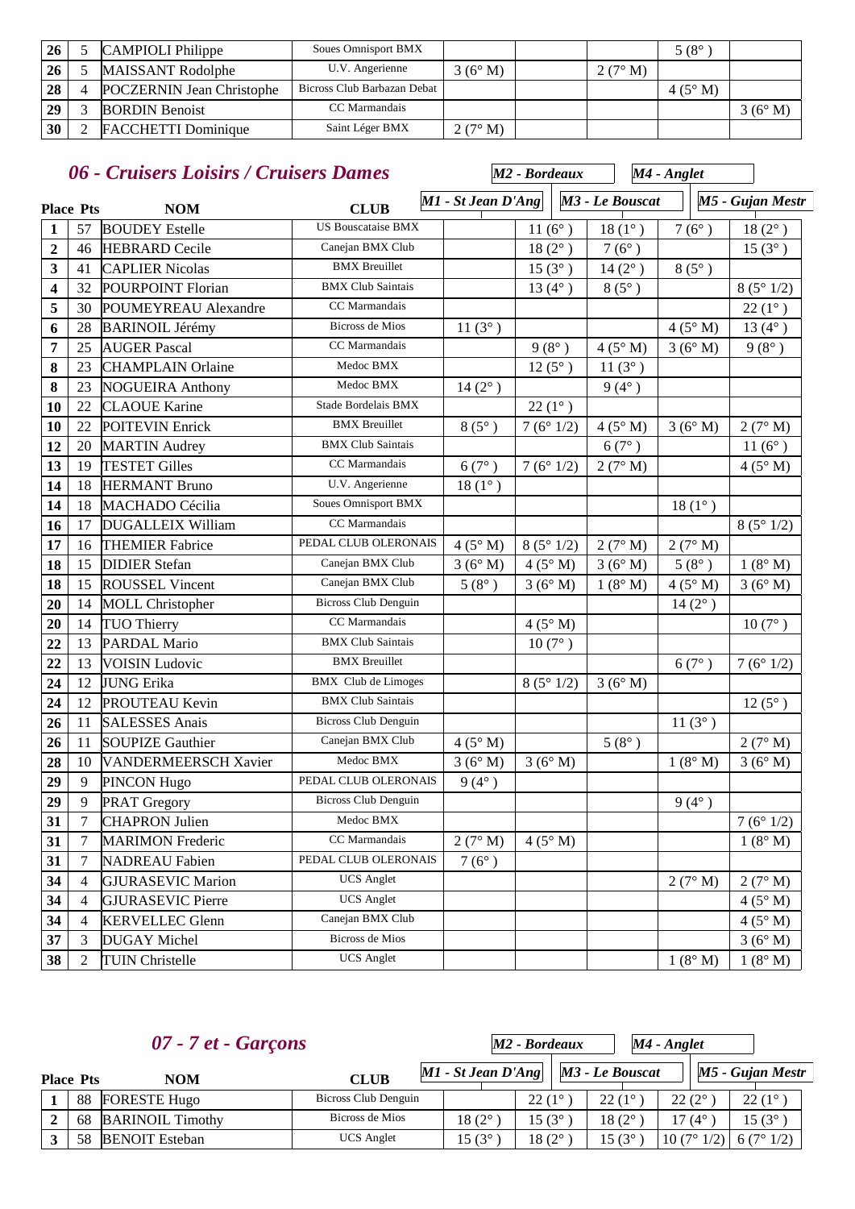| Place | Pts | NOM | CLUB | M1 - St Jean D'Ang | M2 - Bordeaux | M3 - Le Bouscat | M4 - Anglet | M5 - Gujan Mestr |
|---|---|---|---|---|---|---|---|---|
| 26 | 5 | CAMPIOLI Philippe | Soues Omnisport BMX | | | | 5 (8° ) | |
| 26 | 5 | MAISSANT Rodolphe | U.V. Angerienne | 3 (6° M) | | 2 (7° M) | | |
| 28 | 4 | POCZERNIN Jean Christophe | Bicross Club Barbazan Debat | | | | 4 (5° M) | |
| 29 | 3 | BORDIN Benoist | CC Marmandais | | | | | 3 (6° M) |
| 30 | 2 | FACCHETTI Dominique | Saint Léger BMX | 2 (7° M) | | | | |

## 06 - Cruisers Loisirs / Cruisers Dames

| Place | Pts | NOM | CLUB | M1 - St Jean D'Ang | M2 - Bordeaux | M3 - Le Bouscat | M4 - Anglet | M5 - Gujan Mestr |
|---|---|---|---|---|---|---|---|---|
| 1 | 57 | BOUDEY Estelle | US Bouscataise BMX | | 11 (6° ) | 18 (1° ) | 7 (6° ) | 18 (2° ) |
| 2 | 46 | HEBRARD Cecile | Canejan BMX Club | | 18 (2° ) | 7 (6° ) | | 15 (3° ) |
| 3 | 41 | CAPLIER Nicolas | BMX Breuillet | | 15 (3° ) | 14 (2° ) | 8 (5° ) | |
| 4 | 32 | POURPOINT Florian | BMX Club Saintais | | 13 (4° ) | 8 (5° ) | | 8 (5° 1/2) |
| 5 | 30 | POUMEYREAU Alexandre | CC Marmandais | | | | | 22 (1° ) |
| 6 | 28 | BARINOIL Jérémy | Bicross de Mios | 11 (3° ) | | | 4 (5° M) | 13 (4° ) |
| 7 | 25 | AUGER Pascal | CC Marmandais | | 9 (8° ) | 4 (5° M) | 3 (6° M) | 9 (8° ) |
| 8 | 23 | CHAMPLAIN Orlaine | Medoc BMX | | 12 (5° ) | 11 (3° ) | | |
| 8 | 23 | NOGUEIRA Anthony | Medoc BMX | 14 (2° ) | | 9 (4° ) | | |
| 10 | 22 | CLAOUE Karine | Stade Bordelais BMX | | 22 (1° ) | | | |
| 10 | 22 | POITEVIN Enrick | BMX Breuillet | 8 (5° ) | 7 (6° 1/2) | 4 (5° M) | 3 (6° M) | 2 (7° M) |
| 12 | 20 | MARTIN Audrey | BMX Club Saintais | | | 6 (7° ) | | 11 (6° ) |
| 13 | 19 | TESTET Gilles | CC Marmandais | 6 (7° ) | 7 (6° 1/2) | 2 (7° M) | | 4 (5° M) |
| 14 | 18 | HERMANT Bruno | U.V. Angerienne | 18 (1° ) | | | | |
| 14 | 18 | MACHADO Cécilia | Soues Omnisport BMX | | | | 18 (1° ) | |
| 16 | 17 | DUGALLEIX William | CC Marmandais | | | | | 8 (5° 1/2) |
| 17 | 16 | THEMIER Fabrice | PEDAL CLUB OLERONAIS | 4 (5° M) | 8 (5° 1/2) | 2 (7° M) | 2 (7° M) | |
| 18 | 15 | DIDIER Stefan | Canejan BMX Club | 3 (6° M) | 4 (5° M) | 3 (6° M) | 5 (8° ) | 1 (8° M) |
| 18 | 15 | ROUSSEL Vincent | Canejan BMX Club | 5 (8° ) | 3 (6° M) | 1 (8° M) | 4 (5° M) | 3 (6° M) |
| 20 | 14 | MOLL Christopher | Bicross Club Denguin | | | | 14 (2° ) | |
| 20 | 14 | TUO Thierry | CC Marmandais | | 4 (5° M) | | | 10 (7° ) |
| 22 | 13 | PARDAL Mario | BMX Club Saintais | | 10 (7° ) | | | |
| 22 | 13 | VOISIN Ludovic | BMX Breuillet | | | | 6 (7° ) | 7 (6° 1/2) |
| 24 | 12 | JUNG Erika | BMX Club de Limoges | | 8 (5° 1/2) | 3 (6° M) | | |
| 24 | 12 | PROUTEAU Kevin | BMX Club Saintais | | | | | 12 (5° ) |
| 26 | 11 | SALESSES Anais | Bicross Club Denguin | | | | 11 (3° ) | |
| 26 | 11 | SOUPIZE Gauthier | Canejan BMX Club | 4 (5° M) | | 5 (8° ) | | 2 (7° M) |
| 28 | 10 | VANDERMEERSCH Xavier | Medoc BMX | 3 (6° M) | 3 (6° M) | | 1 (8° M) | 3 (6° M) |
| 29 | 9 | PINCON Hugo | PEDAL CLUB OLERONAIS | 9 (4° ) | | | | |
| 29 | 9 | PRAT Gregory | Bicross Club Denguin | | | | 9 (4° ) | |
| 31 | 7 | CHAPRON Julien | Medoc BMX | | | | | 7 (6° 1/2) |
| 31 | 7 | MARIMON Frederic | CC Marmandais | 2 (7° M) | 4 (5° M) | | | 1 (8° M) |
| 31 | 7 | NADREAU Fabien | PEDAL CLUB OLERONAIS | 7 (6° ) | | | | |
| 34 | 4 | GJURASEVIC Marion | UCS Anglet | | | | 2 (7° M) | 2 (7° M) |
| 34 | 4 | GJURASEVIC Pierre | UCS Anglet | | | | | 4 (5° M) |
| 34 | 4 | KERVELLEC Glenn | Canejan BMX Club | | | | | 4 (5° M) |
| 37 | 3 | DUGAY Michel | Bicross de Mios | | | | | 3 (6° M) |
| 38 | 2 | TUIN Christelle | UCS Anglet | | | | 1 (8° M) | 1 (8° M) |

## 07 - 7 et - Garçons

| Place | Pts | NOM | CLUB | M1 - St Jean D'Ang | M2 - Bordeaux | M3 - Le Bouscat | M4 - Anglet | M5 - Gujan Mestr |
|---|---|---|---|---|---|---|---|---|
| 1 | 88 | FORESTE Hugo | Bicross Club Denguin | | 22 (1° ) | 22 (1° ) | 22 (2° ) | 22 (1° ) |
| 2 | 68 | BARINOIL Timothy | Bicross de Mios | 18 (2° ) | 15 (3° ) | 18 (2° ) | 17 (4° ) | 15 (3° ) |
| 3 | 58 | BENOIT Esteban | UCS Anglet | 15 (3° ) | 18 (2° ) | 15 (3° ) | 10 (7° 1/2) | 6 (7° 1/2) |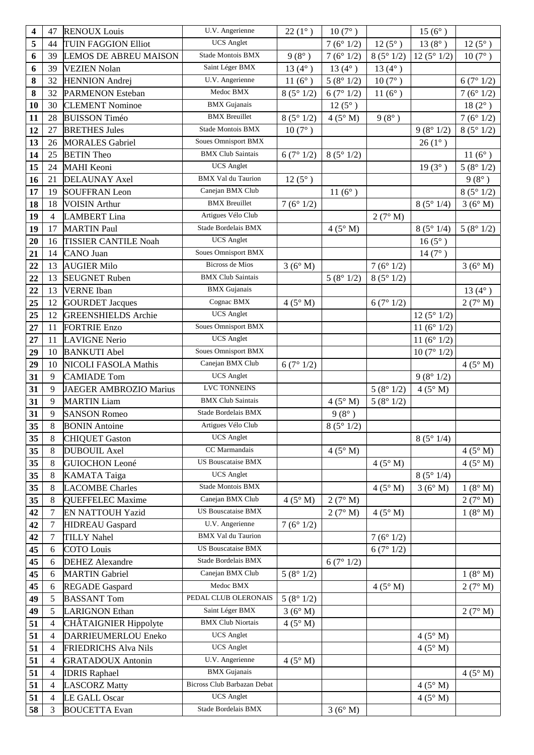| | | | | | | | | |
|---|---|---|---|---|---|---|---|---|
| 4 | 47 | RENOUX Louis | U.V. Angerienne | 22 (1° ) | 10 (7° ) | | 15 (6° ) | |
| 5 | 44 | TUIN FAGGION Elliot | UCS Anglet | | 7 (6° 1/2) | 12 (5° ) | 13 (8° ) | 12 (5° ) |
| 6 | 39 | LEMOS DE ABREU MAISON | Stade Montois BMX | 9 (8° ) | 7 (6° 1/2) | 8 (5° 1/2) | 12 (5° 1/2) | 10 (7° ) |
| 6 | 39 | VEZIEN Nolan | Saint Léger BMX | 13 (4° ) | 13 (4° ) | 13 (4° ) | | |
| 8 | 32 | HENNION Andrej | U.V. Angerienne | 11 (6° ) | 5 (8° 1/2) | 10 (7° ) | | 6 (7° 1/2) |
| 8 | 32 | PARMENON Esteban | Medoc BMX | 8 (5° 1/2) | 6 (7° 1/2) | 11 (6° ) | | 7 (6° 1/2) |
| 10 | 30 | CLEMENT Nominoe | BMX Gujanais | | 12 (5° ) | | | 18 (2° ) |
| 11 | 28 | BUISSON Timéo | BMX Breuillet | 8 (5° 1/2) | 4 (5° M) | 9 (8° ) | | 7 (6° 1/2) |
| 12 | 27 | BRETHES Jules | Stade Montois BMX | 10 (7° ) | | | 9 (8° 1/2) | 8 (5° 1/2) |
| 13 | 26 | MORALES Gabriel | Soues Omnisport BMX | | | | 26 (1° ) | |
| 14 | 25 | BETIN Theo | BMX Club Saintais | 6 (7° 1/2) | 8 (5° 1/2) | | | 11 (6° ) |
| 15 | 24 | MAHI Keoni | UCS Anglet | | | | 19 (3° ) | 5 (8° 1/2) |
| 16 | 21 | DELAUNAY Axel | BMX Val du Taurion | 12 (5° ) | | | | 9 (8° ) |
| 17 | 19 | SOUFFRAN Leon | Canejan BMX Club | | 11 (6° ) | | | 8 (5° 1/2) |
| 18 | 18 | VOISIN Arthur | BMX Breuillet | 7 (6° 1/2) | | | 8 (5° 1/4) | 3 (6° M) |
| 19 | 4 | LAMBERT Lina | Artigues Vélo Club | | | 2 (7° M) | | |
| 19 | 17 | MARTIN Paul | Stade Bordelais BMX | | 4 (5° M) | | 8 (5° 1/4) | 5 (8° 1/2) |
| 20 | 16 | TISSIER CANTILE Noah | UCS Anglet | | | | 16 (5° ) | |
| 21 | 14 | CANO Juan | Soues Omnisport BMX | | | | 14 (7° ) | |
| 22 | 13 | AUGIER Milo | Bicross de Mios | 3 (6° M) | | 7 (6° 1/2) | | 3 (6° M) |
| 22 | 13 | SEUGNET Ruben | BMX Club Saintais | | 5 (8° 1/2) | 8 (5° 1/2) | | |
| 22 | 13 | VERNE Iban | BMX Gujanais | | | | | 13 (4° ) |
| 25 | 12 | GOURDET Jacques | Cognac BMX | 4 (5° M) | | 6 (7° 1/2) | | 2 (7° M) |
| 25 | 12 | GREENSHIELDS Archie | UCS Anglet | | | | 12 (5° 1/2) | |
| 27 | 11 | FORTRIE Enzo | Soues Omnisport BMX | | | | 11 (6° 1/2) | |
| 27 | 11 | LAVIGNE Nerio | UCS Anglet | | | | 11 (6° 1/2) | |
| 29 | 10 | BANKUTI Abel | Soues Omnisport BMX | | | | 10 (7° 1/2) | |
| 29 | 10 | NICOLI FASOLA Mathis | Canejan BMX Club | 6 (7° 1/2) | | | | 4 (5° M) |
| 31 | 9 | CAMIADE Tom | UCS Anglet | | | | 9 (8° 1/2) | |
| 31 | 9 | JAEGER AMBROZIO Marius | LVC TONNEINS | | | 5 (8° 1/2) | 4 (5° M) | |
| 31 | 9 | MARTIN Liam | BMX Club Saintais | | 4 (5° M) | 5 (8° 1/2) | | |
| 31 | 9 | SANSON Romeo | Stade Bordelais BMX | | 9 (8° ) | | | |
| 35 | 8 | BONIN Antoine | Artigues Vélo Club | | 8 (5° 1/2) | | | |
| 35 | 8 | CHIQUET Gaston | UCS Anglet | | | | 8 (5° 1/4) | |
| 35 | 8 | DUBOUIL Axel | CC Marmandais | | 4 (5° M) | | | 4 (5° M) |
| 35 | 8 | GUIOCHON Leoné | US Bouscataise BMX | | | 4 (5° M) | | 4 (5° M) |
| 35 | 8 | KAMATA Taiga | UCS Anglet | | | | 8 (5° 1/4) | |
| 35 | 8 | LACOMBE Charles | Stade Montois BMX | | | 4 (5° M) | 3 (6° M) | 1 (8° M) |
| 35 | 8 | QUEFFELEC Maxime | Canejan BMX Club | 4 (5° M) | 2 (7° M) | | | 2 (7° M) |
| 42 | 7 | EN NATTOUH Yazid | US Bouscataise BMX | | 2 (7° M) | 4 (5° M) | | 1 (8° M) |
| 42 | 7 | HIDREAU Gaspard | U.V. Angerienne | 7 (6° 1/2) | | | | |
| 42 | 7 | TILLY Nahel | BMX Val du Taurion | | | 7 (6° 1/2) | | |
| 45 | 6 | COTO Louis | US Bouscataise BMX | | | 6 (7° 1/2) | | |
| 45 | 6 | DEHEZ Alexandre | Stade Bordelais BMX | | 6 (7° 1/2) | | | |
| 45 | 6 | MARTIN Gabriel | Canejan BMX Club | 5 (8° 1/2) | | | | 1 (8° M) |
| 45 | 6 | REGADE Gaspard | Medoc BMX | | | 4 (5° M) | | 2 (7° M) |
| 49 | 5 | BASSANT Tom | PEDAL CLUB OLERONAIS | 5 (8° 1/2) | | | | |
| 49 | 5 | LARIGNON Ethan | Saint Léger BMX | 3 (6° M) | | | | 2 (7° M) |
| 51 | 4 | CHÂTAIGNIER Hippolyte | BMX Club Niortais | 4 (5° M) | | | | |
| 51 | 4 | DARRIEUMERLOU Eneko | UCS Anglet | | | | 4 (5° M) | |
| 51 | 4 | FRIEDRICHS Alva Nils | UCS Anglet | | | | 4 (5° M) | |
| 51 | 4 | GRATADOUX Antonin | U.V. Angerienne | 4 (5° M) | | | | |
| 51 | 4 | IDRIS Raphael | BMX Gujanais | | | | | 4 (5° M) |
| 51 | 4 | LASCORZ Matty | Bicross Club Barbazan Debat | | | | 4 (5° M) | |
| 51 | 4 | LE GALL Oscar | UCS Anglet | | | | 4 (5° M) | |
| 58 | 3 | BOUCETTA Evan | Stade Bordelais BMX | | 3 (6° M) | | | |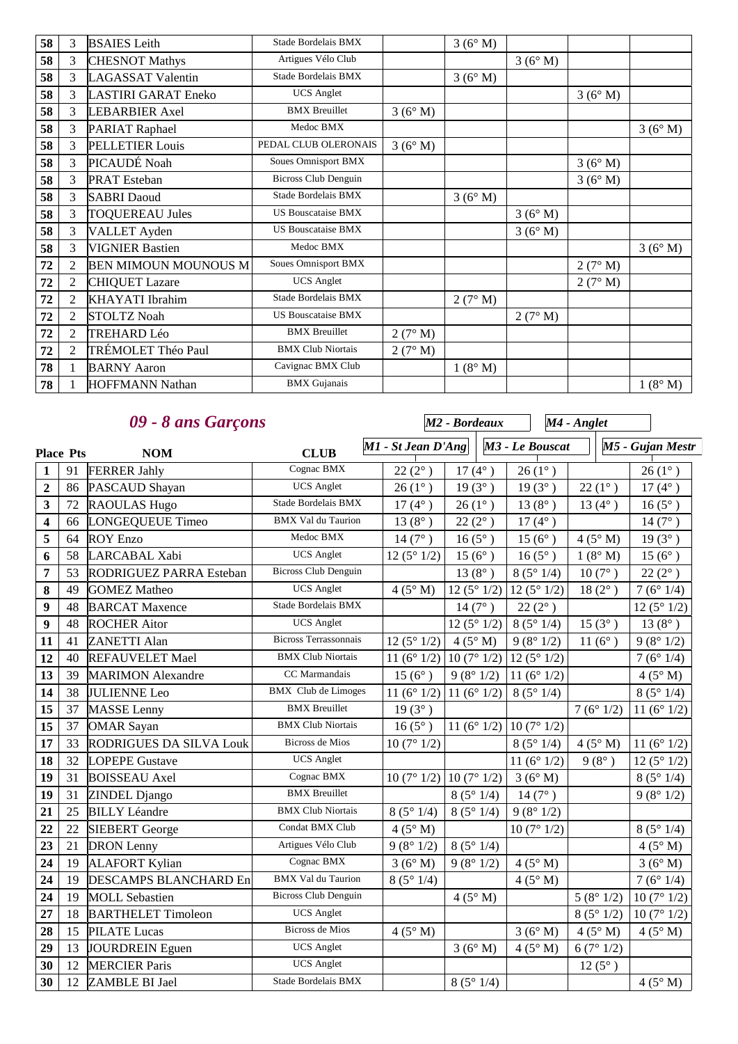| | | | | | | | | |
|---|---|---|---|---|---|---|---|---|
| 58 | 3 | BSAIES Leith | Stade Bordelais BMX | | 3 (6° M) | | | |
| 58 | 3 | CHESNOT Mathys | Artigues Vélo Club | | | 3 (6° M) | | |
| 58 | 3 | LAGASSAT Valentin | Stade Bordelais BMX | | 3 (6° M) | | | |
| 58 | 3 | LASTIRI GARAT Eneko | UCS Anglet | | | | 3 (6° M) | |
| 58 | 3 | LEBARBIER Axel | BMX Breuillet | 3 (6° M) | | | | |
| 58 | 3 | PARIAT Raphael | Medoc BMX | | | | | 3 (6° M) |
| 58 | 3 | PELLETIER Louis | PEDAL CLUB OLERONAIS | 3 (6° M) | | | | |
| 58 | 3 | PICAUDÉ Noah | Soues Omnisport BMX | | | | 3 (6° M) | |
| 58 | 3 | PRAT Esteban | Bicross Club Denguin | | | | 3 (6° M) | |
| 58 | 3 | SABRI Daoud | Stade Bordelais BMX | | 3 (6° M) | | | |
| 58 | 3 | TOQUEREAU Jules | US Bouscataise BMX | | | 3 (6° M) | | |
| 58 | 3 | VALLET Ayden | US Bouscataise BMX | | | 3 (6° M) | | |
| 58 | 3 | VIGNIER Bastien | Medoc BMX | | | | | 3 (6° M) |
| 72 | 2 | BEN MIMOUN MOUNOUS M | Soues Omnisport BMX | | | | 2 (7° M) | |
| 72 | 2 | CHIQUET Lazare | UCS Anglet | | | | 2 (7° M) | |
| 72 | 2 | KHAYATI Ibrahim | Stade Bordelais BMX | | 2 (7° M) | | | |
| 72 | 2 | STOLTZ Noah | US Bouscataise BMX | | | 2 (7° M) | | |
| 72 | 2 | TREHARD Léo | BMX Breuillet | 2 (7° M) | | | | |
| 72 | 2 | TRÉMOLET Théo Paul | BMX Club Niortais | 2 (7° M) | | | | |
| 78 | 1 | BARNY Aaron | Cavignac BMX Club | | 1 (8° M) | | | |
| 78 | 1 | HOFFMANN Nathan | BMX Gujanais | | | | | 1 (8° M) |

## *09 - 8 ans Garçons*

| Place | Pts | NOM | CLUB | M1 - St Jean D'Ang | M2 - Bordeaux | M3 - Le Bouscat | M4 - Anglet | M5 - Gujan Mestr |
|---|---|---|---|---|---|---|---|---|
| 1 | 91 | FERRER Jahly | Cognac BMX | 22 (2° ) | 17 (4° ) | 26 (1° ) | | 26 (1° ) |
| 2 | 86 | PASCAUD Shayan | UCS Anglet | 26 (1° ) | 19 (3° ) | 19 (3° ) | 22 (1° ) | 17 (4° ) |
| 3 | 72 | RAOULAS Hugo | Stade Bordelais BMX | 17 (4° ) | 26 (1° ) | 13 (8° ) | 13 (4° ) | 16 (5° ) |
| 4 | 66 | LONGEQUEUE Timeo | BMX Val du Taurion | 13 (8° ) | 22 (2° ) | 17 (4° ) | | 14 (7° ) |
| 5 | 64 | ROY Enzo | Medoc BMX | 14 (7° ) | 16 (5° ) | 15 (6° ) | 4 (5° M) | 19 (3° ) |
| 6 | 58 | LARCABAL Xabi | UCS Anglet | 12 (5° 1/2) | 15 (6° ) | 16 (5° ) | 1 (8° M) | 15 (6° ) |
| 7 | 53 | RODRIGUEZ PARRA Esteban | Bicross Club Denguin | | 13 (8° ) | 8 (5° 1/4) | 10 (7° ) | 22 (2° ) |
| 8 | 49 | GOMEZ Matheo | UCS Anglet | 4 (5° M) | 12 (5° 1/2) | 12 (5° 1/2) | 18 (2° ) | 7 (6° 1/4) |
| 9 | 48 | BARCAT Maxence | Stade Bordelais BMX | | 14 (7° ) | 22 (2° ) | | 12 (5° 1/2) |
| 9 | 48 | ROCHER Aitor | UCS Anglet | | 12 (5° 1/2) | 8 (5° 1/4) | 15 (3° ) | 13 (8° ) |
| 11 | 41 | ZANETTI Alan | Bicross Terrassonnais | 12 (5° 1/2) | 4 (5° M) | 9 (8° 1/2) | 11 (6° ) | 9 (8° 1/2) |
| 12 | 40 | REFAUVELET Mael | BMX Club Niortais | 11 (6° 1/2) | 10 (7° 1/2) | 12 (5° 1/2) | | 7 (6° 1/4) |
| 13 | 39 | MARIMON Alexandre | CC Marmandais | 15 (6° ) | 9 (8° 1/2) | 11 (6° 1/2) | | 4 (5° M) |
| 14 | 38 | JULIENNE Leo | BMX Club de Limoges | 11 (6° 1/2) | 11 (6° 1/2) | 8 (5° 1/4) | | 8 (5° 1/4) |
| 15 | 37 | MASSE Lenny | BMX Breuillet | 19 (3° ) | | | 7 (6° 1/2) | 11 (6° 1/2) |
| 15 | 37 | OMAR Sayan | BMX Club Niortais | 16 (5° ) | 11 (6° 1/2) | 10 (7° 1/2) | | |
| 17 | 33 | RODRIGUES DA SILVA Louk | Bicross de Mios | 10 (7° 1/2) | | 8 (5° 1/4) | 4 (5° M) | 11 (6° 1/2) |
| 18 | 32 | LOPEPE Gustave | UCS Anglet | | | 11 (6° 1/2) | 9 (8° ) | 12 (5° 1/2) |
| 19 | 31 | BOISSEAU Axel | Cognac BMX | 10 (7° 1/2) | 10 (7° 1/2) | 3 (6° M) | | 8 (5° 1/4) |
| 19 | 31 | ZINDEL Django | BMX Breuillet | | 8 (5° 1/4) | 14 (7° ) | | 9 (8° 1/2) |
| 21 | 25 | BILLY Léandre | BMX Club Niortais | 8 (5° 1/4) | 8 (5° 1/4) | 9 (8° 1/2) | | |
| 22 | 22 | SIEBERT George | Condat BMX Club | 4 (5° M) | | 10 (7° 1/2) | | 8 (5° 1/4) |
| 23 | 21 | DRON Lenny | Artigues Vélo Club | 9 (8° 1/2) | 8 (5° 1/4) | | | 4 (5° M) |
| 24 | 19 | ALAFORT Kylian | Cognac BMX | 3 (6° M) | 9 (8° 1/2) | 4 (5° M) | | 3 (6° M) |
| 24 | 19 | DESCAMPS BLANCHARD En | BMX Val du Taurion | 8 (5° 1/4) | | 4 (5° M) | | 7 (6° 1/4) |
| 24 | 19 | MOLL Sebastien | Bicross Club Denguin | | 4 (5° M) | | 5 (8° 1/2) | 10 (7° 1/2) |
| 27 | 18 | BARTHELET Timoleon | UCS Anglet | | | | 8 (5° 1/2) | 10 (7° 1/2) |
| 28 | 15 | PILATE Lucas | Bicross de Mios | 4 (5° M) | | 3 (6° M) | 4 (5° M) | 4 (5° M) |
| 29 | 13 | JOURDREIN Eguen | UCS Anglet | | 3 (6° M) | 4 (5° M) | 6 (7° 1/2) | |
| 30 | 12 | MERCIER Paris | UCS Anglet | | | | 12 (5° ) | |
| 30 | 12 | ZAMBLE BI Jael | Stade Bordelais BMX | | 8 (5° 1/4) | | | 4 (5° M) |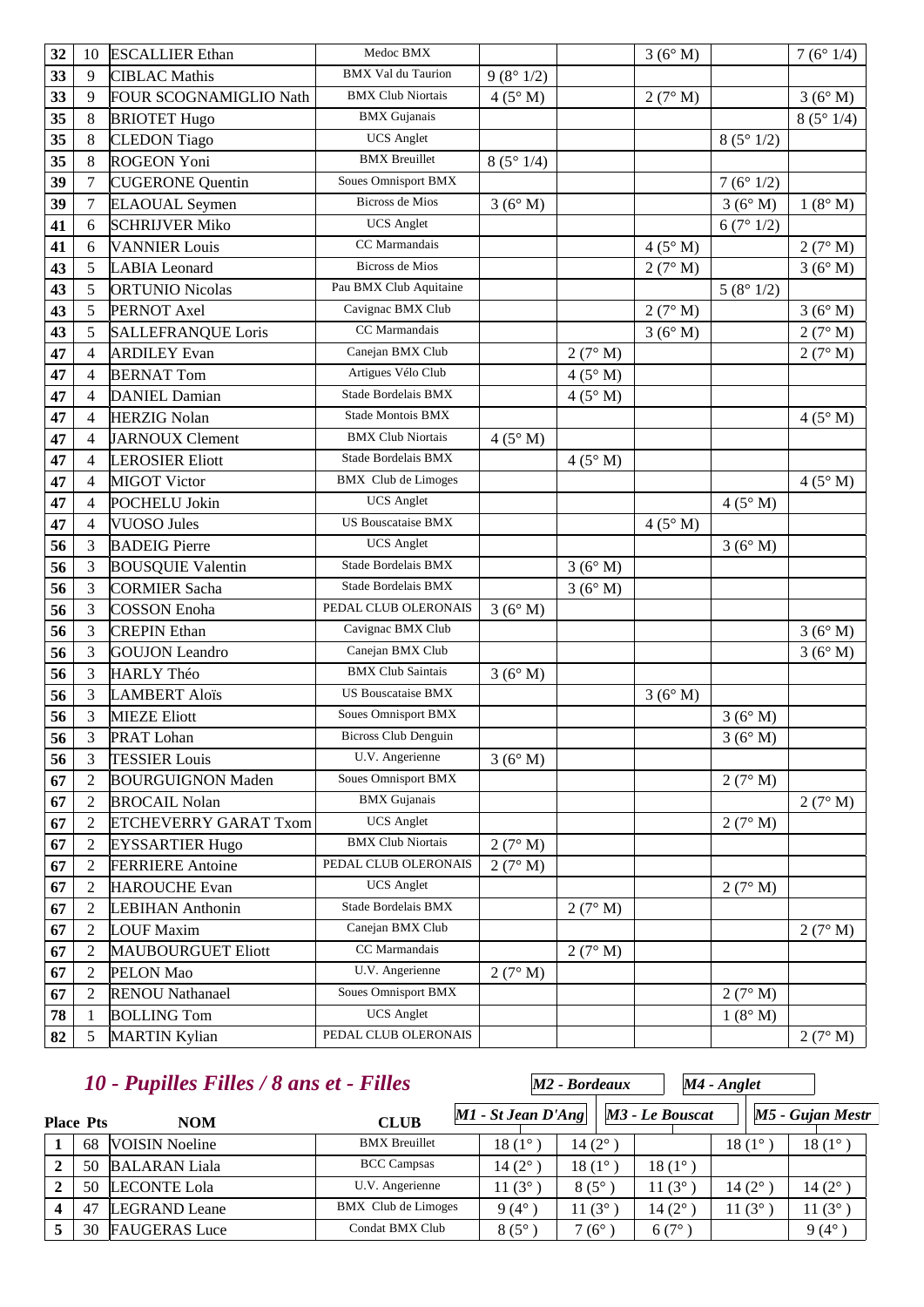| 32 | 10 | ESCALLIER Ethan | Medoc BMX | | | 3 (6° M) | | 7 (6° 1/4) |
|---|---|---|---|---|---|---|---|---|
| 33 | 9 | CIBLAC Mathis | BMX Val du Taurion | 9 (8° 1/2) | | | | |
| 33 | 9 | FOUR SCOGNAMIGLIO Nath | BMX Club Niortais | 4 (5° M) | | 2 (7° M) | | 3 (6° M) |
| 35 | 8 | BRIOTET Hugo | BMX Gujanais | | | | | 8 (5° 1/4) |
| 35 | 8 | CLEDON Tiago | UCS Anglet | | | | 8 (5° 1/2) | |
| 35 | 8 | ROGEON Yoni | BMX Breuillet | 8 (5° 1/4) | | | | |
| 39 | 7 | CUGERONE Quentin | Soues Omnisport BMX | | | | 7 (6° 1/2) | |
| 39 | 7 | ELAOUAL Seymen | Bicross de Mios | 3 (6° M) | | | 3 (6° M) | 1 (8° M) |
| 41 | 6 | SCHRIJVER Miko | UCS Anglet | | | | 6 (7° 1/2) | |
| 41 | 6 | VANNIER Louis | CC Marmandais | | | 4 (5° M) | | 2 (7° M) |
| 43 | 5 | LABIA Leonard | Bicross de Mios | | | 2 (7° M) | | 3 (6° M) |
| 43 | 5 | ORTUNIO Nicolas | Pau BMX Club Aquitaine | | | | 5 (8° 1/2) | |
| 43 | 5 | PERNOT Axel | Cavignac BMX Club | | | 2 (7° M) | | 3 (6° M) |
| 43 | 5 | SALLEFRANQUE Loris | CC Marmandais | | | 3 (6° M) | | 2 (7° M) |
| 47 | 4 | ARDILEY Evan | Canejan BMX Club | | 2 (7° M) | | | 2 (7° M) |
| 47 | 4 | BERNAT Tom | Artigues Vélo Club | | 4 (5° M) | | | |
| 47 | 4 | DANIEL Damian | Stade Bordelais BMX | | 4 (5° M) | | | |
| 47 | 4 | HERZIG Nolan | Stade Montois BMX | | | | | 4 (5° M) |
| 47 | 4 | JARNOUX Clement | BMX Club Niortais | 4 (5° M) | | | | |
| 47 | 4 | LEROSIER Eliott | Stade Bordelais BMX | | 4 (5° M) | | | |
| 47 | 4 | MIGOT Victor | BMX Club de Limoges | | | | | 4 (5° M) |
| 47 | 4 | POCHELU Jokin | UCS Anglet | | | | 4 (5° M) | |
| 47 | 4 | VUOSO Jules | US Bouscataise BMX | | | 4 (5° M) | | |
| 56 | 3 | BADEIG Pierre | UCS Anglet | | | | 3 (6° M) | |
| 56 | 3 | BOUSQUIE Valentin | Stade Bordelais BMX | | 3 (6° M) | | | |
| 56 | 3 | CORMIER Sacha | Stade Bordelais BMX | | 3 (6° M) | | | |
| 56 | 3 | COSSON Enoha | PEDAL CLUB OLERONAIS | 3 (6° M) | | | | |
| 56 | 3 | CREPIN Ethan | Cavignac BMX Club | | | | | 3 (6° M) |
| 56 | 3 | GOUJON Leandro | Canejan BMX Club | | | | | 3 (6° M) |
| 56 | 3 | HARLY Théo | BMX Club Saintais | 3 (6° M) | | | | |
| 56 | 3 | LAMBERT Aloïs | US Bouscataise BMX | | | 3 (6° M) | | |
| 56 | 3 | MIEZE Eliott | Soues Omnisport BMX | | | | 3 (6° M) | |
| 56 | 3 | PRAT Lohan | Bicross Club Denguin | | | | 3 (6° M) | |
| 56 | 3 | TESSIER Louis | U.V. Angerienne | 3 (6° M) | | | | |
| 67 | 2 | BOURGUIGNON Maden | Soues Omnisport BMX | | | | 2 (7° M) | |
| 67 | 2 | BROCAIL Nolan | BMX Gujanais | | | | | 2 (7° M) |
| 67 | 2 | ETCHEVERRY GARAT Txom | UCS Anglet | | | | 2 (7° M) | |
| 67 | 2 | EYSSARTIER Hugo | BMX Club Niortais | 2 (7° M) | | | | |
| 67 | 2 | FERRIERE Antoine | PEDAL CLUB OLERONAIS | 2 (7° M) | | | | |
| 67 | 2 | HAROUCHE Evan | UCS Anglet | | | | 2 (7° M) | |
| 67 | 2 | LEBIHAN Anthonin | Stade Bordelais BMX | | 2 (7° M) | | | |
| 67 | 2 | LOUF Maxim | Canejan BMX Club | | | | | 2 (7° M) |
| 67 | 2 | MAUBOURGUET Eliott | CC Marmandais | | 2 (7° M) | | | |
| 67 | 2 | PELON Mao | U.V. Angerienne | 2 (7° M) | | | | |
| 67 | 2 | RENOU Nathanael | Soues Omnisport BMX | | | | 2 (7° M) | |
| 78 | 1 | BOLLING Tom | UCS Anglet | | | | 1 (8° M) | |
| 82 | 5 | MARTIN Kylian | PEDAL CLUB OLERONAIS | | | | | 2 (7° M) |

## *10 - Pupilles Filles / 8 ans et - Filles*

| Place | Pts | NOM | CLUB | M1 - St Jean D'Ang | M2 - Bordeaux | M3 - Le Bouscat | M4 - Anglet | M5 - Gujan Mestr |
|---|---|---|---|---|---|---|---|---|
| 1 | 68 | VOISIN Noeline | BMX Breuillet | 18 (1° ) | 14 (2° ) | | 18 (1° ) | 18 (1° ) |
| 2 | 50 | BALARAN Liala | BCC Campsas | 14 (2° ) | 18 (1° ) | 18 (1° ) | | |
| 2 | 50 | LECONTE Lola | U.V. Angerienne | 11 (3° ) | 8 (5° ) | 11 (3° ) | 14 (2° ) | 14 (2° ) |
| 4 | 47 | LEGRAND Leane | BMX Club de Limoges | 9 (4° ) | 11 (3° ) | 14 (2° ) | 11 (3° ) | 11 (3° ) |
| 5 | 30 | FAUGERAS Luce | Condat BMX Club | 8 (5° ) | 7 (6° ) | 6 (7° ) | | 9 (4° ) |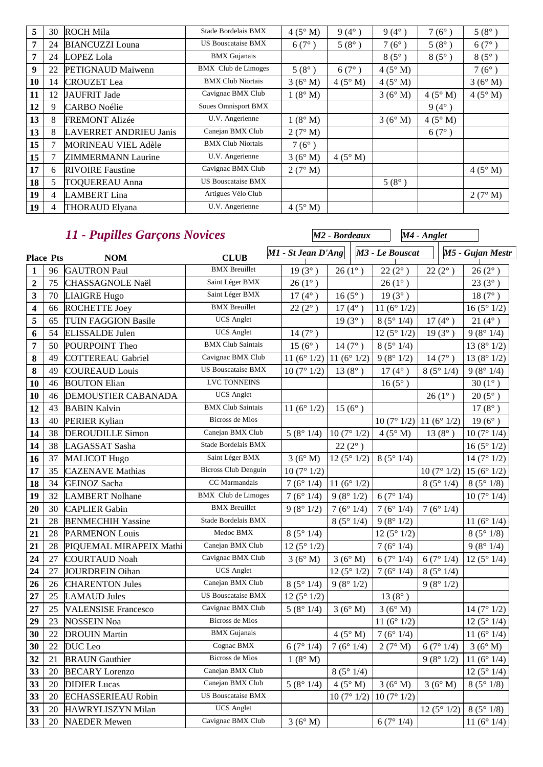| Place | Pts | NOM | CLUB | M1 | M2 | M3 | M4 | M5 |
|---|---|---|---|---|---|---|---|---|
| 5 | 30 | ROCH Mila | Stade Bordelais BMX | 4 (5° M) | 9 (4° ) | 9 (4° ) | 7 (6° ) | 5 (8° ) |
| 7 | 24 | BIANCUZZI Louna | US Bouscataise BMX | 6 (7° ) | 5 (8° ) | 7 (6° ) | 5 (8° ) | 6 (7° ) |
| 7 | 24 | LOPEZ Lola | BMX Gujanais | | | 8 (5° ) | 8 (5° ) | 8 (5° ) |
| 9 | 22 | PETIGNAUD Maiwenn | BMX Club de Limoges | 5 (8° ) | 6 (7° ) | 4 (5° M) | | 7 (6° ) |
| 10 | 14 | CROUZET Lea | BMX Club Niortais | 3 (6° M) | 4 (5° M) | 4 (5° M) | | 3 (6° M) |
| 11 | 12 | JAUFRIT Jade | Cavignac BMX Club | 1 (8° M) | | 3 (6° M) | 4 (5° M) | 4 (5° M) |
| 12 | 9 | CARBO Noélie | Soues Omnisport BMX | | | | 9 (4° ) | |
| 13 | 8 | FREMONT Alizée | U.V. Angerienne | 1 (8° M) | | 3 (6° M) | 4 (5° M) | |
| 13 | 8 | LAVERRET ANDRIEU Janis | Canejan BMX Club | 2 (7° M) | | | 6 (7° ) | |
| 15 | 7 | MORINEAU VIEL Adèle | BMX Club Niortais | 7 (6° ) | | | | |
| 15 | 7 | ZIMMERMANN Laurine | U.V. Angerienne | 3 (6° M) | 4 (5° M) | | | |
| 17 | 6 | RIVOIRE Faustine | Cavignac BMX Club | 2 (7° M) | | | | 4 (5° M) |
| 18 | 5 | TOQUEREAU Anna | US Bouscataise BMX | | | 5 (8° ) | | |
| 19 | 4 | LAMBERT Lina | Artigues Vélo Club | | | | | 2 (7° M) |
| 19 | 4 | THORAUD Elyana | U.V. Angerienne | 4 (5° M) | | | | |

## *11 - Pupilles Garçons Novices*

| Place | Pts | NOM | CLUB | M1 - St Jean D'Ang | M2 - Bordeaux | M3 - Le Bouscat | M4 - Anglet | M5 - Gujan Mestr |
|---|---|---|---|---|---|---|---|---|
| 1 | 96 | GAUTRON Paul | BMX Breuillet | 19 (3° ) | 26 (1° ) | 22 (2° ) | 22 (2° ) | 26 (2° ) |
| 2 | 75 | CHASSAGNOLE Naël | Saint Léger BMX | 26 (1° ) | | 26 (1° ) | | 23 (3° ) |
| 3 | 70 | LIAIGRE Hugo | Saint Léger BMX | 17 (4° ) | 16 (5° ) | 19 (3° ) | | 18 (7° ) |
| 4 | 66 | ROCHETTE Joey | BMX Breuillet | 22 (2° ) | 17 (4° ) | 11 (6° 1/2) | | 16 (5° 1/2) |
| 5 | 65 | TUIN FAGGION Basile | UCS Anglet | | 19 (3° ) | 8 (5° 1/4) | 17 (4° ) | 21 (4° ) |
| 6 | 54 | ELISSALDE Julen | UCS Anglet | 14 (7° ) | | 12 (5° 1/2) | 19 (3° ) | 9 (8° 1/4) |
| 7 | 50 | POURPOINT Theo | BMX Club Saintais | 15 (6° ) | 14 (7° ) | 8 (5° 1/4) | | 13 (8° 1/2) |
| 8 | 49 | COTTEREAU Gabriel | Cavignac BMX Club | 11 (6° 1/2) | 11 (6° 1/2) | 9 (8° 1/2) | 14 (7° ) | 13 (8° 1/2) |
| 8 | 49 | COUREAUD Louis | US Bouscataise BMX | 10 (7° 1/2) | 13 (8° ) | 17 (4° ) | 8 (5° 1/4) | 9 (8° 1/4) |
| 10 | 46 | BOUTON Elian | LVC TONNEINS | | | 16 (5° ) | | 30 (1° ) |
| 10 | 46 | DEMOUSTIER CABANADA | UCS Anglet | | | | 26 (1° ) | 20 (5° ) |
| 12 | 43 | BABIN Kalvin | BMX Club Saintais | 11 (6° 1/2) | 15 (6° ) | | | 17 (8° ) |
| 13 | 40 | PERIER Kylian | Bicross de Mios | | | 10 (7° 1/2) | 11 (6° 1/2) | 19 (6° ) |
| 14 | 38 | DEROUDILLE Simon | Canejan BMX Club | 5 (8° 1/4) | 10 (7° 1/2) | 4 (5° M) | 13 (8° ) | 10 (7° 1/4) |
| 14 | 38 | LAGASSAT Sasha | Stade Bordelais BMX | | 22 (2° ) | | | 16 (5° 1/2) |
| 16 | 37 | MALICOT Hugo | Saint Léger BMX | 3 (6° M) | 12 (5° 1/2) | 8 (5° 1/4) | | 14 (7° 1/2) |
| 17 | 35 | CAZENAVE Mathias | Bicross Club Denguin | 10 (7° 1/2) | | | 10 (7° 1/2) | 15 (6° 1/2) |
| 18 | 34 | GEINOZ Sacha | CC Marmandais | 7 (6° 1/4) | 11 (6° 1/2) | | 8 (5° 1/4) | 8 (5° 1/8) |
| 19 | 32 | LAMBERT Nolhane | BMX Club de Limoges | 7 (6° 1/4) | 9 (8° 1/2) | 6 (7° 1/4) | | 10 (7° 1/4) |
| 20 | 30 | CAPLIER Gabin | BMX Breuillet | 9 (8° 1/2) | 7 (6° 1/4) | 7 (6° 1/4) | 7 (6° 1/4) | |
| 21 | 28 | BENMECHIH Yassine | Stade Bordelais BMX | | 8 (5° 1/4) | 9 (8° 1/2) | | 11 (6° 1/4) |
| 21 | 28 | PARMENON Louis | Medoc BMX | 8 (5° 1/4) | | 12 (5° 1/2) | | 8 (5° 1/8) |
| 21 | 28 | PIQUEMAL MIRAPEIX Mathi | Canejan BMX Club | 12 (5° 1/2) | | 7 (6° 1/4) | | 9 (8° 1/4) |
| 24 | 27 | COURTAUD Noah | Cavignac BMX Club | 3 (6° M) | 3 (6° M) | 6 (7° 1/4) | 6 (7° 1/4) | 12 (5° 1/4) |
| 24 | 27 | JOURDREIN Oihan | UCS Anglet | | 12 (5° 1/2) | 7 (6° 1/4) | 8 (5° 1/4) | |
| 26 | 26 | CHARENTON Jules | Canejan BMX Club | 8 (5° 1/4) | 9 (8° 1/2) | | 9 (8° 1/2) | |
| 27 | 25 | LAMAUD Jules | US Bouscataise BMX | 12 (5° 1/2) | | 13 (8° ) | | |
| 27 | 25 | VALENSISE Francesco | Cavignac BMX Club | 5 (8° 1/4) | 3 (6° M) | 3 (6° M) | | 14 (7° 1/2) |
| 29 | 23 | NOSSEIN Noa | Bicross de Mios | | | 11 (6° 1/2) | | 12 (5° 1/4) |
| 30 | 22 | DROUIN Martin | BMX Gujanais | | 4 (5° M) | 7 (6° 1/4) | | 11 (6° 1/4) |
| 30 | 22 | DUC Leo | Cognac BMX | 6 (7° 1/4) | 7 (6° 1/4) | 2 (7° M) | 6 (7° 1/4) | 3 (6° M) |
| 32 | 21 | BRAUN Gauthier | Bicross de Mios | 1 (8° M) | | | 9 (8° 1/2) | 11 (6° 1/4) |
| 33 | 20 | BECARY Lorenzo | Canejan BMX Club | | 8 (5° 1/4) | | | 12 (5° 1/4) |
| 33 | 20 | DIDIER Lucas | Canejan BMX Club | 5 (8° 1/4) | 4 (5° M) | 3 (6° M) | 3 (6° M) | 8 (5° 1/8) |
| 33 | 20 | ECHASSERIEAU Robin | US Bouscataise BMX | | 10 (7° 1/2) | 10 (7° 1/2) | | |
| 33 | 20 | HAWRYLISZYN Milan | UCS Anglet | | | | 12 (5° 1/2) | 8 (5° 1/8) |
| 33 | 20 | NAEDER Mewen | Cavignac BMX Club | 3 (6° M) | | 6 (7° 1/4) | | 11 (6° 1/4) |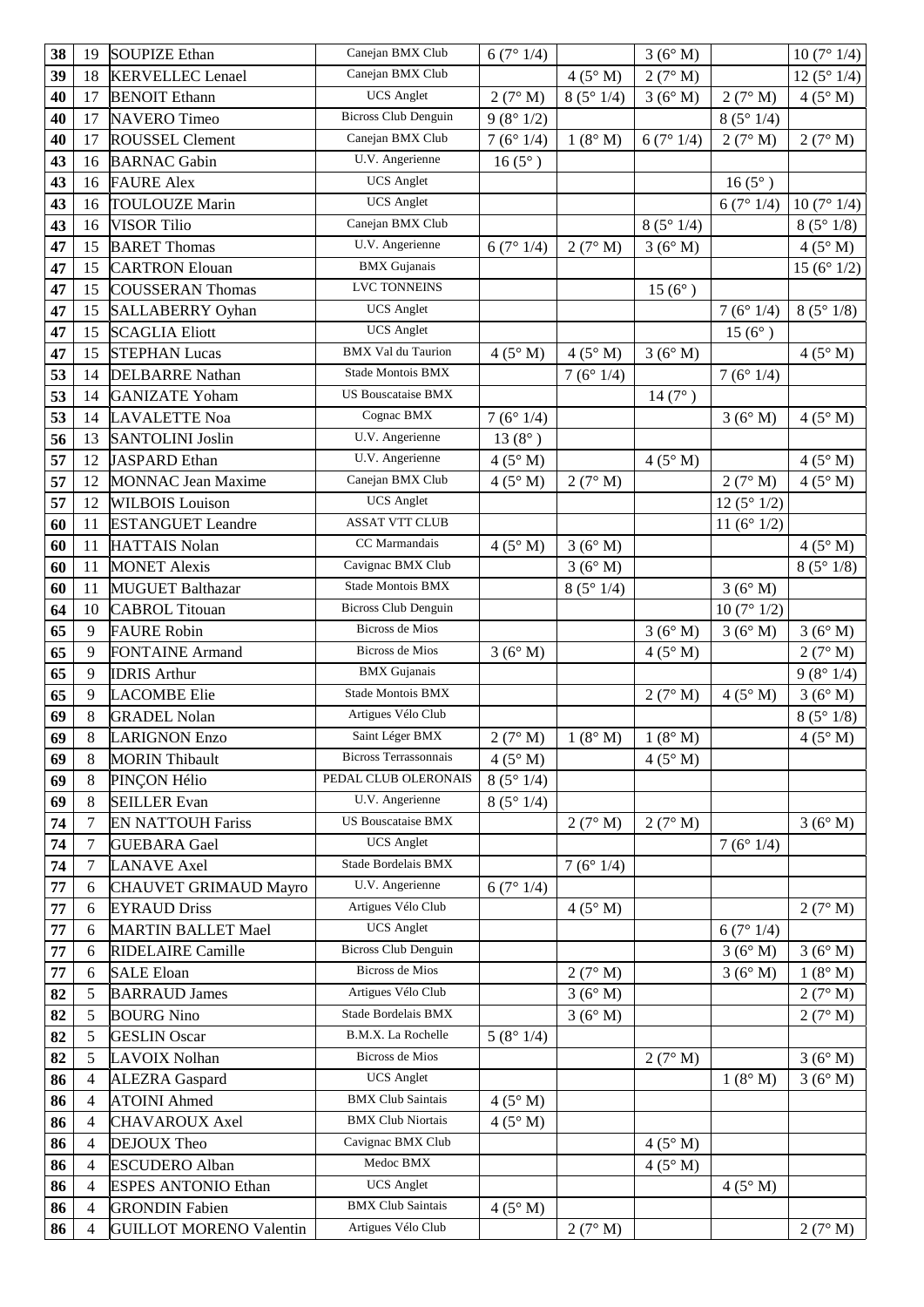| | | | | | | | | |
|---|---|---|---|---|---|---|---|---|
| 38 | 19 | SOUPIZE Ethan | Canejan BMX Club | 6 (7° 1/4) | | 3 (6° M) | | 10 (7° 1/4) |
| 39 | 18 | KERVELLEC Lenael | Canejan BMX Club | | 4 (5° M) | 2 (7° M) | | 12 (5° 1/4) |
| 40 | 17 | BENOIT Ethann | UCS Anglet | 2 (7° M) | 8 (5° 1/4) | 3 (6° M) | 2 (7° M) | 4 (5° M) |
| 40 | 17 | NAVERO Timeo | Bicross Club Denguin | 9 (8° 1/2) | | | 8 (5° 1/4) | |
| 40 | 17 | ROUSSEL Clement | Canejan BMX Club | 7 (6° 1/4) | 1 (8° M) | 6 (7° 1/4) | 2 (7° M) | 2 (7° M) |
| 43 | 16 | BARNAC Gabin | U.V. Angerienne | 16 (5° ) | | | | |
| 43 | 16 | FAURE Alex | UCS Anglet | | | | 16 (5° ) | |
| 43 | 16 | TOULOUZE Marin | UCS Anglet | | | | 6 (7° 1/4) | 10 (7° 1/4) |
| 43 | 16 | VISOR Tilio | Canejan BMX Club | | | 8 (5° 1/4) | | 8 (5° 1/8) |
| 47 | 15 | BARET Thomas | U.V. Angerienne | 6 (7° 1/4) | 2 (7° M) | 3 (6° M) | | 4 (5° M) |
| 47 | 15 | CARTRON Elouan | BMX Gujanais | | | | | 15 (6° 1/2) |
| 47 | 15 | COUSSERAN Thomas | LVC TONNEINS | | | 15 (6° ) | | |
| 47 | 15 | SALLABERRY Oyhan | UCS Anglet | | | | 7 (6° 1/4) | 8 (5° 1/8) |
| 47 | 15 | SCAGLIA Eliott | UCS Anglet | | | | 15 (6° ) | |
| 47 | 15 | STEPHAN Lucas | BMX Val du Taurion | 4 (5° M) | 4 (5° M) | 3 (6° M) | | 4 (5° M) |
| 53 | 14 | DELBARRE Nathan | Stade Montois BMX | | 7 (6° 1/4) | | 7 (6° 1/4) | |
| 53 | 14 | GANIZATE Yoham | US Bouscataise BMX | | | 14 (7° ) | | |
| 53 | 14 | LAVALETTE Noa | Cognac BMX | 7 (6° 1/4) | | | 3 (6° M) | 4 (5° M) |
| 56 | 13 | SANTOLINI Joslin | U.V. Angerienne | 13 (8° ) | | | | |
| 57 | 12 | JASPARD Ethan | U.V. Angerienne | 4 (5° M) | | 4 (5° M) | | 4 (5° M) |
| 57 | 12 | MONNAC Jean Maxime | Canejan BMX Club | 4 (5° M) | 2 (7° M) | | 2 (7° M) | 4 (5° M) |
| 57 | 12 | WILBOIS Louison | UCS Anglet | | | | 12 (5° 1/2) | |
| 60 | 11 | ESTANGUET Leandre | ASSAT VTT CLUB | | | | 11 (6° 1/2) | |
| 60 | 11 | HATTAIS Nolan | CC Marmandais | 4 (5° M) | 3 (6° M) | | | 4 (5° M) |
| 60 | 11 | MONET Alexis | Cavignac BMX Club | | 3 (6° M) | | | 8 (5° 1/8) |
| 60 | 11 | MUGUET Balthazar | Stade Montois BMX | | 8 (5° 1/4) | | 3 (6° M) | |
| 64 | 10 | CABROL Titouan | Bicross Club Denguin | | | | 10 (7° 1/2) | |
| 65 | 9 | FAURE Robin | Bicross de Mios | | | 3 (6° M) | 3 (6° M) | 3 (6° M) |
| 65 | 9 | FONTAINE Armand | Bicross de Mios | 3 (6° M) | | 4 (5° M) | | 2 (7° M) |
| 65 | 9 | IDRIS Arthur | BMX Gujanais | | | | | 9 (8° 1/4) |
| 65 | 9 | LACOMBE Elie | Stade Montois BMX | | | 2 (7° M) | 4 (5° M) | 3 (6° M) |
| 69 | 8 | GRADEL Nolan | Artigues Vélo Club | | | | | 8 (5° 1/8) |
| 69 | 8 | LARIGNON Enzo | Saint Léger BMX | 2 (7° M) | 1 (8° M) | 1 (8° M) | | 4 (5° M) |
| 69 | 8 | MORIN Thibault | Bicross Terrassonnais | 4 (5° M) | | 4 (5° M) | | |
| 69 | 8 | PINÇON Hélio | PEDAL CLUB OLERONAIS | 8 (5° 1/4) | | | | |
| 69 | 8 | SEILLER Evan | U.V. Angerienne | 8 (5° 1/4) | | | | |
| 74 | 7 | EN NATTOUH Fariss | US Bouscataise BMX | | 2 (7° M) | 2 (7° M) | | 3 (6° M) |
| 74 | 7 | GUEBARA Gael | UCS Anglet | | | | 7 (6° 1/4) | |
| 74 | 7 | LANAVE Axel | Stade Bordelais BMX | | 7 (6° 1/4) | | | |
| 77 | 6 | CHAUVET GRIMAUD Mayro | U.V. Angerienne | 6 (7° 1/4) | | | | |
| 77 | 6 | EYRAUD Driss | Artigues Vélo Club | | 4 (5° M) | | | 2 (7° M) |
| 77 | 6 | MARTIN BALLET Mael | UCS Anglet | | | | 6 (7° 1/4) | |
| 77 | 6 | RIDELAIRE Camille | Bicross Club Denguin | | | | 3 (6° M) | 3 (6° M) |
| 77 | 6 | SALE Eloan | Bicross de Mios | | 2 (7° M) | | 3 (6° M) | 1 (8° M) |
| 82 | 5 | BARRAUD James | Artigues Vélo Club | | 3 (6° M) | | | 2 (7° M) |
| 82 | 5 | BOURG Nino | Stade Bordelais BMX | | 3 (6° M) | | | 2 (7° M) |
| 82 | 5 | GESLIN Oscar | B.M.X. La Rochelle | 5 (8° 1/4) | | | | |
| 82 | 5 | LAVOIX Nolhan | Bicross de Mios | | | 2 (7° M) | | 3 (6° M) |
| 86 | 4 | ALEZRA Gaspard | UCS Anglet | | | | 1 (8° M) | 3 (6° M) |
| 86 | 4 | ATOINI Ahmed | BMX Club Saintais | 4 (5° M) | | | | |
| 86 | 4 | CHAVAROUX Axel | BMX Club Niortais | 4 (5° M) | | | | |
| 86 | 4 | DEJOUX Theo | Cavignac BMX Club | | | 4 (5° M) | | |
| 86 | 4 | ESCUDERO Alban | Medoc BMX | | | 4 (5° M) | | |
| 86 | 4 | ESPES ANTONIO Ethan | UCS Anglet | | | | 4 (5° M) | |
| 86 | 4 | GRONDIN Fabien | BMX Club Saintais | 4 (5° M) | | | | |
| 86 | 4 | GUILLOT MORENO Valentin | Artigues Vélo Club | | 2 (7° M) | | | 2 (7° M) |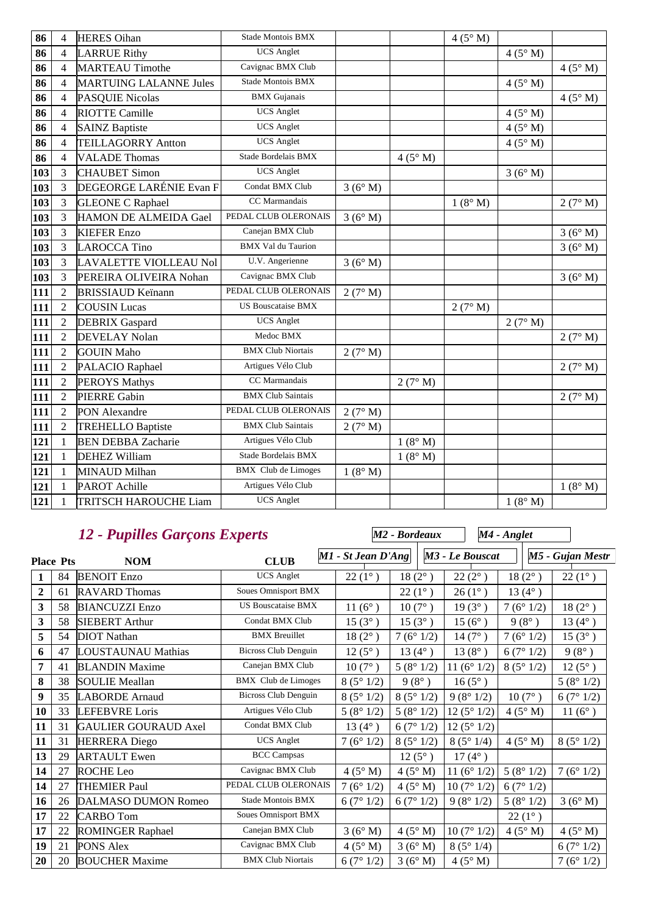| | | | | | | | | |
|---|---|---|---|---|---|---|---|---|
| 86 | 4 | HERES Oihan | Stade Montois BMX | | | 4 (5° M) | | |
| 86 | 4 | LARRUE Rithy | UCS Anglet | | | | 4 (5° M) | |
| 86 | 4 | MARTEAU Timothe | Cavignac BMX Club | | | | | 4 (5° M) |
| 86 | 4 | MARTUING LALANNE Jules | Stade Montois BMX | | | | 4 (5° M) | |
| 86 | 4 | PASQUIE Nicolas | BMX Gujanais | | | | | 4 (5° M) |
| 86 | 4 | RIOTTE Camille | UCS Anglet | | | | 4 (5° M) | |
| 86 | 4 | SAINZ Baptiste | UCS Anglet | | | | 4 (5° M) | |
| 86 | 4 | TEILLAGORRY Antton | UCS Anglet | | | | 4 (5° M) | |
| 86 | 4 | VALADE Thomas | Stade Bordelais BMX | | 4 (5° M) | | | |
| 103 | 3 | CHAUBET Simon | UCS Anglet | | | | 3 (6° M) | |
| 103 | 3 | DEGEORGE LARÉNIE Evan F | Condat BMX Club | 3 (6° M) | | | | |
| 103 | 3 | GLEONE C Raphael | CC Marmandais | | | 1 (8° M) | | 2 (7° M) |
| 103 | 3 | HAMON DE ALMEIDA Gael | PEDAL CLUB OLERONAIS | 3 (6° M) | | | | |
| 103 | 3 | KIEFER Enzo | Canejan BMX Club | | | | | 3 (6° M) |
| 103 | 3 | LAROCCA Tino | BMX Val du Taurion | | | | | 3 (6° M) |
| 103 | 3 | LAVALETTE VIOLLEAU Nol | U.V. Angerienne | 3 (6° M) | | | | |
| 103 | 3 | PEREIRA OLIVEIRA Nohan | Cavignac BMX Club | | | | | 3 (6° M) |
| 111 | 2 | BRISSIAUD Keïnann | PEDAL CLUB OLERONAIS | 2 (7° M) | | | | |
| 111 | 2 | COUSIN Lucas | US Bouscataise BMX | | | 2 (7° M) | | |
| 111 | 2 | DEBRIX Gaspard | UCS Anglet | | | | 2 (7° M) | |
| 111 | 2 | DEVELAY Nolan | Medoc BMX | | | | | 2 (7° M) |
| 111 | 2 | GOUIN Maho | BMX Club Niortais | 2 (7° M) | | | | |
| 111 | 2 | PALACIO Raphael | Artigues Vélo Club | | | | | 2 (7° M) |
| 111 | 2 | PEROYS Mathys | CC Marmandais | | 2 (7° M) | | | |
| 111 | 2 | PIERRE Gabin | BMX Club Saintais | | | | | 2 (7° M) |
| 111 | 2 | PON Alexandre | PEDAL CLUB OLERONAIS | 2 (7° M) | | | | |
| 111 | 2 | TREHELLO Baptiste | BMX Club Saintais | 2 (7° M) | | | | |
| 121 | 1 | BEN DEBBA Zacharie | Artigues Vélo Club | | 1 (8° M) | | | |
| 121 | 1 | DEHEZ William | Stade Bordelais BMX | | 1 (8° M) | | | |
| 121 | 1 | MINAUD Milhan | BMX Club de Limoges | 1 (8° M) | | | | |
| 121 | 1 | PAROT Achille | Artigues Vélo Club | | | | | 1 (8° M) |
| 121 | 1 | TRITSCH HAROUCHE Liam | UCS Anglet | | | | 1 (8° M) | |

## *12 - Pupilles Garçons Experts*

| Place | Pts | NOM | CLUB | *M1 - St Jean D'Ang* | *M2 - Bordeaux* | *M3 - Le Bouscat* | *M4 - Anglet* | *M5 - Gujan Mestr* |
|---|---|---|---|---|---|---|---|---|
| 1 | 84 | BENOIT Enzo | UCS Anglet | 22 (1° ) | 18 (2° ) | 22 (2° ) | 18 (2° ) | 22 (1° ) |
| 2 | 61 | RAVARD Thomas | Soues Omnisport BMX | | 22 (1° ) | 26 (1° ) | 13 (4° ) | |
| 3 | 58 | BIANCUZZI Enzo | US Bouscataise BMX | 11 (6° ) | 10 (7° ) | 19 (3° ) | 7 (6° 1/2) | 18 (2° ) |
| 3 | 58 | SIEBERT Arthur | Condat BMX Club | 15 (3° ) | 15 (3° ) | 15 (6° ) | 9 (8° ) | 13 (4° ) |
| 5 | 54 | DIOT Nathan | BMX Breuillet | 18 (2° ) | 7 (6° 1/2) | 14 (7° ) | 7 (6° 1/2) | 15 (3° ) |
| 6 | 47 | LOUSTAUNAU Mathias | Bicross Club Denguin | 12 (5° ) | 13 (4° ) | 13 (8° ) | 6 (7° 1/2) | 9 (8° ) |
| 7 | 41 | BLANDIN Maxime | Canejan BMX Club | 10 (7° ) | 5 (8° 1/2) | 11 (6° 1/2) | 8 (5° 1/2) | 12 (5° ) |
| 8 | 38 | SOULIE Meallan | BMX Club de Limoges | 8 (5° 1/2) | 9 (8° ) | 16 (5° ) | | 5 (8° 1/2) |
| 9 | 35 | LABORDE Arnaud | Bicross Club Denguin | 8 (5° 1/2) | 8 (5° 1/2) | 9 (8° 1/2) | 10 (7° ) | 6 (7° 1/2) |
| 10 | 33 | LEFEBVRE Loris | Artigues Vélo Club | 5 (8° 1/2) | 5 (8° 1/2) | 12 (5° 1/2) | 4 (5° M) | 11 (6° ) |
| 11 | 31 | GAULIER GOURAUD Axel | Condat BMX Club | 13 (4° ) | 6 (7° 1/2) | 12 (5° 1/2) | | |
| 11 | 31 | HERRERA Diego | UCS Anglet | 7 (6° 1/2) | 8 (5° 1/2) | 8 (5° 1/4) | 4 (5° M) | 8 (5° 1/2) |
| 13 | 29 | ARTAULT Ewen | BCC Campsas | | 12 (5° ) | 17 (4° ) | | |
| 14 | 27 | ROCHE Leo | Cavignac BMX Club | 4 (5° M) | 4 (5° M) | 11 (6° 1/2) | 5 (8° 1/2) | 7 (6° 1/2) |
| 14 | 27 | THEMIER Paul | PEDAL CLUB OLERONAIS | 7 (6° 1/2) | 4 (5° M) | 10 (7° 1/2) | 6 (7° 1/2) | |
| 16 | 26 | DALMASO DUMON Romeo | Stade Montois BMX | 6 (7° 1/2) | 6 (7° 1/2) | 9 (8° 1/2) | 5 (8° 1/2) | 3 (6° M) |
| 17 | 22 | CARBO Tom | Soues Omnisport BMX | | | | 22 (1° ) | |
| 17 | 22 | ROMINGER Raphael | Canejan BMX Club | 3 (6° M) | 4 (5° M) | 10 (7° 1/2) | 4 (5° M) | 4 (5° M) |
| 19 | 21 | PONS Alex | Cavignac BMX Club | 4 (5° M) | 3 (6° M) | 8 (5° 1/4) | | 6 (7° 1/2) |
| 20 | 20 | BOUCHER Maxime | BMX Club Niortais | 6 (7° 1/2) | 3 (6° M) | 4 (5° M) | | 7 (6° 1/2) |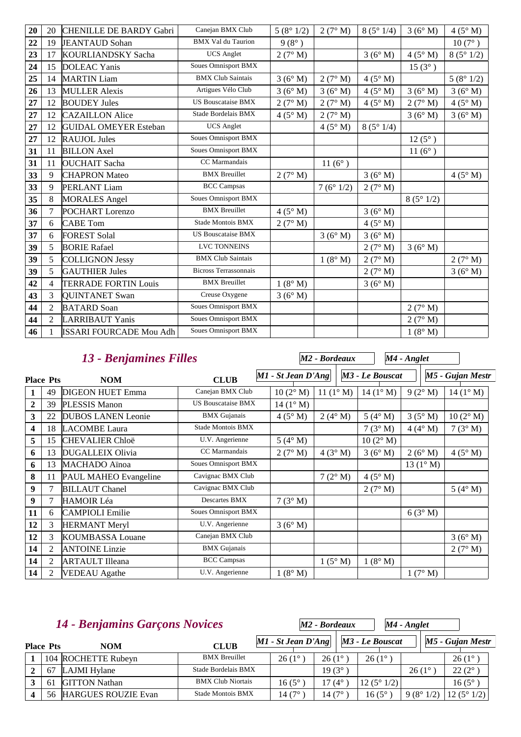| Place | Pts | NOM | CLUB | M1 - St Jean D'Ang | M2 - Bordeaux | M3 - Le Bouscat | M4 - Anglet | M5 - Gujan Mestr |
|---|---|---|---|---|---|---|---|---|
| 20 | 20 | CHENILLE DE BARDY Gabri | Canejan BMX Club | 5 (8° 1/2) | 2 (7° M) | 8 (5° 1/4) | 3 (6° M) | 4 (5° M) |
| 22 | 19 | JEANTAUD Sohan | BMX Val du Taurion | 9 (8° ) | | | | 10 (7° ) |
| 23 | 17 | KOURLIANDSKY Sacha | UCS Anglet | 2 (7° M) | | 3 (6° M) | 4 (5° M) | 8 (5° 1/2) |
| 24 | 15 | DOLEAC Yanis | Soues Omnisport BMX | | | | 15 (3° ) | |
| 25 | 14 | MARTIN Liam | BMX Club Saintais | 3 (6° M) | 2 (7° M) | 4 (5° M) | | 5 (8° 1/2) |
| 26 | 13 | MULLER Alexis | Artigues Vélo Club | 3 (6° M) | 3 (6° M) | 4 (5° M) | 3 (6° M) | 3 (6° M) |
| 27 | 12 | BOUDEY Jules | US Bouscataise BMX | 2 (7° M) | 2 (7° M) | 4 (5° M) | 2 (7° M) | 4 (5° M) |
| 27 | 12 | CAZAILLON Alice | Stade Bordelais BMX | 4 (5° M) | 2 (7° M) | | 3 (6° M) | 3 (6° M) |
| 27 | 12 | GUIDAL OMEYER Esteban | UCS Anglet | | 4 (5° M) | 8 (5° 1/4) | | |
| 27 | 12 | RAUJOL Jules | Soues Omnisport BMX | | | | 12 (5° ) | |
| 31 | 11 | BILLON Axel | Soues Omnisport BMX | | | | 11 (6° ) | |
| 31 | 11 | OUCHAIT Sacha | CC Marmandais | | 11 (6° ) | | | |
| 33 | 9 | CHAPRON Mateo | BMX Breuillet | 2 (7° M) | | 3 (6° M) | | 4 (5° M) |
| 33 | 9 | PERLANT Liam | BCC Campsas | | 7 (6° 1/2) | 2 (7° M) | | |
| 35 | 8 | MORALES Angel | Soues Omnisport BMX | | | | 8 (5° 1/2) | |
| 36 | 7 | POCHART Lorenzo | BMX Breuillet | 4 (5° M) | | 3 (6° M) | | |
| 37 | 6 | CABE Tom | Stade Montois BMX | 2 (7° M) | | 4 (5° M) | | |
| 37 | 6 | FOREST Solal | US Bouscataise BMX | | 3 (6° M) | 3 (6° M) | | |
| 39 | 5 | BORIE Rafael | LVC TONNEINS | | | 2 (7° M) | 3 (6° M) | |
| 39 | 5 | COLLIGNON Jessy | BMX Club Saintais | | 1 (8° M) | 2 (7° M) | | 2 (7° M) |
| 39 | 5 | GAUTHIER Jules | Bicross Terrassonnais | | | 2 (7° M) | | 3 (6° M) |
| 42 | 4 | TERRADE FORTIN Louis | BMX Breuillet | 1 (8° M) | | 3 (6° M) | | |
| 43 | 3 | QUINTANET Swan | Creuse Oxygene | 3 (6° M) | | | | |
| 44 | 2 | BATARD Soan | Soues Omnisport BMX | | | | 2 (7° M) | |
| 44 | 2 | LARRIBAUT Yanis | Soues Omnisport BMX | | | | 2 (7° M) | |
| 46 | 1 | ISSARI FOURCADE Mou Adh | Soues Omnisport BMX | | | | 1 (8° M) | |

## *13 - Benjamines Filles*

| Place | Pts | NOM | CLUB | M1 - St Jean D'Ang | M2 - Bordeaux | M3 - Le Bouscat | M4 - Anglet | M5 - Gujan Mestr |
|---|---|---|---|---|---|---|---|---|
| 1 | 49 | DIGEON HUET Emma | Canejan BMX Club | 10 (2° M) | 11 (1° M) | 14 (1° M) | 9 (2° M) | 14 (1° M) |
| 2 | 39 | PLESSIS Manon | US Bouscataise BMX | 14 (1° M) | | | | |
| 3 | 22 | DUBOS LANEN Leonie | BMX Gujanais | 4 (5° M) | 2 (4° M) | 5 (4° M) | 3 (5° M) | 10 (2° M) |
| 4 | 18 | LACOMBE Laura | Stade Montois BMX | | | 7 (3° M) | 4 (4° M) | 7 (3° M) |
| 5 | 15 | CHEVALIER Chloë | U.V. Angerienne | 5 (4° M) | | 10 (2° M) | | |
| 6 | 13 | DUGALLEIX Olivia | CC Marmandais | 2 (7° M) | 4 (3° M) | 3 (6° M) | 2 (6° M) | 4 (5° M) |
| 6 | 13 | MACHADO Aïnoa | Soues Omnisport BMX | | | | 13 (1° M) | |
| 8 | 11 | PAUL MAHEO Evangeline | Cavignac BMX Club | | 7 (2° M) | 4 (5° M) | | |
| 9 | 7 | BILLAUT Chanel | Cavignac BMX Club | | | 2 (7° M) | | 5 (4° M) |
| 9 | 7 | HAMOIR Léa | Descartes BMX | 7 (3° M) | | | | |
| 11 | 6 | CAMPIOLI Emilie | Soues Omnisport BMX | | | | 6 (3° M) | |
| 12 | 3 | HERMANT Meryl | U.V. Angerienne | 3 (6° M) | | | | |
| 12 | 3 | KOUMBASSA Louane | Canejan BMX Club | | | | | 3 (6° M) |
| 14 | 2 | ANTOINE Linzie | BMX Gujanais | | | | | 2 (7° M) |
| 14 | 2 | ARTAULT Illeana | BCC Campsas | | 1 (5° M) | 1 (8° M) | | |
| 14 | 2 | VEDEAU Agathe | U.V. Angerienne | 1 (8° M) | | | 1 (7° M) | |

## *14 - Benjamins Garçons Novices*

| Place | Pts | NOM | CLUB | M1 - St Jean D'Ang | M2 - Bordeaux | M3 - Le Bouscat | M4 - Anglet | M5 - Gujan Mestr |
|---|---|---|---|---|---|---|---|---|
| 1 | 104 | ROCHETTE Rubeyn | BMX Breuillet | 26 (1° ) | 26 (1° ) | 26 (1° ) | | 26 (1° ) |
| 2 | 67 | LAJMI Hylane | Stade Bordelais BMX | | 19 (3° ) | | 26 (1° ) | 22 (2° ) |
| 3 | 61 | GITTON Nathan | BMX Club Niortais | 16 (5° ) | 17 (4° ) | 12 (5° 1/2) | | 16 (5° ) |
| 4 | 56 | HARGUES ROUZIE Evan | Stade Montois BMX | 14 (7° ) | 14 (7° ) | 16 (5° ) | 9 (8° 1/2) | 12 (5° 1/2) |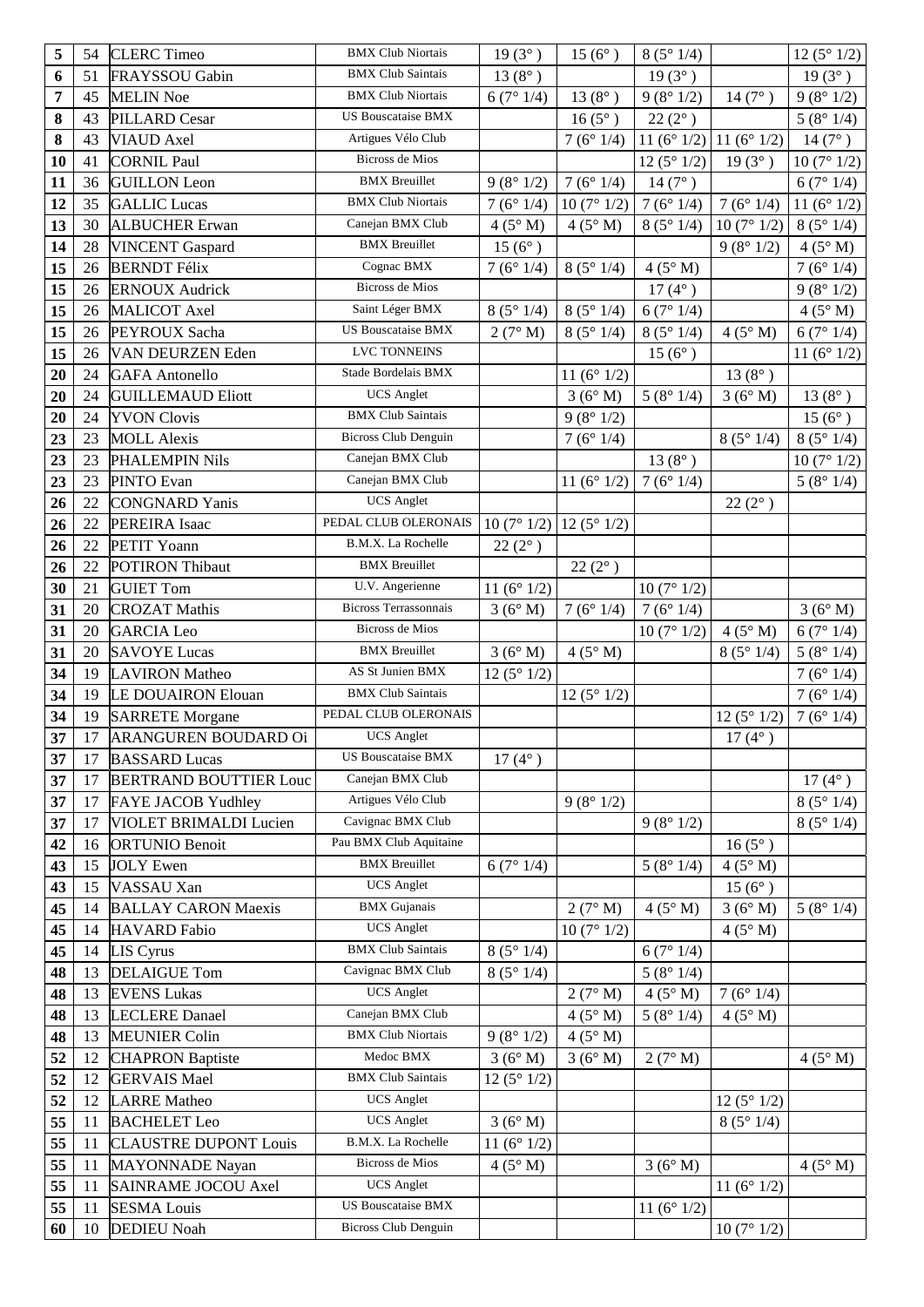| 5 | 54 | CLERC Timeo | BMX Club Niortais | 19 (3° ) | 15 (6° ) | 8 (5° 1/4) | | 12 (5° 1/2) |
|---|---|---|---|---|---|---|---|---|
| 6 | 51 | FRAYSSOU Gabin | BMX Club Saintais | 13 (8° ) | | 19 (3° ) | | 19 (3° ) |
| 7 | 45 | MELIN Noe | BMX Club Niortais | 6 (7° 1/4) | 13 (8° ) | 9 (8° 1/2) | 14 (7° ) | 9 (8° 1/2) |
| 8 | 43 | PILLARD Cesar | US Bouscataise BMX | | 16 (5° ) | 22 (2° ) | | 5 (8° 1/4) |
| 8 | 43 | VIAUD Axel | Artigues Vélo Club | | 7 (6° 1/4) | 11 (6° 1/2) | 11 (6° 1/2) | 14 (7° ) |
| 10 | 41 | CORNIL Paul | Bicross de Mios | | | 12 (5° 1/2) | 19 (3° ) | 10 (7° 1/2) |
| 11 | 36 | GUILLON Leon | BMX Breuillet | 9 (8° 1/2) | 7 (6° 1/4) | 14 (7° ) | | 6 (7° 1/4) |
| 12 | 35 | GALLIC Lucas | BMX Club Niortais | 7 (6° 1/4) | 10 (7° 1/2) | 7 (6° 1/4) | 7 (6° 1/4) | 11 (6° 1/2) |
| 13 | 30 | ALBUCHER Erwan | Canejan BMX Club | 4 (5° M) | 4 (5° M) | 8 (5° 1/4) | 10 (7° 1/2) | 8 (5° 1/4) |
| 14 | 28 | VINCENT Gaspard | BMX Breuillet | 15 (6° ) | | | 9 (8° 1/2) | 4 (5° M) |
| 15 | 26 | BERNDT Félix | Cognac BMX | 7 (6° 1/4) | 8 (5° 1/4) | 4 (5° M) | | 7 (6° 1/4) |
| 15 | 26 | ERNOUX Audrick | Bicross de Mios | | | 17 (4° ) | | 9 (8° 1/2) |
| 15 | 26 | MALICOT Axel | Saint Léger BMX | 8 (5° 1/4) | 8 (5° 1/4) | 6 (7° 1/4) | | 4 (5° M) |
| 15 | 26 | PEYROUX Sacha | US Bouscataise BMX | 2 (7° M) | 8 (5° 1/4) | 8 (5° 1/4) | 4 (5° M) | 6 (7° 1/4) |
| 15 | 26 | VAN DEURZEN Eden | LVC TONNEINS | | | 15 (6° ) | | 11 (6° 1/2) |
| 20 | 24 | GAFA Antonello | Stade Bordelais BMX | | 11 (6° 1/2) | | 13 (8° ) | |
| 20 | 24 | GUILLEMAUD Eliott | UCS Anglet | | 3 (6° M) | 5 (8° 1/4) | 3 (6° M) | 13 (8° ) |
| 20 | 24 | YVON Clovis | BMX Club Saintais | | 9 (8° 1/2) | | | 15 (6° ) |
| 23 | 23 | MOLL Alexis | Bicross Club Denguin | | 7 (6° 1/4) | | 8 (5° 1/4) | 8 (5° 1/4) |
| 23 | 23 | PHALEMPIN Nils | Canejan BMX Club | | | 13 (8° ) | | 10 (7° 1/2) |
| 23 | 23 | PINTO Evan | Canejan BMX Club | | 11 (6° 1/2) | 7 (6° 1/4) | | 5 (8° 1/4) |
| 26 | 22 | CONGNARD Yanis | UCS Anglet | | | | 22 (2° ) | |
| 26 | 22 | PEREIRA Isaac | PEDAL CLUB OLERONAIS | 10 (7° 1/2) | 12 (5° 1/2) | | | |
| 26 | 22 | PETIT Yoann | B.M.X. La Rochelle | 22 (2° ) | | | | |
| 26 | 22 | POTIRON Thibaut | BMX Breuillet | | 22 (2° ) | | | |
| 30 | 21 | GUIET Tom | U.V. Angerienne | 11 (6° 1/2) | | 10 (7° 1/2) | | |
| 31 | 20 | CROZAT Mathis | Bicross Terrassonnais | 3 (6° M) | 7 (6° 1/4) | 7 (6° 1/4) | | 3 (6° M) |
| 31 | 20 | GARCIA Leo | Bicross de Mios | | | 10 (7° 1/2) | 4 (5° M) | 6 (7° 1/4) |
| 31 | 20 | SAVOYE Lucas | BMX Breuillet | 3 (6° M) | 4 (5° M) | | 8 (5° 1/4) | 5 (8° 1/4) |
| 34 | 19 | LAVIRON Matheo | AS St Junien BMX | 12 (5° 1/2) | | | | 7 (6° 1/4) |
| 34 | 19 | LE DOUAIRON Elouan | BMX Club Saintais | | 12 (5° 1/2) | | | 7 (6° 1/4) |
| 34 | 19 | SARRETE Morgane | PEDAL CLUB OLERONAIS | | | | 12 (5° 1/2) | 7 (6° 1/4) |
| 37 | 17 | ARANGUREN BOUDARD Oi | UCS Anglet | | | | 17 (4° ) | |
| 37 | 17 | BASSARD Lucas | US Bouscataise BMX | 17 (4° ) | | | | |
| 37 | 17 | BERTRAND BOUTTIER Louc | Canejan BMX Club | | | | | 17 (4° ) |
| 37 | 17 | FAYE JACOB Yudhley | Artigues Vélo Club | | 9 (8° 1/2) | | | 8 (5° 1/4) |
| 37 | 17 | VIOLET BRIMALDI Lucien | Cavignac BMX Club | | | 9 (8° 1/2) | | 8 (5° 1/4) |
| 42 | 16 | ORTUNIO Benoit | Pau BMX Club Aquitaine | | | | 16 (5° ) | |
| 43 | 15 | JOLY Ewen | BMX Breuillet | 6 (7° 1/4) | | 5 (8° 1/4) | 4 (5° M) | |
| 43 | 15 | VASSAU Xan | UCS Anglet | | | | 15 (6° ) | |
| 45 | 14 | BALLAY CARON Maexis | BMX Gujanais | | 2 (7° M) | 4 (5° M) | 3 (6° M) | 5 (8° 1/4) |
| 45 | 14 | HAVARD Fabio | UCS Anglet | | 10 (7° 1/2) | | 4 (5° M) | |
| 45 | 14 | LIS Cyrus | BMX Club Saintais | 8 (5° 1/4) | | 6 (7° 1/4) | | |
| 48 | 13 | DELAIGUE Tom | Cavignac BMX Club | 8 (5° 1/4) | | 5 (8° 1/4) | | |
| 48 | 13 | EVENS Lukas | UCS Anglet | | 2 (7° M) | 4 (5° M) | 7 (6° 1/4) | |
| 48 | 13 | LECLERE Danael | Canejan BMX Club | | 4 (5° M) | 5 (8° 1/4) | 4 (5° M) | |
| 48 | 13 | MEUNIER Colin | BMX Club Niortais | 9 (8° 1/2) | 4 (5° M) | | | |
| 52 | 12 | CHAPRON Baptiste | Medoc BMX | 3 (6° M) | 3 (6° M) | 2 (7° M) | | 4 (5° M) |
| 52 | 12 | GERVAIS Mael | BMX Club Saintais | 12 (5° 1/2) | | | | |
| 52 | 12 | LARRE Matheo | UCS Anglet | | | | 12 (5° 1/2) | |
| 55 | 11 | BACHELET Leo | UCS Anglet | 3 (6° M) | | | 8 (5° 1/4) | |
| 55 | 11 | CLAUSTRE DUPONT Louis | B.M.X. La Rochelle | 11 (6° 1/2) | | | | |
| 55 | 11 | MAYONNADE Nayan | Bicross de Mios | 4 (5° M) | | 3 (6° M) | | 4 (5° M) |
| 55 | 11 | SAINRAME JOCOU Axel | UCS Anglet | | | | 11 (6° 1/2) | |
| 55 | 11 | SESMA Louis | US Bouscataise BMX | | | 11 (6° 1/2) | | |
| 60 | 10 | DEDIEU Noah | Bicross Club Denguin | | | | 10 (7° 1/2) | |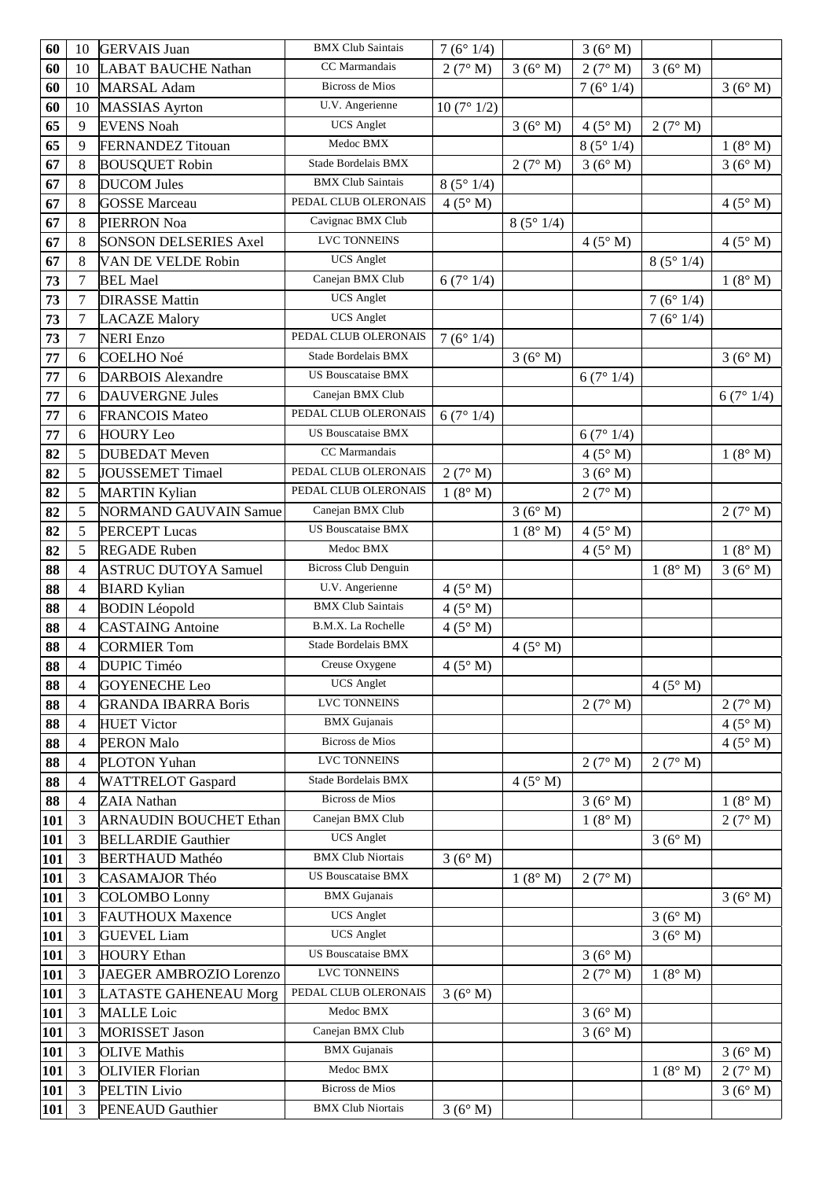| | | | | | | | | |
|---|---|---|---|---|---|---|---|---|
| **60** | 10 | GERVAIS Juan | BMX Club Saintais | 7 (6° 1/4) | | 3 (6° M) | | |
| **60** | 10 | LABAT BAUCHE Nathan | CC Marmandais | 2 (7° M) | 3 (6° M) | 2 (7° M) | 3 (6° M) | |
| **60** | 10 | MARSAL Adam | Bicross de Mios | | | 7 (6° 1/4) | | 3 (6° M) |
| **60** | 10 | MASSIAS Ayrton | U.V. Angerienne | 10 (7° 1/2) | | | | |
| **65** | 9 | EVENS Noah | UCS Anglet | | 3 (6° M) | 4 (5° M) | 2 (7° M) | |
| **65** | 9 | FERNANDEZ Titouan | Medoc BMX | | | 8 (5° 1/4) | | 1 (8° M) |
| **67** | 8 | BOUSQUET Robin | Stade Bordelais BMX | | 2 (7° M) | 3 (6° M) | | 3 (6° M) |
| **67** | 8 | DUCOM Jules | BMX Club Saintais | 8 (5° 1/4) | | | | |
| **67** | 8 | GOSSE Marceau | PEDAL CLUB OLERONAIS | 4 (5° M) | | | | 4 (5° M) |
| **67** | 8 | PIERRON Noa | Cavignac BMX Club | | 8 (5° 1/4) | | | |
| **67** | 8 | SONSON DELSERIES Axel | LVC TONNEINS | | | 4 (5° M) | | 4 (5° M) |
| **67** | 8 | VAN DE VELDE Robin | UCS Anglet | | | | 8 (5° 1/4) | |
| **73** | 7 | BEL Mael | Canejan BMX Club | 6 (7° 1/4) | | | | 1 (8° M) |
| **73** | 7 | DIRASSE Mattin | UCS Anglet | | | | 7 (6° 1/4) | |
| **73** | 7 | LACAZE Malory | UCS Anglet | | | | 7 (6° 1/4) | |
| **73** | 7 | NERI Enzo | PEDAL CLUB OLERONAIS | 7 (6° 1/4) | | | | |
| **77** | 6 | COELHO Noé | Stade Bordelais BMX | | 3 (6° M) | | | 3 (6° M) |
| **77** | 6 | DARBOIS Alexandre | US Bouscataise BMX | | | 6 (7° 1/4) | | |
| **77** | 6 | DAUVERGNE Jules | Canejan BMX Club | | | | | 6 (7° 1/4) |
| **77** | 6 | FRANCOIS Mateo | PEDAL CLUB OLERONAIS | 6 (7° 1/4) | | | | |
| **77** | 6 | HOURY Leo | US Bouscataise BMX | | | 6 (7° 1/4) | | |
| **82** | 5 | DUBEDAT Meven | CC Marmandais | | | 4 (5° M) | | 1 (8° M) |
| **82** | 5 | JOUSSEMET Timael | PEDAL CLUB OLERONAIS | 2 (7° M) | | 3 (6° M) | | |
| **82** | 5 | MARTIN Kylian | PEDAL CLUB OLERONAIS | 1 (8° M) | | 2 (7° M) | | |
| **82** | 5 | NORMAND GAUVAIN Samue | Canejan BMX Club | | 3 (6° M) | | | 2 (7° M) |
| **82** | 5 | PERCEPT Lucas | US Bouscataise BMX | | 1 (8° M) | 4 (5° M) | | |
| **82** | 5 | REGADE Ruben | Medoc BMX | | | 4 (5° M) | | 1 (8° M) |
| **88** | 4 | ASTRUC DUTOYA Samuel | Bicross Club Denguin | | | | 1 (8° M) | 3 (6° M) |
| **88** | 4 | BIARD Kylian | U.V. Angerienne | 4 (5° M) | | | | |
| **88** | 4 | BODIN Léopold | BMX Club Saintais | 4 (5° M) | | | | |
| **88** | 4 | CASTAING Antoine | B.M.X. La Rochelle | 4 (5° M) | | | | |
| **88** | 4 | CORMIER Tom | Stade Bordelais BMX | | 4 (5° M) | | | |
| **88** | 4 | DUPIC Timéo | Creuse Oxygene | 4 (5° M) | | | | |
| **88** | 4 | GOYENECHE Leo | UCS Anglet | | | | 4 (5° M) | |
| **88** | 4 | GRANDA IBARRA Boris | LVC TONNEINS | | | 2 (7° M) | | 2 (7° M) |
| **88** | 4 | HUET Victor | BMX Gujanais | | | | | 4 (5° M) |
| **88** | 4 | PERON Malo | Bicross de Mios | | | | | 4 (5° M) |
| **88** | 4 | PLOTON Yuhan | LVC TONNEINS | | | 2 (7° M) | 2 (7° M) | |
| **88** | 4 | WATTRELOT Gaspard | Stade Bordelais BMX | | 4 (5° M) | | | |
| **88** | 4 | ZAIA Nathan | Bicross de Mios | | | 3 (6° M) | | 1 (8° M) |
| **101** | 3 | ARNAUDIN BOUCHET Ethan | Canejan BMX Club | | | 1 (8° M) | | 2 (7° M) |
| **101** | 3 | BELLARDIE Gauthier | UCS Anglet | | | | 3 (6° M) | |
| **101** | 3 | BERTHAUD Mathéo | BMX Club Niortais | 3 (6° M) | | | | |
| **101** | 3 | CASAMAJOR Théo | US Bouscataise BMX | | 1 (8° M) | 2 (7° M) | | |
| **101** | 3 | COLOMBO Lonny | BMX Gujanais | | | | | 3 (6° M) |
| **101** | 3 | FAUTHOUX Maxence | UCS Anglet | | | | 3 (6° M) | |
| **101** | 3 | GUEVEL Liam | UCS Anglet | | | | 3 (6° M) | |
| **101** | 3 | HOURY Ethan | US Bouscataise BMX | | | 3 (6° M) | | |
| **101** | 3 | JAEGER AMBROZIO Lorenzo | LVC TONNEINS | | | 2 (7° M) | 1 (8° M) | |
| **101** | 3 | LATASTE GAHENEAU Morg | PEDAL CLUB OLERONAIS | 3 (6° M) | | | | |
| **101** | 3 | MALLE Loic | Medoc BMX | | | 3 (6° M) | | |
| **101** | 3 | MORISSET Jason | Canejan BMX Club | | | 3 (6° M) | | |
| **101** | 3 | OLIVE Mathis | BMX Gujanais | | | | | 3 (6° M) |
| **101** | 3 | OLIVIER Florian | Medoc BMX | | | | 1 (8° M) | 2 (7° M) |
| **101** | 3 | PELTIN Livio | Bicross de Mios | | | | | 3 (6° M) |
| **101** | 3 | PENEAUD Gauthier | BMX Club Niortais | 3 (6° M) | | | | |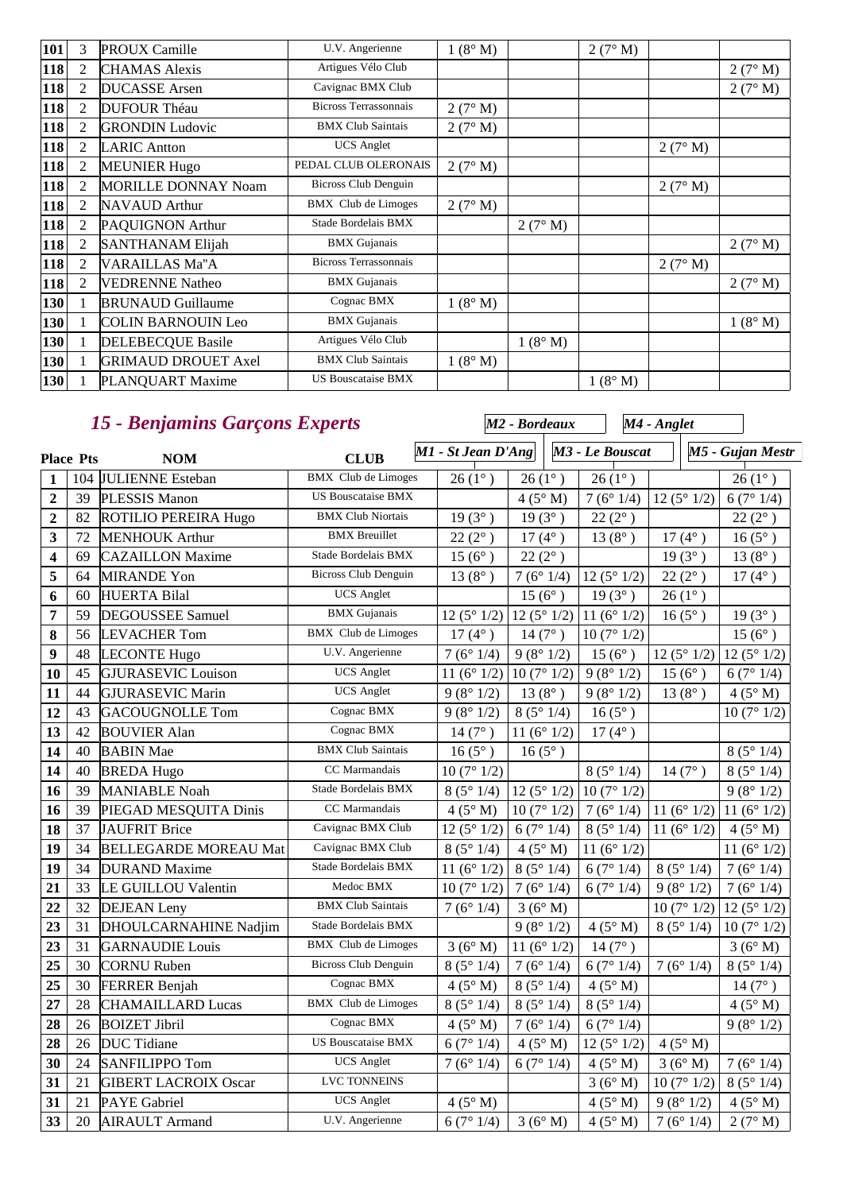| | | | | | | | | |
|---|---|---|---|---|---|---|---|---|
| 101 | 3 | PROUX Camille | U.V. Angerienne | 1 (8° M) | | 2 (7° M) | | |
| 118 | 2 | CHAMAS Alexis | Artigues Vélo Club | | | | | 2 (7° M) |
| 118 | 2 | DUCASSE Arsen | Cavignac BMX Club | | | | | 2 (7° M) |
| 118 | 2 | DUFOUR Théau | Bicross Terrassonnais | 2 (7° M) | | | | |
| 118 | 2 | GRONDIN Ludovic | BMX Club Saintais | 2 (7° M) | | | | |
| 118 | 2 | LARIC Antton | UCS Anglet | | | | 2 (7° M) | |
| 118 | 2 | MEUNIER Hugo | PEDAL CLUB OLERONAIS | 2 (7° M) | | | | |
| 118 | 2 | MORILLE DONNAY Noam | Bicross Club Denguin | | | | 2 (7° M) | |
| 118 | 2 | NAVAUD Arthur | BMX Club de Limoges | 2 (7° M) | | | | |
| 118 | 2 | PAQUIGNON Arthur | Stade Bordelais BMX | | 2 (7° M) | | | |
| 118 | 2 | SANTHANAM Elijah | BMX Gujanais | | | | | 2 (7° M) |
| 118 | 2 | VARAILLAS Ma"A | Bicross Terrassonnais | | | | 2 (7° M) | |
| 118 | 2 | VEDRENNE Natheo | BMX Gujanais | | | | | 2 (7° M) |
| 130 | 1 | BRUNAUD Guillaume | Cognac BMX | 1 (8° M) | | | | |
| 130 | 1 | COLIN BARNOUIN Leo | BMX Gujanais | | | | | 1 (8° M) |
| 130 | 1 | DELEBECQUE Basile | Artigues Vélo Club | | 1 (8° M) | | | |
| 130 | 1 | GRIMAUD DROUET Axel | BMX Club Saintais | 1 (8° M) | | | | |
| 130 | 1 | PLANQUART Maxime | US Bouscataise BMX | | | 1 (8° M) | | |

## *15 - Benjamins Garçons Experts*

| Place | Pts | NOM | CLUB | M1 - St Jean D'Ang | M2 - Bordeaux | M3 - Le Bouscat | M4 - Anglet | M5 - Gujan Mestr |
|---|---|---|---|---|---|---|---|---|
| 1 | 104 | JULIENNE Esteban | BMX Club de Limoges | 26 (1° ) | 26 (1° ) | 26 (1° ) | | 26 (1° ) |
| 2 | 39 | PLESSIS Manon | US Bouscataise BMX | | 4 (5° M) | 7 (6° 1/4) | 12 (5° 1/2) | 6 (7° 1/4) |
| 2 | 82 | ROTILIO PEREIRA Hugo | BMX Club Niortais | 19 (3° ) | 19 (3° ) | 22 (2° ) | | 22 (2° ) |
| 3 | 72 | MENHOUK Arthur | BMX Breuillet | 22 (2° ) | 17 (4° ) | 13 (8° ) | 17 (4° ) | 16 (5° ) |
| 4 | 69 | CAZAILLON Maxime | Stade Bordelais BMX | 15 (6° ) | 22 (2° ) | | 19 (3° ) | 13 (8° ) |
| 5 | 64 | MIRANDE Yon | Bicross Club Denguin | 13 (8° ) | 7 (6° 1/4) | 12 (5° 1/2) | 22 (2° ) | 17 (4° ) |
| 6 | 60 | HUERTA Bilal | UCS Anglet | | 15 (6° ) | 19 (3° ) | 26 (1° ) | |
| 7 | 59 | DEGOUSSEE Samuel | BMX Gujanais | 12 (5° 1/2) | 12 (5° 1/2) | 11 (6° 1/2) | 16 (5° ) | 19 (3° ) |
| 8 | 56 | LEVACHER Tom | BMX Club de Limoges | 17 (4° ) | 14 (7° ) | 10 (7° 1/2) | | 15 (6° ) |
| 9 | 48 | LECONTE Hugo | U.V. Angerienne | 7 (6° 1/4) | 9 (8° 1/2) | 15 (6° ) | 12 (5° 1/2) | 12 (5° 1/2) |
| 10 | 45 | GJURASEVIC Louison | UCS Anglet | 11 (6° 1/2) | 10 (7° 1/2) | 9 (8° 1/2) | 15 (6° ) | 6 (7° 1/4) |
| 11 | 44 | GJURASEVIC Marin | UCS Anglet | 9 (8° 1/2) | 13 (8° ) | 9 (8° 1/2) | 13 (8° ) | 4 (5° M) |
| 12 | 43 | GACOUGNOLLE Tom | Cognac BMX | 9 (8° 1/2) | 8 (5° 1/4) | 16 (5° ) | | 10 (7° 1/2) |
| 13 | 42 | BOUVIER Alan | Cognac BMX | 14 (7° ) | 11 (6° 1/2) | 17 (4° ) | | |
| 14 | 40 | BABIN Mae | BMX Club Saintais | 16 (5° ) | 16 (5° ) | | | 8 (5° 1/4) |
| 14 | 40 | BREDA Hugo | CC Marmandais | 10 (7° 1/2) | | 8 (5° 1/4) | 14 (7° ) | 8 (5° 1/4) |
| 16 | 39 | MANIABLE Noah | Stade Bordelais BMX | 8 (5° 1/4) | 12 (5° 1/2) | 10 (7° 1/2) | | 9 (8° 1/2) |
| 16 | 39 | PIEGAD MESQUITA Dinis | CC Marmandais | 4 (5° M) | 10 (7° 1/2) | 7 (6° 1/4) | 11 (6° 1/2) | 11 (6° 1/2) |
| 18 | 37 | JAUFRIT Brice | Cavignac BMX Club | 12 (5° 1/2) | 6 (7° 1/4) | 8 (5° 1/4) | 11 (6° 1/2) | 4 (5° M) |
| 19 | 34 | BELLEGARDE MOREAU Mat | Cavignac BMX Club | 8 (5° 1/4) | 4 (5° M) | 11 (6° 1/2) | | 11 (6° 1/2) |
| 19 | 34 | DURAND Maxime | Stade Bordelais BMX | 11 (6° 1/2) | 8 (5° 1/4) | 6 (7° 1/4) | 8 (5° 1/4) | 7 (6° 1/4) |
| 21 | 33 | LE GUILLOU Valentin | Medoc BMX | 10 (7° 1/2) | 7 (6° 1/4) | 6 (7° 1/4) | 9 (8° 1/2) | 7 (6° 1/4) |
| 22 | 32 | DEJEAN Leny | BMX Club Saintais | 7 (6° 1/4) | 3 (6° M) | | 10 (7° 1/2) | 12 (5° 1/2) |
| 23 | 31 | DHOULCARNAHINE Nadjim | Stade Bordelais BMX | | 9 (8° 1/2) | 4 (5° M) | 8 (5° 1/4) | 10 (7° 1/2) |
| 23 | 31 | GARNAUDIE Louis | BMX Club de Limoges | 3 (6° M) | 11 (6° 1/2) | 14 (7° ) | | 3 (6° M) |
| 25 | 30 | CORNU Ruben | Bicross Club Denguin | 8 (5° 1/4) | 7 (6° 1/4) | 6 (7° 1/4) | 7 (6° 1/4) | 8 (5° 1/4) |
| 25 | 30 | FERRER Benjah | Cognac BMX | 4 (5° M) | 8 (5° 1/4) | 4 (5° M) | | 14 (7° ) |
| 27 | 28 | CHAMAILLARD Lucas | BMX Club de Limoges | 8 (5° 1/4) | 8 (5° 1/4) | 8 (5° 1/4) | | 4 (5° M) |
| 28 | 26 | BOIZET Jibril | Cognac BMX | 4 (5° M) | 7 (6° 1/4) | 6 (7° 1/4) | | 9 (8° 1/2) |
| 28 | 26 | DUC Tidiane | US Bouscataise BMX | 6 (7° 1/4) | 4 (5° M) | 12 (5° 1/2) | 4 (5° M) | |
| 30 | 24 | SANFILIPPO Tom | UCS Anglet | 7 (6° 1/4) | 6 (7° 1/4) | 4 (5° M) | 3 (6° M) | 7 (6° 1/4) |
| 31 | 21 | GIBERT LACROIX Oscar | LVC TONNEINS | | | 3 (6° M) | 10 (7° 1/2) | 8 (5° 1/4) |
| 31 | 21 | PAYE Gabriel | UCS Anglet | 4 (5° M) | | 4 (5° M) | 9 (8° 1/2) | 4 (5° M) |
| 33 | 20 | AIRAULT Armand | U.V. Angerienne | 6 (7° 1/4) | 3 (6° M) | 4 (5° M) | 7 (6° 1/4) | 2 (7° M) |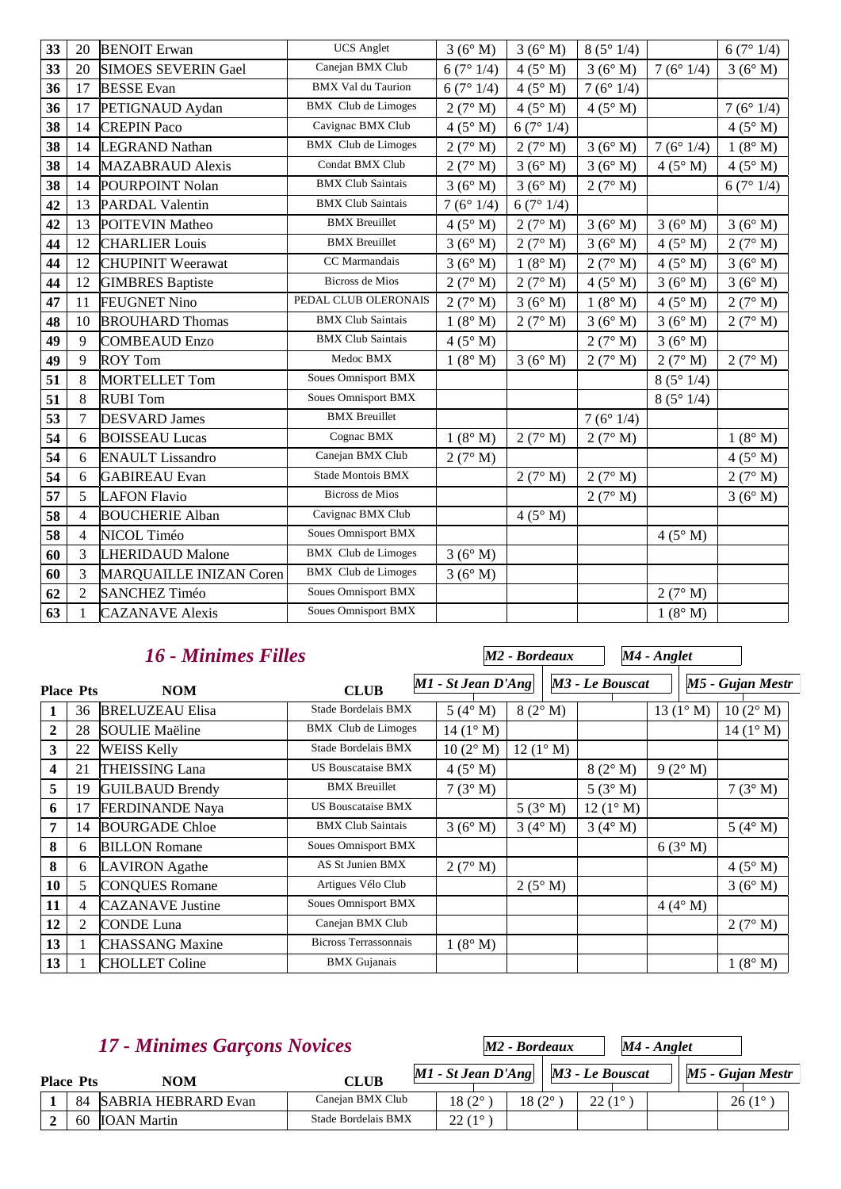| Place | Pts | NOM | CLUB | M1 | M2 | M3 | M4 | M5 |
|---|---|---|---|---|---|---|---|---|
| **33** | 20 | BENOIT Erwan | UCS Anglet | 3 (6° M) | 3 (6° M) | 8 (5° 1/4) | | 6 (7° 1/4) |
| **33** | 20 | SIMOES SEVERIN Gael | Canejan BMX Club | 6 (7° 1/4) | 4 (5° M) | 3 (6° M) | 7 (6° 1/4) | 3 (6° M) |
| **36** | 17 | BESSE Evan | BMX Val du Taurion | 6 (7° 1/4) | 4 (5° M) | 7 (6° 1/4) | | |
| **36** | 17 | PETIGNAUD Aydan | BMX Club de Limoges | 2 (7° M) | 4 (5° M) | 4 (5° M) | | 7 (6° 1/4) |
| **38** | 14 | CREPIN Paco | Cavignac BMX Club | 4 (5° M) | 6 (7° 1/4) | | | 4 (5° M) |
| **38** | 14 | LEGRAND Nathan | BMX Club de Limoges | 2 (7° M) | 2 (7° M) | 3 (6° M) | 7 (6° 1/4) | 1 (8° M) |
| **38** | 14 | MAZABRAUD Alexis | Condat BMX Club | 2 (7° M) | 3 (6° M) | 3 (6° M) | 4 (5° M) | 4 (5° M) |
| **38** | 14 | POURPOINT Nolan | BMX Club Saintais | 3 (6° M) | 3 (6° M) | 2 (7° M) | | 6 (7° 1/4) |
| **42** | 13 | PARDAL Valentin | BMX Club Saintais | 7 (6° 1/4) | 6 (7° 1/4) | | | |
| **42** | 13 | POITEVIN Matheo | BMX Breuillet | 4 (5° M) | 2 (7° M) | 3 (6° M) | 3 (6° M) | 3 (6° M) |
| **44** | 12 | CHARLIER Louis | BMX Breuillet | 3 (6° M) | 2 (7° M) | 3 (6° M) | 4 (5° M) | 2 (7° M) |
| **44** | 12 | CHUPINIT Weerawat | CC Marmandais | 3 (6° M) | 1 (8° M) | 2 (7° M) | 4 (5° M) | 3 (6° M) |
| **44** | 12 | GIMBRES Baptiste | Bicross de Mios | 2 (7° M) | 2 (7° M) | 4 (5° M) | 3 (6° M) | 3 (6° M) |
| **47** | 11 | FEUGNET Nino | PEDAL CLUB OLERONAIS | 2 (7° M) | 3 (6° M) | 1 (8° M) | 4 (5° M) | 2 (7° M) |
| **48** | 10 | BROUHARD Thomas | BMX Club Saintais | 1 (8° M) | 2 (7° M) | 3 (6° M) | 3 (6° M) | 2 (7° M) |
| **49** | 9 | COMBEAUD Enzo | BMX Club Saintais | 4 (5° M) | | 2 (7° M) | 3 (6° M) | |
| **49** | 9 | ROY Tom | Medoc BMX | 1 (8° M) | 3 (6° M) | 2 (7° M) | 2 (7° M) | 2 (7° M) |
| **51** | 8 | MORTELLET Tom | Soues Omnisport BMX | | | | 8 (5° 1/4) | |
| **51** | 8 | RUBI Tom | Soues Omnisport BMX | | | | 8 (5° 1/4) | |
| **53** | 7 | DESVARD James | BMX Breuillet | | | 7 (6° 1/4) | | |
| **54** | 6 | BOISSEAU Lucas | Cognac BMX | 1 (8° M) | 2 (7° M) | 2 (7° M) | | 1 (8° M) |
| **54** | 6 | ENAULT Lissandro | Canejan BMX Club | 2 (7° M) | | | | 4 (5° M) |
| **54** | 6 | GABIREAU Evan | Stade Montois BMX | | 2 (7° M) | 2 (7° M) | | 2 (7° M) |
| **57** | 5 | LAFON Flavio | Bicross de Mios | | | 2 (7° M) | | 3 (6° M) |
| **58** | 4 | BOUCHERIE Alban | Cavignac BMX Club | | 4 (5° M) | | | |
| **58** | 4 | NICOL Timéo | Soues Omnisport BMX | | | | 4 (5° M) | |
| **60** | 3 | LHERIDAUD Malone | BMX Club de Limoges | 3 (6° M) | | | | |
| **60** | 3 | MARQUAILLE INIZAN Coren | BMX Club de Limoges | 3 (6° M) | | | | |
| **62** | 2 | SANCHEZ Timéo | Soues Omnisport BMX | | | | 2 (7° M) | |
| **63** | 1 | CAZANAVE Alexis | Soues Omnisport BMX | | | | 1 (8° M) | |

## *16 - Minimes Filles*

| Place | Pts | NOM | CLUB | M1 - St Jean D'Ang | M2 - Bordeaux | M3 - Le Bouscat | M4 - Anglet | M5 - Gujan Mestr |
|---|---|---|---|---|---|---|---|---|
| **1** | 36 | BRELUZEAU Elisa | Stade Bordelais BMX | 5 (4° M) | 8 (2° M) | | 13 (1° M) | 10 (2° M) |
| **2** | 28 | SOULIE Maëline | BMX Club de Limoges | 14 (1° M) | | | | 14 (1° M) |
| **3** | 22 | WEISS Kelly | Stade Bordelais BMX | 10 (2° M) | 12 (1° M) | | | |
| **4** | 21 | THEISSING Lana | US Bouscataise BMX | 4 (5° M) | | 8 (2° M) | 9 (2° M) | |
| **5** | 19 | GUILBAUD Brendy | BMX Breuillet | 7 (3° M) | | 5 (3° M) | | 7 (3° M) |
| **6** | 17 | FERDINANDE Naya | US Bouscataise BMX | | 5 (3° M) | 12 (1° M) | | |
| **7** | 14 | BOURGADE Chloe | BMX Club Saintais | 3 (6° M) | 3 (4° M) | 3 (4° M) | | 5 (4° M) |
| **8** | 6 | BILLON Romane | Soues Omnisport BMX | | | | 6 (3° M) | |
| **8** | 6 | LAVIRON Agathe | AS St Junien BMX | 2 (7° M) | | | | 4 (5° M) |
| **10** | 5 | CONQUES Romane | Artigues Vélo Club | | 2 (5° M) | | | 3 (6° M) |
| **11** | 4 | CAZANAVE Justine | Soues Omnisport BMX | | | | 4 (4° M) | |
| **12** | 2 | CONDE Luna | Canejan BMX Club | | | | | 2 (7° M) |
| **13** | 1 | CHASSANG Maxine | Bicross Terrassonnais | 1 (8° M) | | | | |
| **13** | 1 | CHOLLET Coline | BMX Gujanais | | | | | 1 (8° M) |

## *17 - Minimes Garçons Novices*

| Place | Pts | NOM | CLUB | M1 - St Jean D'Ang | M2 - Bordeaux | M3 - Le Bouscat | M4 - Anglet | M5 - Gujan Mestr |
|---|---|---|---|---|---|---|---|---|
| **1** | 84 | SABRIA HEBRARD Evan | Canejan BMX Club | 18 (2° ) | 18 (2° ) | 22 (1° ) | | 26 (1° ) |
| **2** | 60 | IOAN Martin | Stade Bordelais BMX | 22 (1° ) | | | | |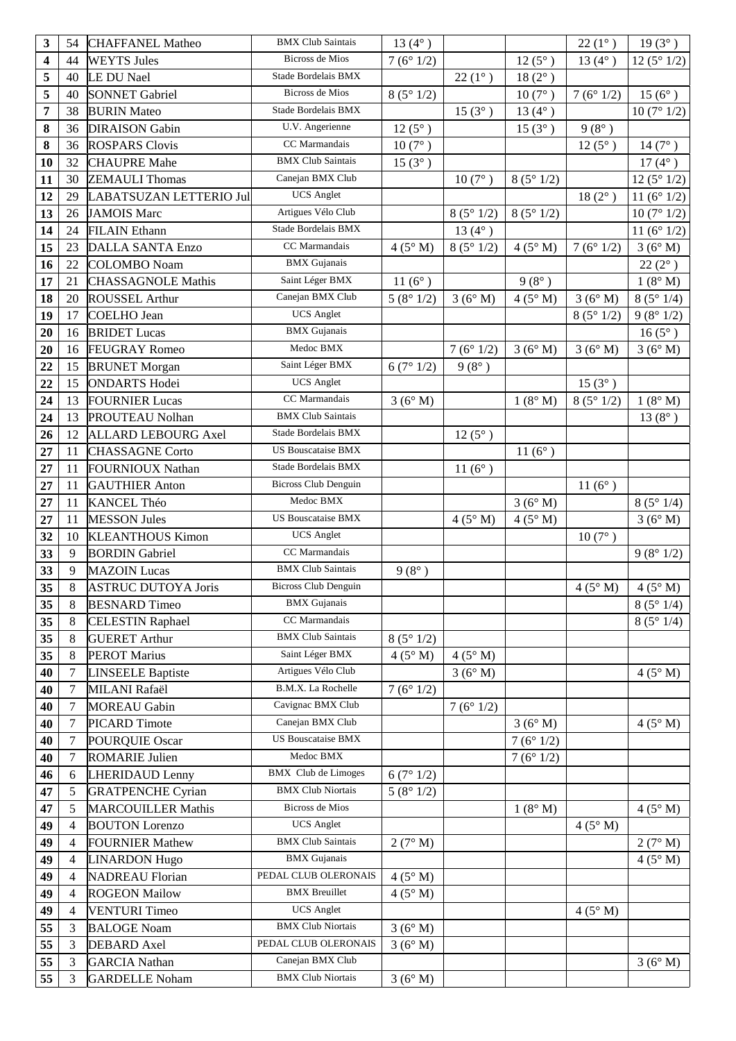| 3 | 54 | CHAFFANEL Matheo | BMX Club Saintais | 13 (4° ) | | | 22 (1° ) | 19 (3° ) |
|---|---|---|---|---|---|---|---|---|
| 4 | 44 | WEYTS Jules | Bicross de Mios | 7 (6° 1/2) | | 12 (5° ) | 13 (4° ) | 12 (5° 1/2) |
| 5 | 40 | LE DU Nael | Stade Bordelais BMX | | 22 (1° ) | 18 (2° ) | | |
| 5 | 40 | SONNET Gabriel | Bicross de Mios | 8 (5° 1/2) | | 10 (7° ) | 7 (6° 1/2) | 15 (6° ) |
| 7 | 38 | BURIN Mateo | Stade Bordelais BMX | | 15 (3° ) | 13 (4° ) | | 10 (7° 1/2) |
| 8 | 36 | DIRAISON Gabin | U.V. Angerienne | 12 (5° ) | | 15 (3° ) | 9 (8° ) | |
| 8 | 36 | ROSPARS Clovis | CC Marmandais | 10 (7° ) | | | 12 (5° ) | 14 (7° ) |
| 10 | 32 | CHAUPRE Mahe | BMX Club Saintais | 15 (3° ) | | | | 17 (4° ) |
| 11 | 30 | ZEMAULI Thomas | Canejan BMX Club | | 10 (7° ) | 8 (5° 1/2) | | 12 (5° 1/2) |
| 12 | 29 | LABATSUZAN LETTERIO Jul | UCS Anglet | | | | 18 (2° ) | 11 (6° 1/2) |
| 13 | 26 | JAMOIS Marc | Artigues Vélo Club | | 8 (5° 1/2) | 8 (5° 1/2) | | 10 (7° 1/2) |
| 14 | 24 | FILAIN Ethann | Stade Bordelais BMX | | 13 (4° ) | | | 11 (6° 1/2) |
| 15 | 23 | DALLA SANTA Enzo | CC Marmandais | 4 (5° M) | 8 (5° 1/2) | 4 (5° M) | 7 (6° 1/2) | 3 (6° M) |
| 16 | 22 | COLOMBO Noam | BMX Gujanais | | | | | 22 (2° ) |
| 17 | 21 | CHASSAGNOLE Mathis | Saint Léger BMX | 11 (6° ) | | 9 (8° ) | | 1 (8° M) |
| 18 | 20 | ROUSSEL Arthur | Canejan BMX Club | 5 (8° 1/2) | 3 (6° M) | 4 (5° M) | 3 (6° M) | 8 (5° 1/4) |
| 19 | 17 | COELHO Jean | UCS Anglet | | | | 8 (5° 1/2) | 9 (8° 1/2) |
| 20 | 16 | BRIDET Lucas | BMX Gujanais | | | | | 16 (5° ) |
| 20 | 16 | FEUGRAY Romeo | Medoc BMX | | 7 (6° 1/2) | 3 (6° M) | 3 (6° M) | 3 (6° M) |
| 22 | 15 | BRUNET Morgan | Saint Léger BMX | 6 (7° 1/2) | 9 (8° ) | | | |
| 22 | 15 | ONDARTS Hodei | UCS Anglet | | | | 15 (3° ) | |
| 24 | 13 | FOURNIER Lucas | CC Marmandais | 3 (6° M) | | 1 (8° M) | 8 (5° 1/2) | 1 (8° M) |
| 24 | 13 | PROUTEAU Nolhan | BMX Club Saintais | | | | | 13 (8° ) |
| 26 | 12 | ALLARD LEBOURG Axel | Stade Bordelais BMX | | 12 (5° ) | | | |
| 27 | 11 | CHASSAGNE Corto | US Bouscataise BMX | | | 11 (6° ) | | |
| 27 | 11 | FOURNIOUX Nathan | Stade Bordelais BMX | | 11 (6° ) | | | |
| 27 | 11 | GAUTHIER Anton | Bicross Club Denguin | | | | 11 (6° ) | |
| 27 | 11 | KANCEL Théo | Medoc BMX | | | 3 (6° M) | | 8 (5° 1/4) |
| 27 | 11 | MESSON Jules | US Bouscataise BMX | | 4 (5° M) | 4 (5° M) | | 3 (6° M) |
| 32 | 10 | KLEANTHOUS Kimon | UCS Anglet | | | | 10 (7° ) | |
| 33 | 9 | BORDIN Gabriel | CC Marmandais | | | | | 9 (8° 1/2) |
| 33 | 9 | MAZOIN Lucas | BMX Club Saintais | 9 (8° ) | | | | |
| 35 | 8 | ASTRUC DUTOYA Joris | Bicross Club Denguin | | | | 4 (5° M) | 4 (5° M) |
| 35 | 8 | BESNARD Timeo | BMX Gujanais | | | | | 8 (5° 1/4) |
| 35 | 8 | CELESTIN Raphael | CC Marmandais | | | | | 8 (5° 1/4) |
| 35 | 8 | GUERET Arthur | BMX Club Saintais | 8 (5° 1/2) | | | | |
| 35 | 8 | PEROT Marius | Saint Léger BMX | 4 (5° M) | 4 (5° M) | | | |
| 40 | 7 | LINSEELE Baptiste | Artigues Vélo Club | | 3 (6° M) | | | 4 (5° M) |
| 40 | 7 | MILANI Rafaël | B.M.X. La Rochelle | 7 (6° 1/2) | | | | |
| 40 | 7 | MOREAU Gabin | Cavignac BMX Club | | 7 (6° 1/2) | | | |
| 40 | 7 | PICARD Timote | Canejan BMX Club | | | 3 (6° M) | | 4 (5° M) |
| 40 | 7 | POURQUIE Oscar | US Bouscataise BMX | | | 7 (6° 1/2) | | |
| 40 | 7 | ROMARIE Julien | Medoc BMX | | | 7 (6° 1/2) | | |
| 46 | 6 | LHERIDAUD Lenny | BMX Club de Limoges | 6 (7° 1/2) | | | | |
| 47 | 5 | GRATPENCHE Cyrian | BMX Club Niortais | 5 (8° 1/2) | | | | |
| 47 | 5 | MARCOUILLER Mathis | Bicross de Mios | | | 1 (8° M) | | 4 (5° M) |
| 49 | 4 | BOUTON Lorenzo | UCS Anglet | | | | 4 (5° M) | |
| 49 | 4 | FOURNIER Mathew | BMX Club Saintais | 2 (7° M) | | | | 2 (7° M) |
| 49 | 4 | LINARDON Hugo | BMX Gujanais | | | | | 4 (5° M) |
| 49 | 4 | NADREAU Florian | PEDAL CLUB OLERONAIS | 4 (5° M) | | | | |
| 49 | 4 | ROGEON Mailow | BMX Breuillet | 4 (5° M) | | | | |
| 49 | 4 | VENTURI Timeo | UCS Anglet | | | | 4 (5° M) | |
| 55 | 3 | BALOGE Noam | BMX Club Niortais | 3 (6° M) | | | | |
| 55 | 3 | DEBARD Axel | PEDAL CLUB OLERONAIS | 3 (6° M) | | | | |
| 55 | 3 | GARCIA Nathan | Canejan BMX Club | | | | | 3 (6° M) |
| 55 | 3 | GARDELLE Noham | BMX Club Niortais | 3 (6° M) | | | | |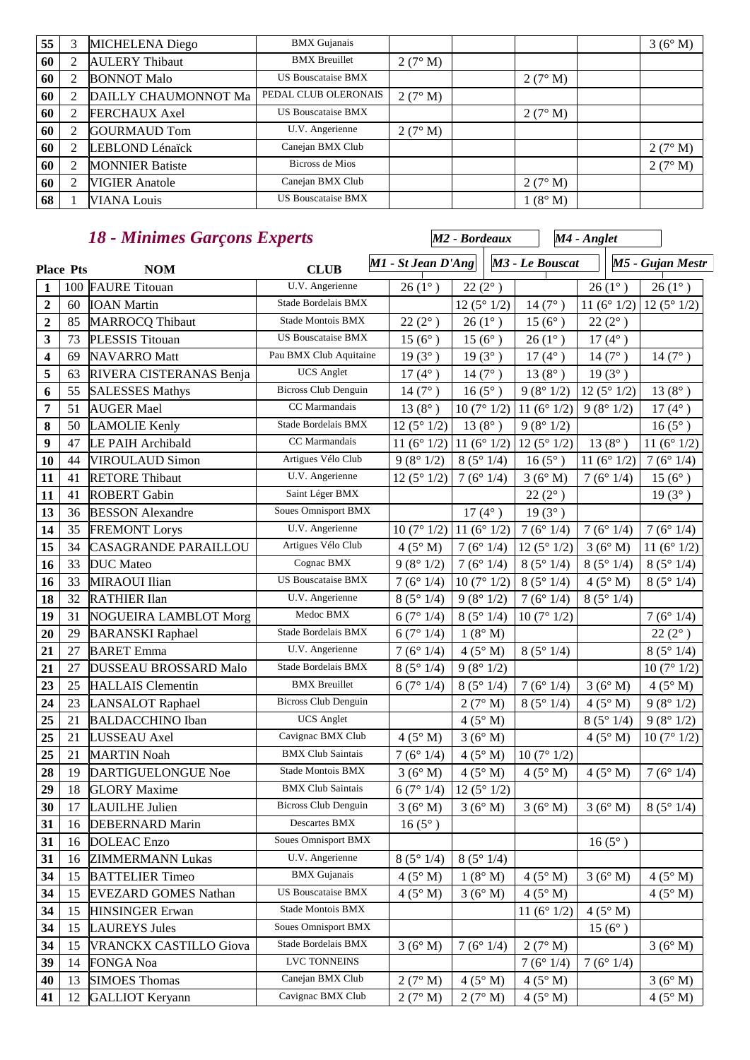| | | | | | | | | |
|---|---|---|---|---|---|---|---|---|
| 55 | 3 | MICHELENA Diego | BMX Gujanais | | | | | 3 (6° M) |
| 60 | 2 | AULERY Thibaut | BMX Breuillet | 2 (7° M) | | | | |
| 60 | 2 | BONNOT Malo | US Bouscataise BMX | | | 2 (7° M) | | |
| 60 | 2 | DAILLY CHAUMONNOT Ma | PEDAL CLUB OLERONAIS | 2 (7° M) | | | | |
| 60 | 2 | FERCHAUX Axel | US Bouscataise BMX | | | 2 (7° M) | | |
| 60 | 2 | GOURMAUD Tom | U.V. Angerienne | 2 (7° M) | | | | |
| 60 | 2 | LEBLOND Lénaïck | Canejan BMX Club | | | | | 2 (7° M) |
| 60 | 2 | MONNIER Batiste | Bicross de Mios | | | | | 2 (7° M) |
| 60 | 2 | VIGIER Anatole | Canejan BMX Club | | | 2 (7° M) | | |
| 68 | 1 | VIANA Louis | US Bouscataise BMX | | | 1 (8° M) | | |

## *18 - Minimes Garçons Experts*

| Place | Pts | NOM | CLUB | M1 - St Jean D'Ang | M2 - Bordeaux | M3 - Le Bouscat | M4 - Anglet | M5 - Gujan Mestr |
|---|---|---|---|---|---|---|---|---|
| 1 | 100 | FAURE Titouan | U.V. Angerienne | 26 (1° ) | 22 (2° ) | | 26 (1° ) | 26 (1° ) |
| 2 | 60 | IOAN Martin | Stade Bordelais BMX | | 12 (5° 1/2) | 14 (7° ) | 11 (6° 1/2) | 12 (5° 1/2) |
| 2 | 85 | MARROCQ Thibaut | Stade Montois BMX | 22 (2° ) | 26 (1° ) | 15 (6° ) | 22 (2° ) | |
| 3 | 73 | PLESSIS Titouan | US Bouscataise BMX | 15 (6° ) | 15 (6° ) | 26 (1° ) | 17 (4° ) | |
| 4 | 69 | NAVARRO Matt | Pau BMX Club Aquitaine | 19 (3° ) | 19 (3° ) | 17 (4° ) | 14 (7° ) | 14 (7° ) |
| 5 | 63 | RIVERA CISTERANAS Benja | UCS Anglet | 17 (4° ) | 14 (7° ) | 13 (8° ) | 19 (3° ) | |
| 6 | 55 | SALESSES Mathys | Bicross Club Denguin | 14 (7° ) | 16 (5° ) | 9 (8° 1/2) | 12 (5° 1/2) | 13 (8° ) |
| 7 | 51 | AUGER Mael | CC Marmandais | 13 (8° ) | 10 (7° 1/2) | 11 (6° 1/2) | 9 (8° 1/2) | 17 (4° ) |
| 8 | 50 | LAMOLIE Kenly | Stade Bordelais BMX | 12 (5° 1/2) | 13 (8° ) | 9 (8° 1/2) | | 16 (5° ) |
| 9 | 47 | LE PAIH Archibald | CC Marmandais | 11 (6° 1/2) | 11 (6° 1/2) | 12 (5° 1/2) | 13 (8° ) | 11 (6° 1/2) |
| 10 | 44 | VIROULAUD Simon | Artigues Vélo Club | 9 (8° 1/2) | 8 (5° 1/4) | 16 (5° ) | 11 (6° 1/2) | 7 (6° 1/4) |
| 11 | 41 | RETORE Thibaut | U.V. Angerienne | 12 (5° 1/2) | 7 (6° 1/4) | 3 (6° M) | 7 (6° 1/4) | 15 (6° ) |
| 11 | 41 | ROBERT Gabin | Saint Léger BMX | | | 22 (2° ) | | 19 (3° ) |
| 13 | 36 | BESSON Alexandre | Soues Omnisport BMX | | 17 (4° ) | 19 (3° ) | | |
| 14 | 35 | FREMONT Lorys | U.V. Angerienne | 10 (7° 1/2) | 11 (6° 1/2) | 7 (6° 1/4) | 7 (6° 1/4) | 7 (6° 1/4) |
| 15 | 34 | CASAGRANDE PARAILLOU | Artigues Vélo Club | 4 (5° M) | 7 (6° 1/4) | 12 (5° 1/2) | 3 (6° M) | 11 (6° 1/2) |
| 16 | 33 | DUC Mateo | Cognac BMX | 9 (8° 1/2) | 7 (6° 1/4) | 8 (5° 1/4) | 8 (5° 1/4) | 8 (5° 1/4) |
| 16 | 33 | MIRAOUI Ilian | US Bouscataise BMX | 7 (6° 1/4) | 10 (7° 1/2) | 8 (5° 1/4) | 4 (5° M) | 8 (5° 1/4) |
| 18 | 32 | RATHIER Ilan | U.V. Angerienne | 8 (5° 1/4) | 9 (8° 1/2) | 7 (6° 1/4) | 8 (5° 1/4) | |
| 19 | 31 | NOGUEIRA LAMBLOT Morg | Medoc BMX | 6 (7° 1/4) | 8 (5° 1/4) | 10 (7° 1/2) | | 7 (6° 1/4) |
| 20 | 29 | BARANSKI Raphael | Stade Bordelais BMX | 6 (7° 1/4) | 1 (8° M) | | | 22 (2° ) |
| 21 | 27 | BARET Emma | U.V. Angerienne | 7 (6° 1/4) | 4 (5° M) | 8 (5° 1/4) | | 8 (5° 1/4) |
| 21 | 27 | DUSSEAU BROSSARD Malo | Stade Bordelais BMX | 8 (5° 1/4) | 9 (8° 1/2) | | | 10 (7° 1/2) |
| 23 | 25 | HALLAIS Clementin | BMX Breuillet | 6 (7° 1/4) | 8 (5° 1/4) | 7 (6° 1/4) | 3 (6° M) | 4 (5° M) |
| 24 | 23 | LANSALOT Raphael | Bicross Club Denguin | | 2 (7° M) | 8 (5° 1/4) | 4 (5° M) | 9 (8° 1/2) |
| 25 | 21 | BALDACCHINO Iban | UCS Anglet | | 4 (5° M) | | 8 (5° 1/4) | 9 (8° 1/2) |
| 25 | 21 | LUSSEAU Axel | Cavignac BMX Club | 4 (5° M) | 3 (6° M) | | 4 (5° M) | 10 (7° 1/2) |
| 25 | 21 | MARTIN Noah | BMX Club Saintais | 7 (6° 1/4) | 4 (5° M) | 10 (7° 1/2) | | |
| 28 | 19 | DARTIGUELONGUE Noe | Stade Montois BMX | 3 (6° M) | 4 (5° M) | 4 (5° M) | 4 (5° M) | 7 (6° 1/4) |
| 29 | 18 | GLORY Maxime | BMX Club Saintais | 6 (7° 1/4) | 12 (5° 1/2) | | | |
| 30 | 17 | LAUILHE Julien | Bicross Club Denguin | 3 (6° M) | 3 (6° M) | 3 (6° M) | 3 (6° M) | 8 (5° 1/4) |
| 31 | 16 | DEBERNARD Marin | Descartes BMX | 16 (5° ) | | | | |
| 31 | 16 | DOLEAC Enzo | Soues Omnisport BMX | | | | 16 (5° ) | |
| 31 | 16 | ZIMMERMANN Lukas | U.V. Angerienne | 8 (5° 1/4) | 8 (5° 1/4) | | | |
| 34 | 15 | BATTELIER Timeo | BMX Gujanais | 4 (5° M) | 1 (8° M) | 4 (5° M) | 3 (6° M) | 4 (5° M) |
| 34 | 15 | EVEZARD GOMES Nathan | US Bouscataise BMX | 4 (5° M) | 3 (6° M) | 4 (5° M) | | 4 (5° M) |
| 34 | 15 | HINSINGER Erwan | Stade Montois BMX | | | 11 (6° 1/2) | 4 (5° M) | |
| 34 | 15 | LAUREYS Jules | Soues Omnisport BMX | | | | 15 (6° ) | |
| 34 | 15 | VRANCKX CASTILLO Giova | Stade Bordelais BMX | 3 (6° M) | 7 (6° 1/4) | 2 (7° M) | | 3 (6° M) |
| 39 | 14 | FONGA Noa | LVC TONNEINS | | | 7 (6° 1/4) | 7 (6° 1/4) | |
| 40 | 13 | SIMOES Thomas | Canejan BMX Club | 2 (7° M) | 4 (5° M) | 4 (5° M) | | 3 (6° M) |
| 41 | 12 | GALLIOT Keryann | Cavignac BMX Club | 2 (7° M) | 2 (7° M) | 4 (5° M) | | 4 (5° M) |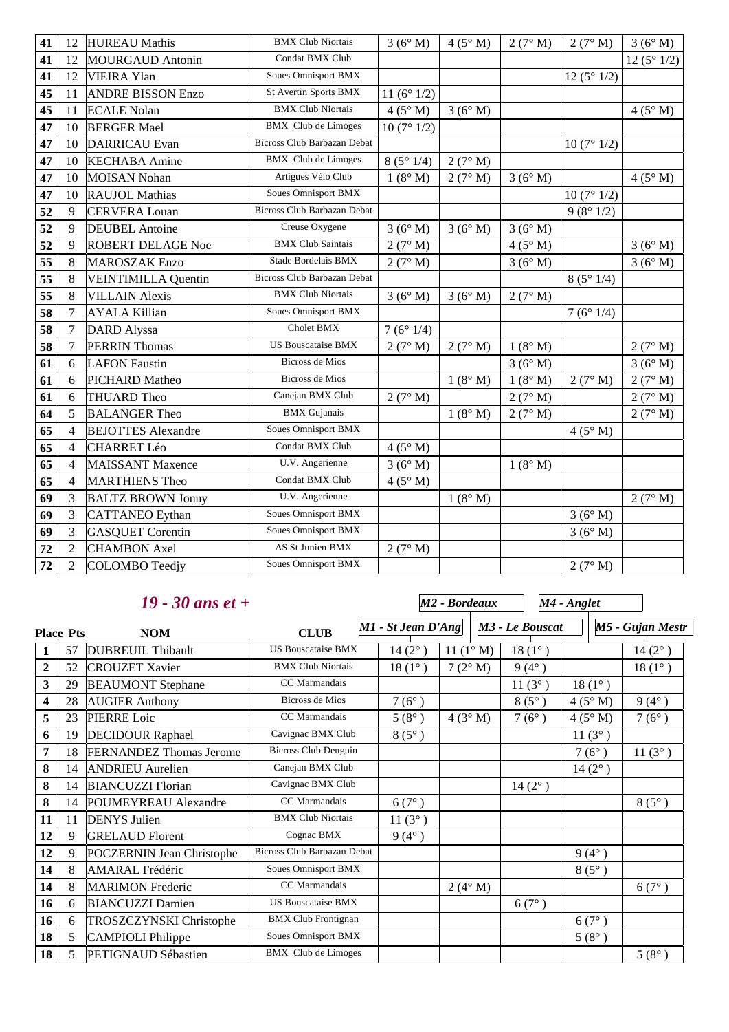| Place | Pts | NOM | CLUB | M1 | M2 | M3 | M4 | M5 |
|---|---|---|---|---|---|---|---|---|
| 41 | 12 | HUREAU Mathis | BMX Club Niortais | 3 (6° M) | 4 (5° M) | 2 (7° M) | 2 (7° M) | 3 (6° M) |
| 41 | 12 | MOURGAUD Antonin | Condat BMX Club | | | | | 12 (5° 1/2) |
| 41 | 12 | VIEIRA Ylan | Soues Omnisport BMX | | | | 12 (5° 1/2) | |
| 45 | 11 | ANDRE BISSON Enzo | St Avertin Sports BMX | 11 (6° 1/2) | | | | |
| 45 | 11 | ECALE Nolan | BMX Club Niortais | 4 (5° M) | 3 (6° M) | | | 4 (5° M) |
| 47 | 10 | BERGER Mael | BMX Club de Limoges | 10 (7° 1/2) | | | | |
| 47 | 10 | DARRICAU Evan | Bicross Club Barbazan Debat | | | | 10 (7° 1/2) | |
| 47 | 10 | KECHABA Amine | BMX Club de Limoges | 8 (5° 1/4) | 2 (7° M) | | | |
| 47 | 10 | MOISAN Nohan | Artigues Vélo Club | 1 (8° M) | 2 (7° M) | 3 (6° M) | | 4 (5° M) |
| 47 | 10 | RAUJOL Mathias | Soues Omnisport BMX | | | | 10 (7° 1/2) | |
| 52 | 9 | CERVERA Louan | Bicross Club Barbazan Debat | | | | 9 (8° 1/2) | |
| 52 | 9 | DEUBEL Antoine | Creuse Oxygene | 3 (6° M) | 3 (6° M) | 3 (6° M) | | |
| 52 | 9 | ROBERT DELAGE Noe | BMX Club Saintais | 2 (7° M) | | 4 (5° M) | | 3 (6° M) |
| 55 | 8 | MAROSZAK Enzo | Stade Bordelais BMX | 2 (7° M) | | 3 (6° M) | | 3 (6° M) |
| 55 | 8 | VEINTIMILLA Quentin | Bicross Club Barbazan Debat | | | | 8 (5° 1/4) | |
| 55 | 8 | VILLAIN Alexis | BMX Club Niortais | 3 (6° M) | 3 (6° M) | 2 (7° M) | | |
| 58 | 7 | AYALA Killian | Soues Omnisport BMX | | | | 7 (6° 1/4) | |
| 58 | 7 | DARD Alyssa | Cholet BMX | 7 (6° 1/4) | | | | |
| 58 | 7 | PERRIN Thomas | US Bouscataise BMX | 2 (7° M) | 2 (7° M) | 1 (8° M) | | 2 (7° M) |
| 61 | 6 | LAFON Faustin | Bicross de Mios | | | 3 (6° M) | | 3 (6° M) |
| 61 | 6 | PICHARD Matheo | Bicross de Mios | | 1 (8° M) | 1 (8° M) | 2 (7° M) | 2 (7° M) |
| 61 | 6 | THUARD Theo | Canejan BMX Club | 2 (7° M) | | 2 (7° M) | | 2 (7° M) |
| 64 | 5 | BALANGER Theo | BMX Gujanais | | 1 (8° M) | 2 (7° M) | | 2 (7° M) |
| 65 | 4 | BEJOTTES Alexandre | Soues Omnisport BMX | | | | 4 (5° M) | |
| 65 | 4 | CHARRET Léo | Condat BMX Club | 4 (5° M) | | | | |
| 65 | 4 | MAISSANT Maxence | U.V. Angerienne | 3 (6° M) | | 1 (8° M) | | |
| 65 | 4 | MARTHIENS Theo | Condat BMX Club | 4 (5° M) | | | | |
| 69 | 3 | BALTZ BROWN Jonny | U.V. Angerienne | | 1 (8° M) | | | 2 (7° M) |
| 69 | 3 | CATTANEO Eythan | Soues Omnisport BMX | | | | 3 (6° M) | |
| 69 | 3 | GASQUET Corentin | Soues Omnisport BMX | | | | 3 (6° M) | |
| 72 | 2 | CHAMBON Axel | AS St Junien BMX | 2 (7° M) | | | | |
| 72 | 2 | COLOMBO Teedjy | Soues Omnisport BMX | | | | 2 (7° M) | |

## *19 - 30 ans et +*

| Place | Pts | NOM | CLUB | M1 - St Jean D'Ang | M2 - Bordeaux | M3 - Le Bouscat | M4 - Anglet | M5 - Gujan Mestr |
|---|---|---|---|---|---|---|---|---|
| 1 | 57 | DUBREUIL Thibault | US Bouscataise BMX | 14 (2°) | 11 (1° M) | 18 (1°) | | 14 (2°) |
| 2 | 52 | CROUZET Xavier | BMX Club Niortais | 18 (1°) | 7 (2° M) | 9 (4°) | | 18 (1°) |
| 3 | 29 | BEAUMONT Stephane | CC Marmandais | | | 11 (3°) | 18 (1°) | |
| 4 | 28 | AUGIER Anthony | Bicross de Mios | 7 (6°) | | 8 (5°) | 4 (5° M) | 9 (4°) |
| 5 | 23 | PIERRE Loic | CC Marmandais | 5 (8°) | 4 (3° M) | 7 (6°) | 4 (5° M) | 7 (6°) |
| 6 | 19 | DECIDOUR Raphael | Cavignac BMX Club | 8 (5°) | | | 11 (3°) | |
| 7 | 18 | FERNANDEZ Thomas Jerome | Bicross Club Denguin | | | | 7 (6°) | 11 (3°) |
| 8 | 14 | ANDRIEU Aurelien | Canejan BMX Club | | | | 14 (2°) | |
| 8 | 14 | BIANCUZZI Florian | Cavignac BMX Club | | | 14 (2°) | | |
| 8 | 14 | POUMEYREAU Alexandre | CC Marmandais | 6 (7°) | | | | 8 (5°) |
| 11 | 11 | DENYS Julien | BMX Club Niortais | 11 (3°) | | | | |
| 12 | 9 | GRELAUD Florent | Cognac BMX | 9 (4°) | | | | |
| 12 | 9 | POCZERNIN Jean Christophe | Bicross Club Barbazan Debat | | | | 9 (4°) | |
| 14 | 8 | AMARAL Frédéric | Soues Omnisport BMX | | | | 8 (5°) | |
| 14 | 8 | MARIMON Frederic | CC Marmandais | | 2 (4° M) | | | 6 (7°) |
| 16 | 6 | BIANCUZZI Damien | US Bouscataise BMX | | | 6 (7°) | | |
| 16 | 6 | TROSZCZYNSKI Christophe | BMX Club Frontignan | | | | 6 (7°) | |
| 18 | 5 | CAMPIOLI Philippe | Soues Omnisport BMX | | | | 5 (8°) | |
| 18 | 5 | PETIGNAUD Sébastien | BMX Club de Limoges | | | | | 5 (8°) |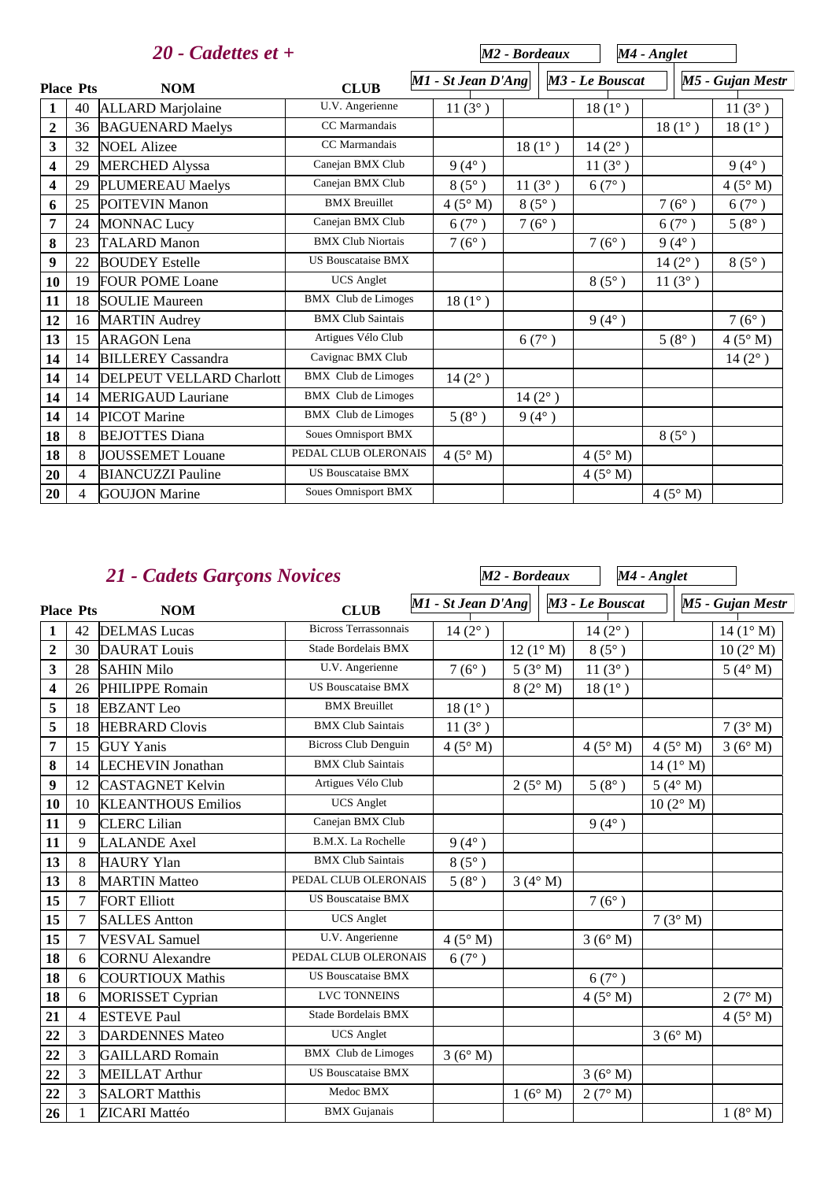## 20 - Cadettes et +

| Place | Pts | NOM | CLUB | M1 - St Jean D'Ang | M2 - Bordeaux | M3 - Le Bouscat | M4 - Anglet | M5 - Gujan Mestr |
|---|---|---|---|---|---|---|---|---|
| 1 | 40 | ALLARD Marjolaine | U.V. Angerienne | 11 (3° ) | | 18 (1° ) | | 11 (3° ) |
| 2 | 36 | BAGUENARD Maelys | CC Marmandais | | | | 18 (1° ) | 18 (1° ) |
| 3 | 32 | NOEL Alizee | CC Marmandais | | 18 (1° ) | 14 (2° ) | | |
| 4 | 29 | MERCHED Alyssa | Canejan BMX Club | 9 (4° ) | | 11 (3° ) | | 9 (4° ) |
| 4 | 29 | PLUMEREAU Maelys | Canejan BMX Club | 8 (5° ) | 11 (3° ) | 6 (7° ) | | 4 (5° M) |
| 6 | 25 | POITEVIN Manon | BMX Breuillet | 4 (5° M) | 8 (5° ) | | 7 (6° ) | 6 (7° ) |
| 7 | 24 | MONNAC Lucy | Canejan BMX Club | 6 (7° ) | 7 (6° ) | | 6 (7° ) | 5 (8° ) |
| 8 | 23 | TALARD Manon | BMX Club Niortais | 7 (6° ) | | 7 (6° ) | 9 (4° ) | |
| 9 | 22 | BOUDEY Estelle | US Bouscataise BMX | | | | 14 (2° ) | 8 (5° ) |
| 10 | 19 | FOUR POME Loane | UCS Anglet | | | 8 (5° ) | 11 (3° ) | |
| 11 | 18 | SOULIE Maureen | BMX Club de Limoges | 18 (1° ) | | | | |
| 12 | 16 | MARTIN Audrey | BMX Club Saintais | | | 9 (4° ) | | 7 (6° ) |
| 13 | 15 | ARAGON Lena | Artigues Vélo Club | | 6 (7° ) | | 5 (8° ) | 4 (5° M) |
| 14 | 14 | BILLEREY Cassandra | Cavignac BMX Club | | | | | 14 (2° ) |
| 14 | 14 | DELPEUT VELLARD Charlott | BMX Club de Limoges | 14 (2° ) | | | | |
| 14 | 14 | MERIGAUD Lauriane | BMX Club de Limoges | | 14 (2° ) | | | |
| 14 | 14 | PICOT Marine | BMX Club de Limoges | 5 (8° ) | 9 (4° ) | | | |
| 18 | 8 | BEJOTTES Diana | Soues Omnisport BMX | | | | 8 (5° ) | |
| 18 | 8 | JOUSSEMET Louane | PEDAL CLUB OLERONAIS | 4 (5° M) | | 4 (5° M) | | |
| 20 | 4 | BIANCUZZI Pauline | US Bouscataise BMX | | | 4 (5° M) | | |
| 20 | 4 | GOUJON Marine | Soues Omnisport BMX | | | | 4 (5° M) | |

## 21 - Cadets Garçons Novices

| Place | Pts | NOM | CLUB | M1 - St Jean D'Ang | M2 - Bordeaux | M3 - Le Bouscat | M4 - Anglet | M5 - Gujan Mestr |
|---|---|---|---|---|---|---|---|---|
| 1 | 42 | DELMAS Lucas | Bicross Terrassonnais | 14 (2° ) | | 14 (2° ) | | 14 (1° M) |
| 2 | 30 | DAURAT Louis | Stade Bordelais BMX | | 12 (1° M) | 8 (5° ) | | 10 (2° M) |
| 3 | 28 | SAHIN Milo | U.V. Angerienne | 7 (6° ) | 5 (3° M) | 11 (3° ) | | 5 (4° M) |
| 4 | 26 | PHILIPPE Romain | US Bouscataise BMX | | 8 (2° M) | 18 (1° ) | | |
| 5 | 18 | EBZANT Leo | BMX Breuillet | 18 (1° ) | | | | |
| 5 | 18 | HEBRARD Clovis | BMX Club Saintais | 11 (3° ) | | | | 7 (3° M) |
| 7 | 15 | GUY Yanis | Bicross Club Denguin | 4 (5° M) | | 4 (5° M) | 4 (5° M) | 3 (6° M) |
| 8 | 14 | LECHEVIN Jonathan | BMX Club Saintais | | | | 14 (1° M) | |
| 9 | 12 | CASTAGNET Kelvin | Artigues Vélo Club | | 2 (5° M) | 5 (8° ) | 5 (4° M) | |
| 10 | 10 | KLEANTHOUS Emilios | UCS Anglet | | | | 10 (2° M) | |
| 11 | 9 | CLERC Lilian | Canejan BMX Club | | | 9 (4° ) | | |
| 11 | 9 | LALANDE Axel | B.M.X. La Rochelle | 9 (4° ) | | | | |
| 13 | 8 | HAURY Ylan | BMX Club Saintais | 8 (5° ) | | | | |
| 13 | 8 | MARTIN Matteo | PEDAL CLUB OLERONAIS | 5 (8° ) | 3 (4° M) | | | |
| 15 | 7 | FORT Elliott | US Bouscataise BMX | | | 7 (6° ) | | |
| 15 | 7 | SALLES Antton | UCS Anglet | | | | 7 (3° M) | |
| 15 | 7 | VESVAL Samuel | U.V. Angerienne | 4 (5° M) | | 3 (6° M) | | |
| 18 | 6 | CORNU Alexandre | PEDAL CLUB OLERONAIS | 6 (7° ) | | | | |
| 18 | 6 | COURTIOUX Mathis | US Bouscataise BMX | | | 6 (7° ) | | |
| 18 | 6 | MORISSET Cyprian | LVC TONNEINS | | | 4 (5° M) | | 2 (7° M) |
| 21 | 4 | ESTEVE Paul | Stade Bordelais BMX | | | | | 4 (5° M) |
| 22 | 3 | DARDENNES Mateo | UCS Anglet | | | | 3 (6° M) | |
| 22 | 3 | GAILLARD Romain | BMX Club de Limoges | 3 (6° M) | | | | |
| 22 | 3 | MEILLAT Arthur | US Bouscataise BMX | | | 3 (6° M) | | |
| 22 | 3 | SALORT Matthis | Medoc BMX | | 1 (6° M) | 2 (7° M) | | |
| 26 | 1 | ZICARI Mattéo | BMX Gujanais | | | | | 1 (8° M) |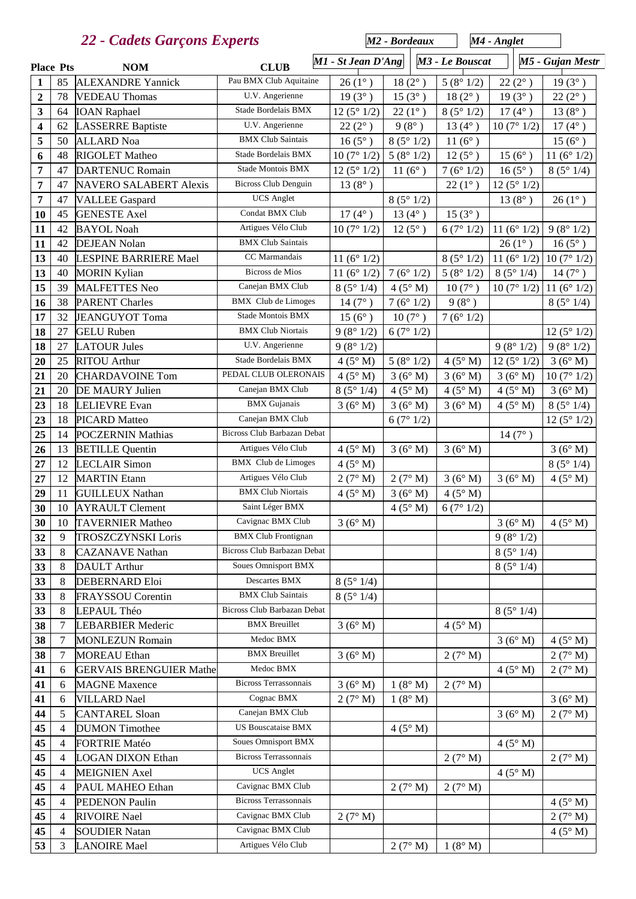## 22 - Cadets Garçons Experts

| Place | Pts | NOM | CLUB | M1 - St Jean D'Ang | M2 - Bordeaux | M3 - Le Bouscat | M4 - Anglet | M5 - Gujan Mestr |
|---|---|---|---|---|---|---|---|---|
| 1 | 85 | ALEXANDRE Yannick | Pau BMX Club Aquitaine | 26 (1° ) | 18 (2° ) | 5 (8° 1/2) | 22 (2° ) | 19 (3° ) |
| 2 | 78 | VEDEAU Thomas | U.V. Angerienne | 19 (3° ) | 15 (3° ) | 18 (2° ) | 19 (3° ) | 22 (2° ) |
| 3 | 64 | IOAN Raphael | Stade Bordelais BMX | 12 (5° 1/2) | 22 (1° ) | 8 (5° 1/2) | 17 (4° ) | 13 (8° ) |
| 4 | 62 | LASSERRE Baptiste | U.V. Angerienne | 22 (2° ) | 9 (8° ) | 13 (4° ) | 10 (7° 1/2) | 17 (4° ) |
| 5 | 50 | ALLARD Noa | BMX Club Saintais | 16 (5° ) | 8 (5° 1/2) | 11 (6° ) | | 15 (6° ) |
| 6 | 48 | RIGOLET Matheo | Stade Bordelais BMX | 10 (7° 1/2) | 5 (8° 1/2) | 12 (5° ) | 15 (6° ) | 11 (6° 1/2) |
| 7 | 47 | DARTENUC Romain | Stade Montois BMX | 12 (5° 1/2) | 11 (6° ) | 7 (6° 1/2) | 16 (5° ) | 8 (5° 1/4) |
| 7 | 47 | NAVERO SALABERT Alexis | Bicross Club Denguin | 13 (8° ) | | 22 (1° ) | 12 (5° 1/2) | |
| 7 | 47 | VALLEE Gaspard | UCS Anglet | | 8 (5° 1/2) | | 13 (8° ) | 26 (1° ) |
| 10 | 45 | GENESTE Axel | Condat BMX Club | 17 (4° ) | 13 (4° ) | 15 (3° ) | | |
| 11 | 42 | BAYOL Noah | Artigues Vélo Club | 10 (7° 1/2) | 12 (5° ) | 6 (7° 1/2) | 11 (6° 1/2) | 9 (8° 1/2) |
| 11 | 42 | DEJEAN Nolan | BMX Club Saintais | | | | 26 (1° ) | 16 (5° ) |
| 13 | 40 | LESPINE BARRIERE Mael | CC Marmandais | 11 (6° 1/2) | | 8 (5° 1/2) | 11 (6° 1/2) | 10 (7° 1/2) |
| 13 | 40 | MORIN Kylian | Bicross de Mios | 11 (6° 1/2) | 7 (6° 1/2) | 5 (8° 1/2) | 8 (5° 1/4) | 14 (7° ) |
| 15 | 39 | MALFETTES Neo | Canejan BMX Club | 8 (5° 1/4) | 4 (5° M) | 10 (7° ) | 10 (7° 1/2) | 11 (6° 1/2) |
| 16 | 38 | PARENT Charles | BMX Club de Limoges | 14 (7° ) | 7 (6° 1/2) | 9 (8° ) | | 8 (5° 1/4) |
| 17 | 32 | JEANGUYOT Toma | Stade Montois BMX | 15 (6° ) | 10 (7° ) | 7 (6° 1/2) | | |
| 18 | 27 | GELU Ruben | BMX Club Niortais | 9 (8° 1/2) | 6 (7° 1/2) | | | 12 (5° 1/2) |
| 18 | 27 | LATOUR Jules | U.V. Angerienne | 9 (8° 1/2) | | | 9 (8° 1/2) | 9 (8° 1/2) |
| 20 | 25 | RITOU Arthur | Stade Bordelais BMX | 4 (5° M) | 5 (8° 1/2) | 4 (5° M) | 12 (5° 1/2) | 3 (6° M) |
| 21 | 20 | CHARDAVOINE Tom | PEDAL CLUB OLERONAIS | 4 (5° M) | 3 (6° M) | 3 (6° M) | 3 (6° M) | 10 (7° 1/2) |
| 21 | 20 | DE MAURY Julien | Canejan BMX Club | 8 (5° 1/4) | 4 (5° M) | 4 (5° M) | 4 (5° M) | 3 (6° M) |
| 23 | 18 | LELIEVRE Evan | BMX Gujanais | 3 (6° M) | 3 (6° M) | 3 (6° M) | 4 (5° M) | 8 (5° 1/4) |
| 23 | 18 | PICARD Matteo | Canejan BMX Club | | 6 (7° 1/2) | | | 12 (5° 1/2) |
| 25 | 14 | POCZERNIN Mathias | Bicross Club Barbazan Debat | | | | 14 (7° ) | |
| 26 | 13 | BETILLE Quentin | Artigues Vélo Club | 4 (5° M) | 3 (6° M) | 3 (6° M) | | 3 (6° M) |
| 27 | 12 | LECLAIR Simon | BMX Club de Limoges | 4 (5° M) | | | | 8 (5° 1/4) |
| 27 | 12 | MARTIN Etann | Artigues Vélo Club | 2 (7° M) | 2 (7° M) | 3 (6° M) | 3 (6° M) | 4 (5° M) |
| 29 | 11 | GUILLEUX Nathan | BMX Club Niortais | 4 (5° M) | 3 (6° M) | 4 (5° M) | | |
| 30 | 10 | AYRAULT Clement | Saint Léger BMX | | 4 (5° M) | 6 (7° 1/2) | | |
| 30 | 10 | TAVERNIER Matheo | Cavignac BMX Club | 3 (6° M) | | | 3 (6° M) | 4 (5° M) |
| 32 | 9 | TROSZCZYNSKI Loris | BMX Club Frontignan | | | | 9 (8° 1/2) | |
| 33 | 8 | CAZANAVE Nathan | Bicross Club Barbazan Debat | | | | 8 (5° 1/4) | |
| 33 | 8 | DAULT Arthur | Soues Omnisport BMX | | | | 8 (5° 1/4) | |
| 33 | 8 | DEBERNARD Eloi | Descartes BMX | 8 (5° 1/4) | | | | |
| 33 | 8 | FRAYSSOU Corentin | BMX Club Saintais | 8 (5° 1/4) | | | | |
| 33 | 8 | LEPAUL Théo | Bicross Club Barbazan Debat | | | | 8 (5° 1/4) | |
| 38 | 7 | LEBARBIER Mederic | BMX Breuillet | 3 (6° M) | | 4 (5° M) | | |
| 38 | 7 | MONLEZUN Romain | Medoc BMX | | | | 3 (6° M) | 4 (5° M) |
| 38 | 7 | MOREAU Ethan | BMX Breuillet | 3 (6° M) | | 2 (7° M) | | 2 (7° M) |
| 41 | 6 | GERVAIS BRENGUIER Mathe | Medoc BMX | | | | 4 (5° M) | 2 (7° M) |
| 41 | 6 | MAGNE Maxence | Bicross Terrassonnais | 3 (6° M) | 1 (8° M) | 2 (7° M) | | |
| 41 | 6 | VILLARD Nael | Cognac BMX | 2 (7° M) | 1 (8° M) | | | 3 (6° M) |
| 44 | 5 | CANTAREL Sloan | Canejan BMX Club | | | | 3 (6° M) | 2 (7° M) |
| 45 | 4 | DUMON Timothee | US Bouscataise BMX | | 4 (5° M) | | | |
| 45 | 4 | FORTRIE Matéo | Soues Omnisport BMX | | | | 4 (5° M) | |
| 45 | 4 | LOGAN DIXON Ethan | Bicross Terrassonnais | | | 2 (7° M) | | 2 (7° M) |
| 45 | 4 | MEIGNIEN Axel | UCS Anglet | | | | 4 (5° M) | |
| 45 | 4 | PAUL MAHEO Ethan | Cavignac BMX Club | | 2 (7° M) | 2 (7° M) | | |
| 45 | 4 | PEDENON Paulin | Bicross Terrassonnais | | | | | 4 (5° M) |
| 45 | 4 | RIVOIRE Nael | Cavignac BMX Club | 2 (7° M) | | | | 2 (7° M) |
| 45 | 4 | SOUDIER Natan | Cavignac BMX Club | | | | | 4 (5° M) |
| 53 | 3 | LANOIRE Mael | Artigues Vélo Club | | 2 (7° M) | 1 (8° M) | | |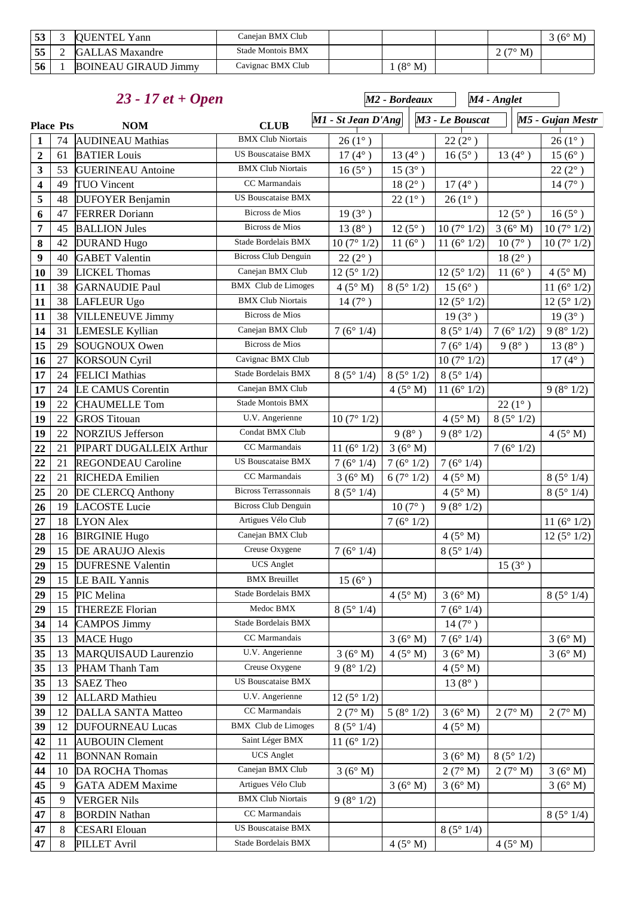| 53 | 3 | QUENTEL Yann | Canejan BMX Club | | | | | 3 (6° M) |
|---|---|---|---|---|---|---|---|---|
| 55 | 2 | GALLAS Maxandre | Stade Montois BMX | | | | 2 (7° M) | |
| 56 | 1 | BOINEAU GIRAUD Jimmy | Cavignac BMX Club | | 1 (8° M) | | | |

## *23 - 17 et + Open*

| Place | Pts | NOM | CLUB | M1 - St Jean D'Ang | M2 - Bordeaux | M3 - Le Bouscat | M4 - Anglet | M5 - Gujan Mestr |
|---|---|---|---|---|---|---|---|---|
| 1 | 74 | AUDINEAU Mathias | BMX Club Niortais | 26 (1° ) | | 22 (2° ) | | 26 (1° ) |
| 2 | 61 | BATIER Louis | US Bouscataise BMX | 17 (4° ) | 13 (4° ) | 16 (5° ) | 13 (4° ) | 15 (6° ) |
| 3 | 53 | GUERINEAU Antoine | BMX Club Niortais | 16 (5° ) | 15 (3° ) | | | 22 (2° ) |
| 4 | 49 | TUO Vincent | CC Marmandais | | 18 (2° ) | 17 (4° ) | | 14 (7° ) |
| 5 | 48 | DUFOYER Benjamin | US Bouscataise BMX | | 22 (1° ) | 26 (1° ) | | |
| 6 | 47 | FERRER Doriann | Bicross de Mios | 19 (3° ) | | | 12 (5° ) | 16 (5° ) |
| 7 | 45 | BALLION Jules | Bicross de Mios | 13 (8° ) | 12 (5° ) | 10 (7° 1/2) | 3 (6° M) | 10 (7° 1/2) |
| 8 | 42 | DURAND Hugo | Stade Bordelais BMX | 10 (7° 1/2) | 11 (6° ) | 11 (6° 1/2) | 10 (7° ) | 10 (7° 1/2) |
| 9 | 40 | GABET Valentin | Bicross Club Denguin | 22 (2° ) | | | 18 (2° ) | |
| 10 | 39 | LICKEL Thomas | Canejan BMX Club | 12 (5° 1/2) | | 12 (5° 1/2) | 11 (6° ) | 4 (5° M) |
| 11 | 38 | GARNAUDIE Paul | BMX Club de Limoges | 4 (5° M) | 8 (5° 1/2) | 15 (6° ) | | 11 (6° 1/2) |
| 11 | 38 | LAFLEUR Ugo | BMX Club Niortais | 14 (7° ) | | 12 (5° 1/2) | | 12 (5° 1/2) |
| 11 | 38 | VILLENEUVE Jimmy | Bicross de Mios | | | 19 (3° ) | | 19 (3° ) |
| 14 | 31 | LEMESLE Kyllian | Canejan BMX Club | 7 (6° 1/4) | | 8 (5° 1/4) | 7 (6° 1/2) | 9 (8° 1/2) |
| 15 | 29 | SOUGNOUX Owen | Bicross de Mios | | | 7 (6° 1/4) | 9 (8° ) | 13 (8° ) |
| 16 | 27 | KORSOUN Cyril | Cavignac BMX Club | | | 10 (7° 1/2) | | 17 (4° ) |
| 17 | 24 | FELICI Mathias | Stade Bordelais BMX | 8 (5° 1/4) | 8 (5° 1/2) | 8 (5° 1/4) | | |
| 17 | 24 | LE CAMUS Corentin | Canejan BMX Club | | 4 (5° M) | 11 (6° 1/2) | | 9 (8° 1/2) |
| 19 | 22 | CHAUMELLE Tom | Stade Montois BMX | | | | 22 (1° ) | |
| 19 | 22 | GROS Titouan | U.V. Angerienne | 10 (7° 1/2) | | 4 (5° M) | 8 (5° 1/2) | |
| 19 | 22 | NORZIUS Jefferson | Condat BMX Club | | 9 (8° ) | 9 (8° 1/2) | | 4 (5° M) |
| 22 | 21 | PIPART DUGALLEIX Arthur | CC Marmandais | 11 (6° 1/2) | 3 (6° M) | | 7 (6° 1/2) | |
| 22 | 21 | REGONDEAU Caroline | US Bouscataise BMX | 7 (6° 1/4) | 7 (6° 1/2) | 7 (6° 1/4) | | |
| 22 | 21 | RICHEDA Emilien | CC Marmandais | 3 (6° M) | 6 (7° 1/2) | 4 (5° M) | | 8 (5° 1/4) |
| 25 | 20 | DE CLERCQ Anthony | Bicross Terrassonnais | 8 (5° 1/4) | | 4 (5° M) | | 8 (5° 1/4) |
| 26 | 19 | LACOSTE Lucie | Bicross Club Denguin | | 10 (7° ) | 9 (8° 1/2) | | |
| 27 | 18 | LYON Alex | Artigues Vélo Club | | 7 (6° 1/2) | | | 11 (6° 1/2) |
| 28 | 16 | BIRGINIE Hugo | Canejan BMX Club | | | 4 (5° M) | | 12 (5° 1/2) |
| 29 | 15 | DE ARAUJO Alexis | Creuse Oxygene | 7 (6° 1/4) | | 8 (5° 1/4) | | |
| 29 | 15 | DUFRESNE Valentin | UCS Anglet | | | | 15 (3° ) | |
| 29 | 15 | LE BAIL Yannis | BMX Breuillet | 15 (6° ) | | | | |
| 29 | 15 | PIC Melina | Stade Bordelais BMX | | 4 (5° M) | 3 (6° M) | | 8 (5° 1/4) |
| 29 | 15 | THEREZE Florian | Medoc BMX | 8 (5° 1/4) | | 7 (6° 1/4) | | |
| 34 | 14 | CAMPOS Jimmy | Stade Bordelais BMX | | | 14 (7° ) | | |
| 35 | 13 | MACE Hugo | CC Marmandais | | 3 (6° M) | 7 (6° 1/4) | | 3 (6° M) |
| 35 | 13 | MARQUISAUD Laurenzio | U.V. Angerienne | 3 (6° M) | 4 (5° M) | 3 (6° M) | | 3 (6° M) |
| 35 | 13 | PHAM Thanh Tam | Creuse Oxygene | 9 (8° 1/2) | | 4 (5° M) | | |
| 35 | 13 | SAEZ Theo | US Bouscataise BMX | | | 13 (8° ) | | |
| 39 | 12 | ALLARD Mathieu | U.V. Angerienne | 12 (5° 1/2) | | | | |
| 39 | 12 | DALLA SANTA Matteo | CC Marmandais | 2 (7° M) | 5 (8° 1/2) | 3 (6° M) | 2 (7° M) | 2 (7° M) |
| 39 | 12 | DUFOURNEAU Lucas | BMX Club de Limoges | 8 (5° 1/4) | | 4 (5° M) | | |
| 42 | 11 | AUBOUIN Clement | Saint Léger BMX | 11 (6° 1/2) | | | | |
| 42 | 11 | BONNAN Romain | UCS Anglet | | | 3 (6° M) | 8 (5° 1/2) | |
| 44 | 10 | DA ROCHA Thomas | Canejan BMX Club | 3 (6° M) | | 2 (7° M) | 2 (7° M) | 3 (6° M) |
| 45 | 9 | GATA ADEM Maxime | Artigues Vélo Club | | 3 (6° M) | 3 (6° M) | | 3 (6° M) |
| 45 | 9 | VERGER Nils | BMX Club Niortais | 9 (8° 1/2) | | | | |
| 47 | 8 | BORDIN Nathan | CC Marmandais | | | | | 8 (5° 1/4) |
| 47 | 8 | CESARI Elouan | US Bouscataise BMX | | | 8 (5° 1/4) | | |
| 47 | 8 | PILLET Avril | Stade Bordelais BMX | | 4 (5° M) | | 4 (5° M) | |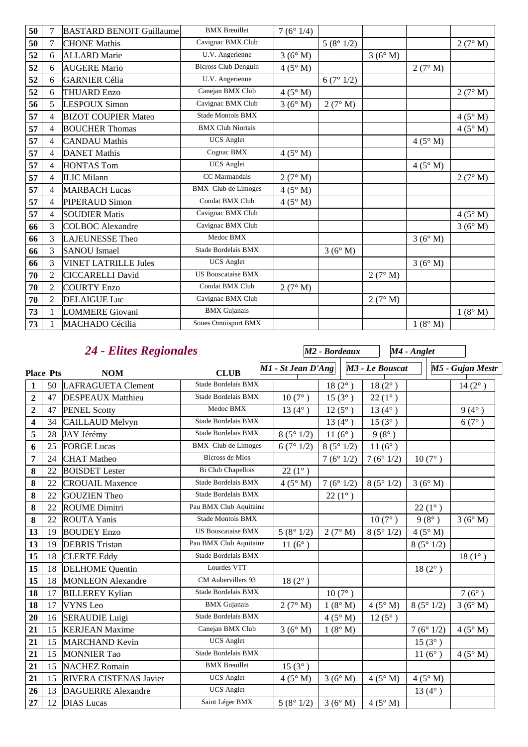| 50 | 7 | BASTARD BENOIT Guillaume | BMX Breuillet | 7 (6° 1/4) | | | | |
|---|---|---|---|---|---|---|---|---|
| 50 | 7 | CHONE Mathis | Cavignac BMX Club | | 5 (8° 1/2) | | | 2 (7° M) |
| 52 | 6 | ALLARD Marie | U.V. Angerienne | 3 (6° M) | | 3 (6° M) | | |
| 52 | 6 | AUGERE Mario | Bicross Club Denguin | 4 (5° M) | | | 2 (7° M) | |
| 52 | 6 | GARNIER Célia | U.V. Angerienne | | 6 (7° 1/2) | | | |
| 52 | 6 | THUARD Enzo | Canejan BMX Club | 4 (5° M) | | | | 2 (7° M) |
| 56 | 5 | LESPOUX Simon | Cavignac BMX Club | 3 (6° M) | 2 (7° M) | | | |
| 57 | 4 | BIZOT COUPIER Mateo | Stade Montois BMX | | | | | 4 (5° M) |
| 57 | 4 | BOUCHER Thomas | BMX Club Niortais | | | | | 4 (5° M) |
| 57 | 4 | CANDAU Mathis | UCS Anglet | | | | 4 (5° M) | |
| 57 | 4 | DANET Mathis | Cognac BMX | 4 (5° M) | | | | |
| 57 | 4 | HONTAS Tom | UCS Anglet | | | | 4 (5° M) | |
| 57 | 4 | ILIC Milann | CC Marmandais | 2 (7° M) | | | | 2 (7° M) |
| 57 | 4 | MARBACH Lucas | BMX Club de Limoges | 4 (5° M) | | | | |
| 57 | 4 | PIPERAUD Simon | Condat BMX Club | 4 (5° M) | | | | |
| 57 | 4 | SOUDIER Matis | Cavignac BMX Club | | | | | 4 (5° M) |
| 66 | 3 | COLBOC Alexandre | Cavignac BMX Club | | | | | 3 (6° M) |
| 66 | 3 | LAJEUNESSE Theo | Medoc BMX | | | | 3 (6° M) | |
| 66 | 3 | SANOU Ismael | Stade Bordelais BMX | | 3 (6° M) | | | |
| 66 | 3 | VINET LATRILLE Jules | UCS Anglet | | | | 3 (6° M) | |
| 70 | 2 | CICCARELLI David | US Bouscataise BMX | | | 2 (7° M) | | |
| 70 | 2 | COURTY Enzo | Condat BMX Club | 2 (7° M) | | | | |
| 70 | 2 | DELAIGUE Luc | Cavignac BMX Club | | | 2 (7° M) | | |
| 73 | 1 | LOMMERE Giovani | BMX Gujanais | | | | | 1 (8° M) |
| 73 | 1 | MACHADO Cécilia | Soues Omnisport BMX | | | | 1 (8° M) | |

## *24 - Elites Regionales*

| Place | Pts | NOM | CLUB | *M1 - St Jean D'Ang* | *M2 - Bordeaux* | *M3 - Le Bouscat* | *M4 - Anglet* | *M5 - Gujan Mestr* |
|---|---|---|---|---|---|---|---|---|
| 1 | 50 | LAFRAGUETA Clement | Stade Bordelais BMX | | 18 (2° ) | 18 (2° ) | | 14 (2° ) |
| 2 | 47 | DESPEAUX Matthieu | Stade Bordelais BMX | 10 (7° ) | 15 (3° ) | 22 (1° ) | | |
| 2 | 47 | PENEL Scotty | Medoc BMX | 13 (4° ) | 12 (5° ) | 13 (4° ) | | 9 (4° ) |
| 4 | 34 | CAILLAUD Melvyn | Stade Bordelais BMX | | 13 (4° ) | 15 (3° ) | | 6 (7° ) |
| 5 | 28 | JAY Jérémy | Stade Bordelais BMX | 8 (5° 1/2) | 11 (6° ) | 9 (8° ) | | |
| 6 | 25 | FORGE Lucas | BMX Club de Limoges | 6 (7° 1/2) | 8 (5° 1/2) | 11 (6° ) | | |
| 7 | 24 | CHAT Matheo | Bicross de Mios | | 7 (6° 1/2) | 7 (6° 1/2) | 10 (7° ) | |
| 8 | 22 | BOISDET Lester | Bi Club Chapellois | 22 (1° ) | | | | |
| 8 | 22 | CROUAIL Maxence | Stade Bordelais BMX | 4 (5° M) | 7 (6° 1/2) | 8 (5° 1/2) | 3 (6° M) | |
| 8 | 22 | GOUZIEN Theo | Stade Bordelais BMX | | 22 (1° ) | | | |
| 8 | 22 | ROUME Dimitri | Pau BMX Club Aquitaine | | | | 22 (1° ) | |
| 8 | 22 | ROUTA Yanis | Stade Montois BMX | | | 10 (7° ) | 9 (8° ) | 3 (6° M) |
| 13 | 19 | BOUDEY Enzo | US Bouscataise BMX | 5 (8° 1/2) | 2 (7° M) | 8 (5° 1/2) | 4 (5° M) | |
| 13 | 19 | DEBRIS Tristan | Pau BMX Club Aquitaine | 11 (6° ) | | | 8 (5° 1/2) | |
| 15 | 18 | CLERTE Eddy | Stade Bordelais BMX | | | | | 18 (1° ) |
| 15 | 18 | DELHOME Quentin | Lourdes VTT | | | | 18 (2° ) | |
| 15 | 18 | MONLEON Alexandre | CM Aubervillers 93 | 18 (2° ) | | | | |
| 18 | 17 | BILLEREY Kylian | Stade Bordelais BMX | | 10 (7° ) | | | 7 (6° ) |
| 18 | 17 | VYNS Leo | BMX Gujanais | 2 (7° M) | 1 (8° M) | 4 (5° M) | 8 (5° 1/2) | 3 (6° M) |
| 20 | 16 | SERAUDIE Luigi | Stade Bordelais BMX | | 4 (5° M) | 12 (5° ) | | |
| 21 | 15 | KERJEAN Maxime | Canejan BMX Club | 3 (6° M) | 1 (8° M) | | 7 (6° 1/2) | 4 (5° M) |
| 21 | 15 | MARCHAND Kevin | UCS Anglet | | | | 15 (3° ) | |
| 21 | 15 | MONNIER Tao | Stade Bordelais BMX | | | | 11 (6° ) | 4 (5° M) |
| 21 | 15 | NACHEZ Romain | BMX Breuillet | 15 (3° ) | | | | |
| 21 | 15 | RIVERA CISTENAS Javier | UCS Anglet | 4 (5° M) | 3 (6° M) | 4 (5° M) | 4 (5° M) | |
| 26 | 13 | DAGUERRE Alexandre | UCS Anglet | | | | 13 (4° ) | |
| 27 | 12 | DIAS Lucas | Saint Léger BMX | 5 (8° 1/2) | 3 (6° M) | 4 (5° M) | | |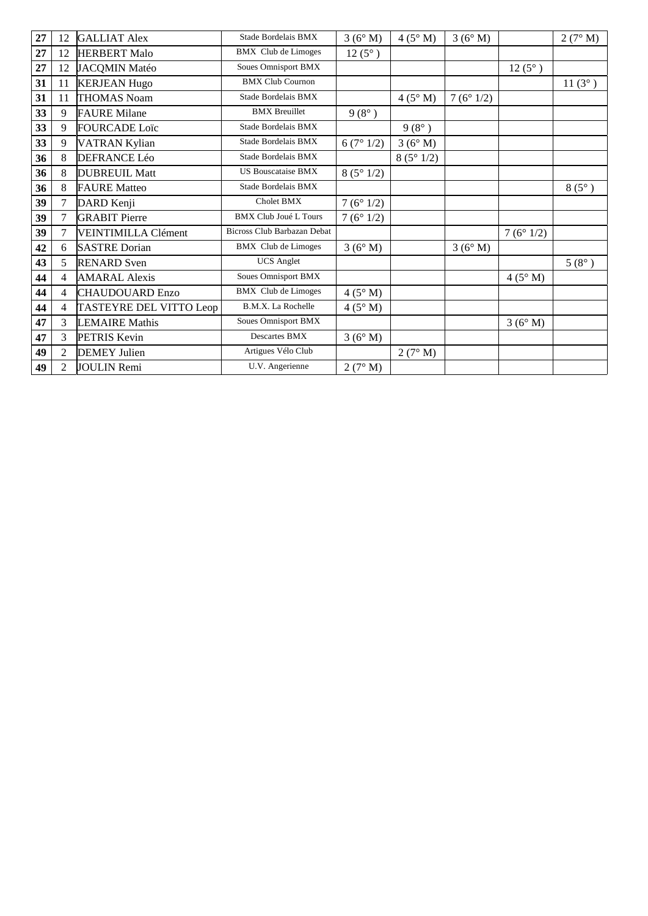| | | | | | | | | |
|---|---|---|---|---|---|---|---|---|
| **27** | 12 | GALLIAT Alex | Stade Bordelais BMX | 3 (6° M) | 4 (5° M) | 3 (6° M) | | 2 (7° M) |
| **27** | 12 | HERBERT Malo | BMX Club de Limoges | 12 (5° ) | | | | |
| **27** | 12 | JACQMIN Matéo | Soues Omnisport BMX | | | | 12 (5° ) | |
| **31** | 11 | KERJEAN Hugo | BMX Club Cournon | | | | | 11 (3° ) |
| **31** | 11 | THOMAS Noam | Stade Bordelais BMX | | 4 (5° M) | 7 (6° 1/2) | | |
| **33** | 9 | FAURE Milane | BMX Breuillet | 9 (8° ) | | | | |
| **33** | 9 | FOURCADE Loïc | Stade Bordelais BMX | | 9 (8° ) | | | |
| **33** | 9 | VATRAN Kylian | Stade Bordelais BMX | 6 (7° 1/2) | 3 (6° M) | | | |
| **36** | 8 | DEFRANCE Léo | Stade Bordelais BMX | | 8 (5° 1/2) | | | |
| **36** | 8 | DUBREUIL Matt | US Bouscataise BMX | 8 (5° 1/2) | | | | |
| **36** | 8 | FAURE Matteo | Stade Bordelais BMX | | | | | 8 (5° ) |
| **39** | 7 | DARD Kenji | Cholet BMX | 7 (6° 1/2) | | | | |
| **39** | 7 | GRABIT Pierre | BMX Club Joué L Tours | 7 (6° 1/2) | | | | |
| **39** | 7 | VEINTIMILLA Clément | Bicross Club Barbazan Debat | | | | 7 (6° 1/2) | |
| **42** | 6 | SASTRE Dorian | BMX Club de Limoges | 3 (6° M) | | 3 (6° M) | | |
| **43** | 5 | RENARD Sven | UCS Anglet | | | | | 5 (8° ) |
| **44** | 4 | AMARAL Alexis | Soues Omnisport BMX | | | | 4 (5° M) | |
| **44** | 4 | CHAUDOUARD Enzo | BMX Club de Limoges | 4 (5° M) | | | | |
| **44** | 4 | TASTEYRE DEL VITTO Leop | B.M.X. La Rochelle | 4 (5° M) | | | | |
| **47** | 3 | LEMAIRE Mathis | Soues Omnisport BMX | | | | 3 (6° M) | |
| **47** | 3 | PETRIS Kevin | Descartes BMX | 3 (6° M) | | | | |
| **49** | 2 | DEMEY Julien | Artigues Vélo Club | | 2 (7° M) | | | |
| **49** | 2 | JOULIN Remi | U.V. Angerienne | 2 (7° M) | | | | |